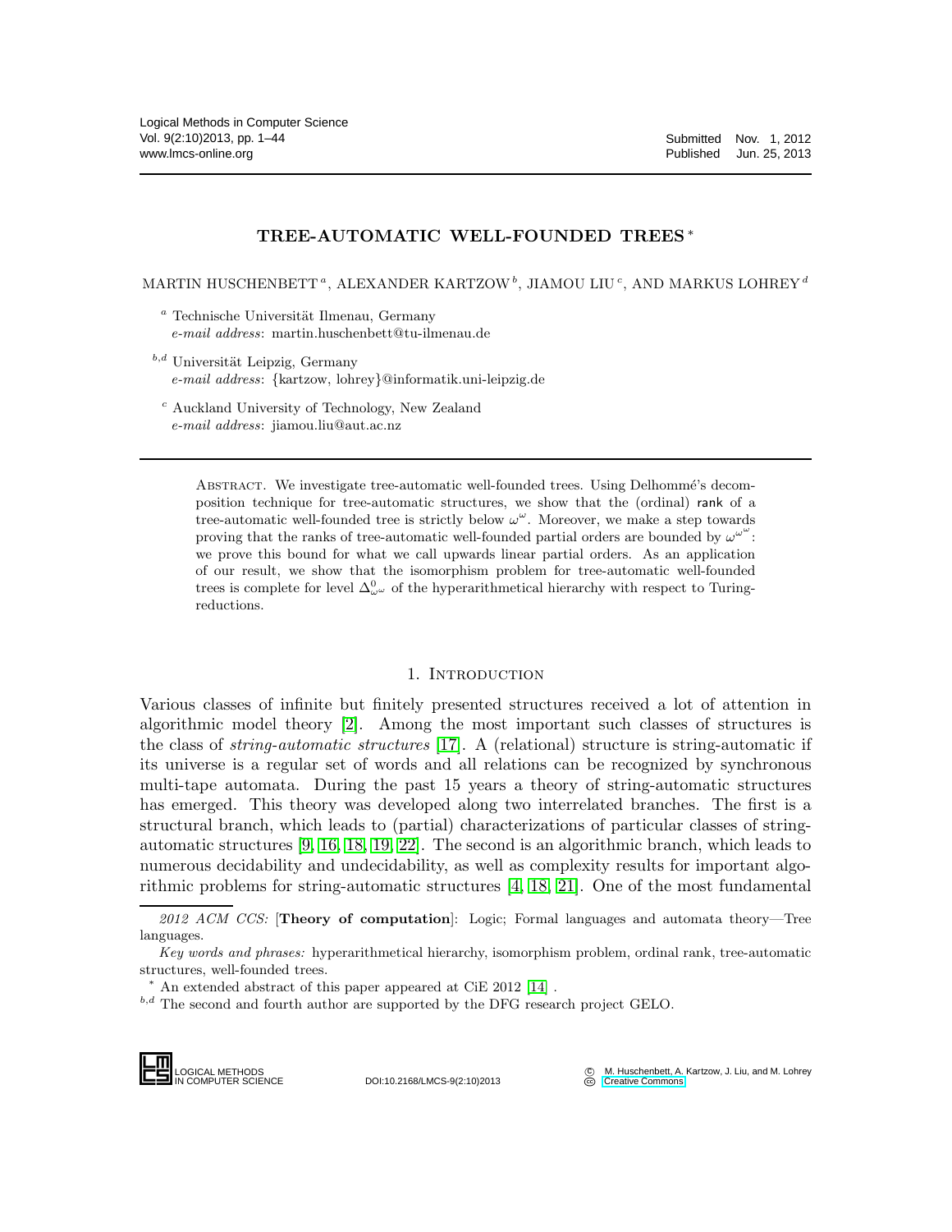# TREE-AUTOMATIC WELL-FOUNDED TREES *

MARTIN HUSCHENBETT [a], ALEXANDER KARTZOW [b], JIAMOU LIU [c], AND MARKUS LOHREY [d]

[a] Technische Universität Ilmenau, Germany
*e-mail address*: martin.huschenbett@tu-ilmenau.de

[b,d] Universität Leipzig, Germany
*e-mail address*: {kartzow, lohrey}@informatik.uni-leipzig.de

[c] Auckland University of Technology, New Zealand
*e-mail address*: jiamou.liu@aut.ac.nz

Abstract. We investigate tree-automatic well-founded trees. Using Delhommé's decomposition technique for tree-automatic structures, we show that the (ordinal) rank of a tree-automatic well-founded tree is strictly below $\omega^\omega$. Moreover, we make a step towards proving that the ranks of tree-automatic well-founded partial orders are bounded by $\omega^{\omega^\omega}$: we prove this bound for what we call upwards linear partial orders. As an application of our result, we show that the isomorphism problem for tree-automatic well-founded trees is complete for level $\Delta^0_{\omega^\omega}$ of the hyperarithmetical hierarchy with respect to Turing-reductions.

## 1. Introduction

Various classes of infinite but finitely presented structures received a lot of attention in algorithmic model theory [2]. Among the most important such classes of structures is the class of *string-automatic structures* [17]. A (relational) structure is string-automatic if its universe is a regular set of words and all relations can be recognized by synchronous multi-tape automata. During the past 15 years a theory of string-automatic structures has emerged. This theory was developed along two interrelated branches. The first is a structural branch, which leads to (partial) characterizations of particular classes of string-automatic structures [9, 16, 18, 19, 22]. The second is an algorithmic branch, which leads to numerous decidability and undecidability, as well as complexity results for important algorithmic problems for string-automatic structures [4, 18, 21]. One of the most fundamental

---

*2012 ACM CCS:* [**Theory of computation**]: Logic; Formal languages and automata theory—Tree languages.

*Key words and phrases:* hyperarithmetical hierarchy, isomorphism problem, ordinal rank, tree-automatic structures, well-founded trees.

\* An extended abstract of this paper appeared at CiE 2012 [14] .

[b,d] The second and fourth author are supported by the DFG research project GELO.

DOI:10.2168/LMCS-9(2:10)2013

© M. Huschenbett, A. Kartzow, J. Liu, and M. Lohrey
Creative Commons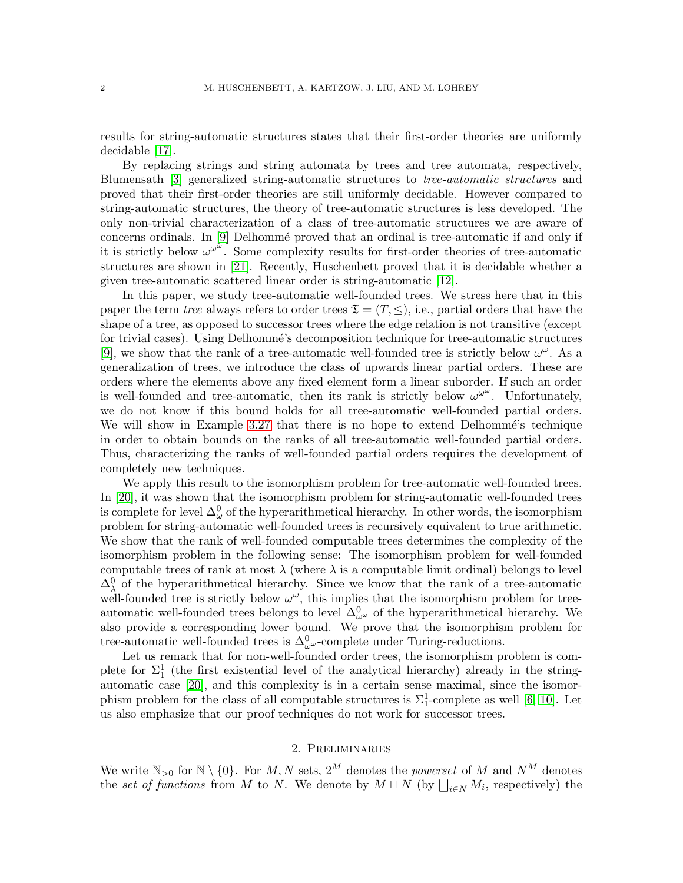results for string-automatic structures states that their first-order theories are uniformly decidable [17].

By replacing strings and string automata by trees and tree automata, respectively, Blumensath [3] generalized string-automatic structures to *tree-automatic structures* and proved that their first-order theories are still uniformly decidable. However compared to string-automatic structures, the theory of tree-automatic structures is less developed. The only non-trivial characterization of a class of tree-automatic structures we are aware of concerns ordinals. In [9] Delhommé proved that an ordinal is tree-automatic if and only if it is strictly below $\omega^{\omega^\omega}$. Some complexity results for first-order theories of tree-automatic structures are shown in [21]. Recently, Huschenbett proved that it is decidable whether a given tree-automatic scattered linear order is string-automatic [12].

In this paper, we study tree-automatic well-founded trees. We stress here that in this paper the term *tree* always refers to order trees $\mathfrak{T} = (T, \leq)$, i.e., partial orders that have the shape of a tree, as opposed to successor trees where the edge relation is not transitive (except for trivial cases). Using Delhommé's decomposition technique for tree-automatic structures [9], we show that the rank of a tree-automatic well-founded tree is strictly below $\omega^\omega$. As a generalization of trees, we introduce the class of upwards linear partial orders. These are orders where the elements above any fixed element form a linear suborder. If such an order is well-founded and tree-automatic, then its rank is strictly below $\omega^{\omega^\omega}$. Unfortunately, we do not know if this bound holds for all tree-automatic well-founded partial orders. We will show in Example 3.27 that there is no hope to extend Delhommé's technique in order to obtain bounds on the ranks of all tree-automatic well-founded partial orders. Thus, characterizing the ranks of well-founded partial orders requires the development of completely new techniques.

We apply this result to the isomorphism problem for tree-automatic well-founded trees. In [20], it was shown that the isomorphism problem for string-automatic well-founded trees is complete for level $\Delta^0_\omega$ of the hyperarithmetical hierarchy. In other words, the isomorphism problem for string-automatic well-founded trees is recursively equivalent to true arithmetic. We show that the rank of well-founded computable trees determines the complexity of the isomorphism problem in the following sense: The isomorphism problem for well-founded computable trees of rank at most $\lambda$ (where $\lambda$ is a computable limit ordinal) belongs to level $\Delta^0_\lambda$ of the hyperarithmetical hierarchy. Since we know that the rank of a tree-automatic well-founded tree is strictly below $\omega^\omega$, this implies that the isomorphism problem for tree-automatic well-founded trees belongs to level $\Delta^0_{\omega^\omega}$ of the hyperarithmetical hierarchy. We also provide a corresponding lower bound. We prove that the isomorphism problem for tree-automatic well-founded trees is $\Delta^0_{\omega^\omega}$-complete under Turing-reductions.

Let us remark that for non-well-founded order trees, the isomorphism problem is complete for $\Sigma^1_1$ (the first existential level of the analytical hierarchy) already in the string-automatic case [20], and this complexity is in a certain sense maximal, since the isomorphism problem for the class of all computable structures is $\Sigma^1_1$-complete as well [6, 10]. Let us also emphasize that our proof techniques do not work for successor trees.

## 2. Preliminaries

We write $\mathbb{N}_{>0}$ for $\mathbb{N} \setminus \{0\}$. For $M, N$ sets, $2^M$ denotes the *powerset* of $M$ and $N^M$ denotes the *set of functions* from $M$ to $N$. We denote by $M \sqcup N$ (by $\bigsqcup_{i \in N} M_i$, respectively) the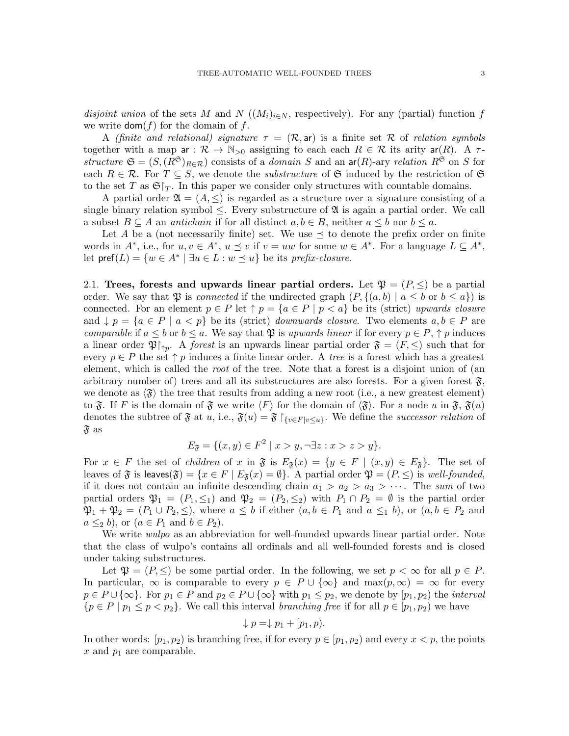*disjoint union* of the sets $M$ and $N$ ($(M_i)_{i \in N}$, respectively). For any (partial) function $f$ we write $\mathsf{dom}(f)$ for the domain of $f$.

A *(finite and relational) signature* $\tau = (\mathcal{R}, \mathsf{ar})$ is a finite set $\mathcal{R}$ of *relation symbols* together with a map $\mathsf{ar} : \mathcal{R} \to \mathbb{N}_{>0}$ assigning to each each $R \in \mathcal{R}$ its arity $\mathsf{ar}(R)$. A $\tau$-*structure* $\mathfrak{S} = (S, (R^{\mathfrak{S}})_{R \in \mathcal{R}})$ consists of a *domain* $S$ and an $\mathsf{ar}(R)$-ary *relation* $R^{\mathfrak{S}}$ on $S$ for each $R \in \mathcal{R}$. For $T \subseteq S$, we denote the *substructure* of $\mathfrak{S}$ induced by the restriction of $\mathfrak{S}$ to the set $T$ as $\mathfrak{S}{\restriction_T}$. In this paper we consider only structures with countable domains.

A partial order $\mathfrak{A} = (A, \leq)$ is regarded as a structure over a signature consisting of a single binary relation symbol $\leq$. Every substructure of $\mathfrak{A}$ is again a partial order. We call a subset $B \subseteq A$ an *antichain* if for all distinct $a, b \in B$, neither $a \leq b$ nor $b \leq a$.

Let $A$ be a (not necessarily finite) set. We use $\preceq$ to denote the prefix order on finite words in $A^*$, i.e., for $u, v \in A^*$, $u \preceq v$ if $v = uw$ for some $w \in A^*$. For a language $L \subseteq A^*$, let $\mathsf{pref}(L) = \{w \in A^* \mid \exists u \in L : w \preceq u\}$ be its *prefix-closure*.

2.1. **Trees, forests and upwards linear partial orders.** Let $\mathfrak{P} = (P, \leq)$ be a partial order. We say that $\mathfrak{P}$ is *connected* if the undirected graph $(P, \{(a, b) \mid a \leq b \text{ or } b \leq a\})$ is connected. For an element $p \in P$ let $\uparrow p = \{a \in P \mid p < a\}$ be its (strict) *upwards closure* and $\downarrow p = \{a \in P \mid a < p\}$ be its (strict) *downwards closure*. Two elements $a, b \in P$ are *comparable* if $a \leq b$ or $b \leq a$. We say that $\mathfrak{P}$ is *upwards linear* if for every $p \in P$, $\uparrow p$ induces a linear order $\mathfrak{P}{\restriction_{\uparrow p}}$. A *forest* is an upwards linear partial order $\mathfrak{F} = (F, \leq)$ such that for every $p \in P$ the set $\uparrow p$ induces a finite linear order. A *tree* is a forest which has a greatest element, which is called the *root* of the tree. Note that a forest is a disjoint union of (an arbitrary number of) trees and all its substructures are also forests. For a given forest $\mathfrak{F}$, we denote as $\langle \mathfrak{F} \rangle$ the tree that results from adding a new root (i.e., a new greatest element) to $\mathfrak{F}$. If $F$ is the domain of $\mathfrak{F}$ we write $\langle F \rangle$ for the domain of $\langle \mathfrak{F} \rangle$. For a node $u$ in $\mathfrak{F}$, $\mathfrak{F}(u)$ denotes the subtree of $\mathfrak{F}$ at $u$, i.e., $\mathfrak{F}(u) = \mathfrak{F}{\restriction_{\{v \in F \mid v \leq u\}}}$. We define the *successor relation* of $\mathfrak{F}$ as

$$E_{\mathfrak{F}} = \{(x, y) \in F^2 \mid x > y, \neg\exists z : x > z > y\}.$$

For $x \in F$ the set of *children* of $x$ in $\mathfrak{F}$ is $E_{\mathfrak{F}}(x) = \{y \in F \mid (x, y) \in E_{\mathfrak{F}}\}$. The set of leaves of $\mathfrak{F}$ is $\mathsf{leaves}(\mathfrak{F}) = \{x \in F \mid E_{\mathfrak{F}}(x) = \emptyset\}$. A partial order $\mathfrak{P} = (P, \leq)$ is *well-founded*, if it does not contain an infinite descending chain $a_1 > a_2 > a_3 > \cdots$. The *sum* of two partial orders $\mathfrak{P}_1 = (P_1, \leq_1)$ and $\mathfrak{P}_2 = (P_2, \leq_2)$ with $P_1 \cap P_2 = \emptyset$ is the partial order $\mathfrak{P}_1 + \mathfrak{P}_2 = (P_1 \cup P_2, \leq)$, where $a \leq b$ if either ($a, b \in P_1$ and $a \leq_1 b$), or ($a, b \in P_2$ and $a \leq_2 b$), or ($a \in P_1$ and $b \in P_2$).

We write *wulpo* as an abbreviation for well-founded upwards linear partial order. Note that the class of wulpo's contains all ordinals and all well-founded forests and is closed under taking substructures.

Let $\mathfrak{P} = (P, \leq)$ be some partial order. In the following, we set $p < \infty$ for all $p \in P$. In particular, $\infty$ is comparable to every $p \in P \cup \{\infty\}$ and $\max(p, \infty) = \infty$ for every $p \in P \cup \{\infty\}$. For $p_1 \in P$ and $p_2 \in P \cup \{\infty\}$ with $p_1 \leq p_2$, we denote by $[p_1, p_2)$ the *interval* $\{p \in P \mid p_1 \leq p < p_2\}$. We call this interval *branching free* if for all $p \in [p_1, p_2)$ we have

$$\downarrow p = \downarrow p_1 + [p_1, p).$$

In other words: $[p_1, p_2)$ is branching free, if for every $p \in [p_1, p_2)$ and every $x < p$, the points $x$ and $p_1$ are comparable.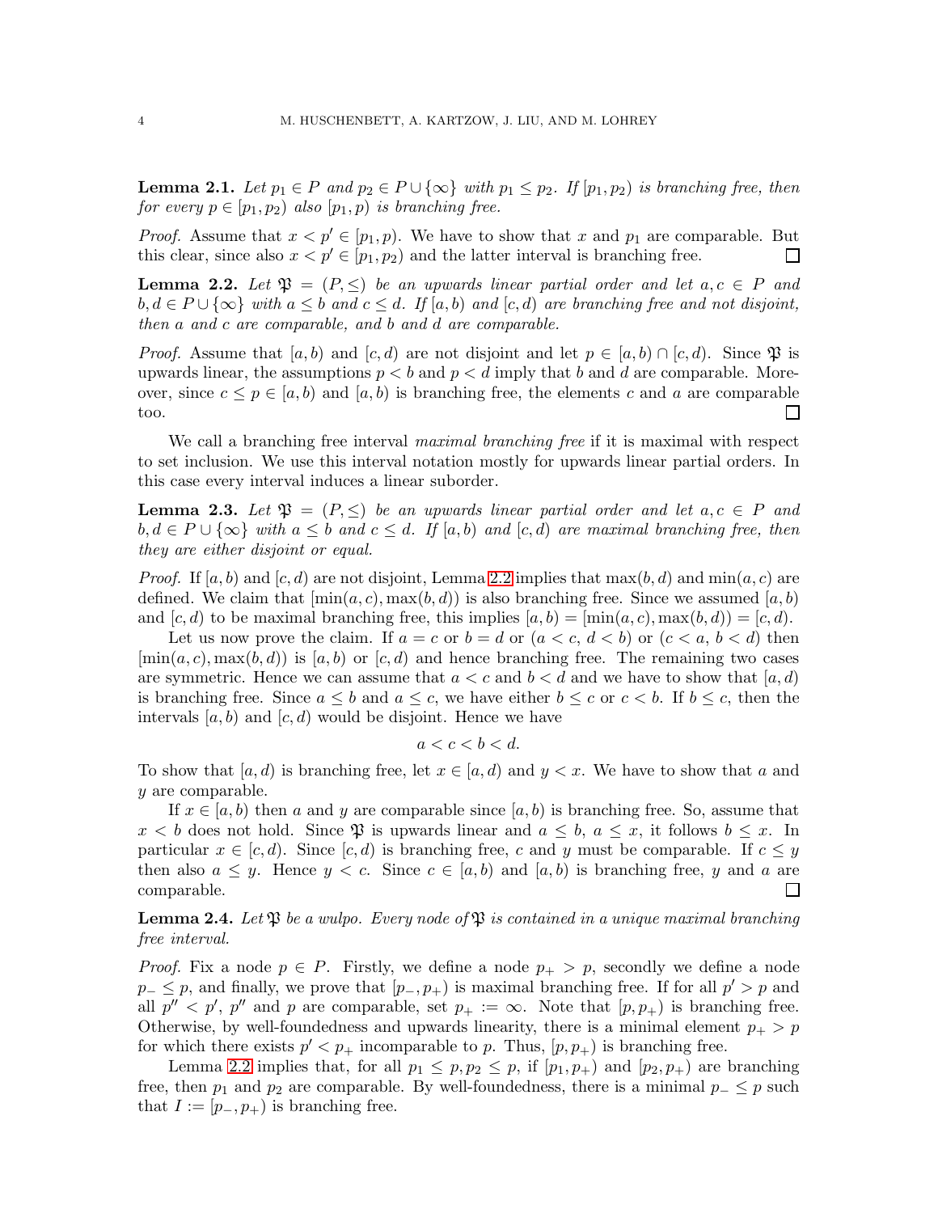**Lemma 2.1.** *Let $p_1 \in P$ and $p_2 \in P \cup \{\infty\}$ with $p_1 \le p_2$. If $[p_1, p_2)$ is branching free, then for every $p \in [p_1, p_2)$ also $[p_1, p)$ is branching free.*

*Proof.* Assume that $x < p' \in [p_1, p)$. We have to show that $x$ and $p_1$ are comparable. But this clear, since also $x < p' \in [p_1, p_2)$ and the latter interval is branching free. □

**Lemma 2.2.** *Let $\mathfrak{P} = (P, \le)$ be an upwards linear partial order and let $a, c \in P$ and $b, d \in P \cup \{\infty\}$ with $a \le b$ and $c \le d$. If $[a, b)$ and $[c, d)$ are branching free and not disjoint, then $a$ and $c$ are comparable, and $b$ and $d$ are comparable.*

*Proof.* Assume that $[a, b)$ and $[c, d)$ are not disjoint and let $p \in [a, b) \cap [c, d)$. Since $\mathfrak{P}$ is upwards linear, the assumptions $p < b$ and $p < d$ imply that $b$ and $d$ are comparable. Moreover, since $c \le p \in [a, b)$ and $[a, b)$ is branching free, the elements $c$ and $a$ are comparable too. □

We call a branching free interval *maximal branching free* if it is maximal with respect to set inclusion. We use this interval notation mostly for upwards linear partial orders. In this case every interval induces a linear suborder.

**Lemma 2.3.** *Let $\mathfrak{P} = (P, \le)$ be an upwards linear partial order and let $a, c \in P$ and $b, d \in P \cup \{\infty\}$ with $a \le b$ and $c \le d$. If $[a, b)$ and $[c, d)$ are maximal branching free, then they are either disjoint or equal.*

*Proof.* If $[a, b)$ and $[c, d)$ are not disjoint, Lemma 2.2 implies that $\max(b, d)$ and $\min(a, c)$ are defined. We claim that $[\min(a, c), \max(b, d))$ is also branching free. Since we assumed $[a, b)$ and $[c, d)$ to be maximal branching free, this implies $[a, b) = [\min(a, c), \max(b, d)) = [c, d)$.

Let us now prove the claim. If $a = c$ or $b = d$ or $(a < c,\ d < b)$ or $(c < a,\ b < d)$ then $[\min(a, c), \max(b, d))$ is $[a, b)$ or $[c, d)$ and hence branching free. The remaining two cases are symmetric. Hence we can assume that $a < c$ and $b < d$ and we have to show that $[a, d)$ is branching free. Since $a \le b$ and $a \le c$, we have either $b \le c$ or $c < b$. If $b \le c$, then the intervals $[a, b)$ and $[c, d)$ would be disjoint. Hence we have

$$a < c < b < d.$$

To show that $[a, d)$ is branching free, let $x \in [a, d)$ and $y < x$. We have to show that $a$ and $y$ are comparable.

If $x \in [a, b)$ then $a$ and $y$ are comparable since $[a, b)$ is branching free. So, assume that $x < b$ does not hold. Since $\mathfrak{P}$ is upwards linear and $a \le b$, $a \le x$, it follows $b \le x$. In particular $x \in [c, d)$. Since $[c, d)$ is branching free, $c$ and $y$ must be comparable. If $c \le y$ then also $a \le y$. Hence $y < c$. Since $c \in [a, b)$ and $[a, b)$ is branching free, $y$ and $a$ are comparable. □

**Lemma 2.4.** *Let $\mathfrak{P}$ be a wulpo. Every node of $\mathfrak{P}$ is contained in a unique maximal branching free interval.*

*Proof.* Fix a node $p \in P$. Firstly, we define a node $p_+ > p$, secondly we define a node $p_- \le p$, and finally, we prove that $[p_-, p_+)$ is maximal branching free. If for all $p' > p$ and all $p'' < p'$, $p''$ and $p$ are comparable, set $p_+ := \infty$. Note that $[p, p_+)$ is branching free. Otherwise, by well-foundedness and upwards linearity, there is a minimal element $p_+ > p$ for which there exists $p' < p_+$ incomparable to $p$. Thus, $[p, p_+)$ is branching free.

Lemma 2.2 implies that, for all $p_1 \le p, p_2 \le p$, if $[p_1, p_+)$ and $[p_2, p_+)$ are branching free, then $p_1$ and $p_2$ are comparable. By well-foundedness, there is a minimal $p_- \le p$ such that $I := [p_-, p_+)$ is branching free.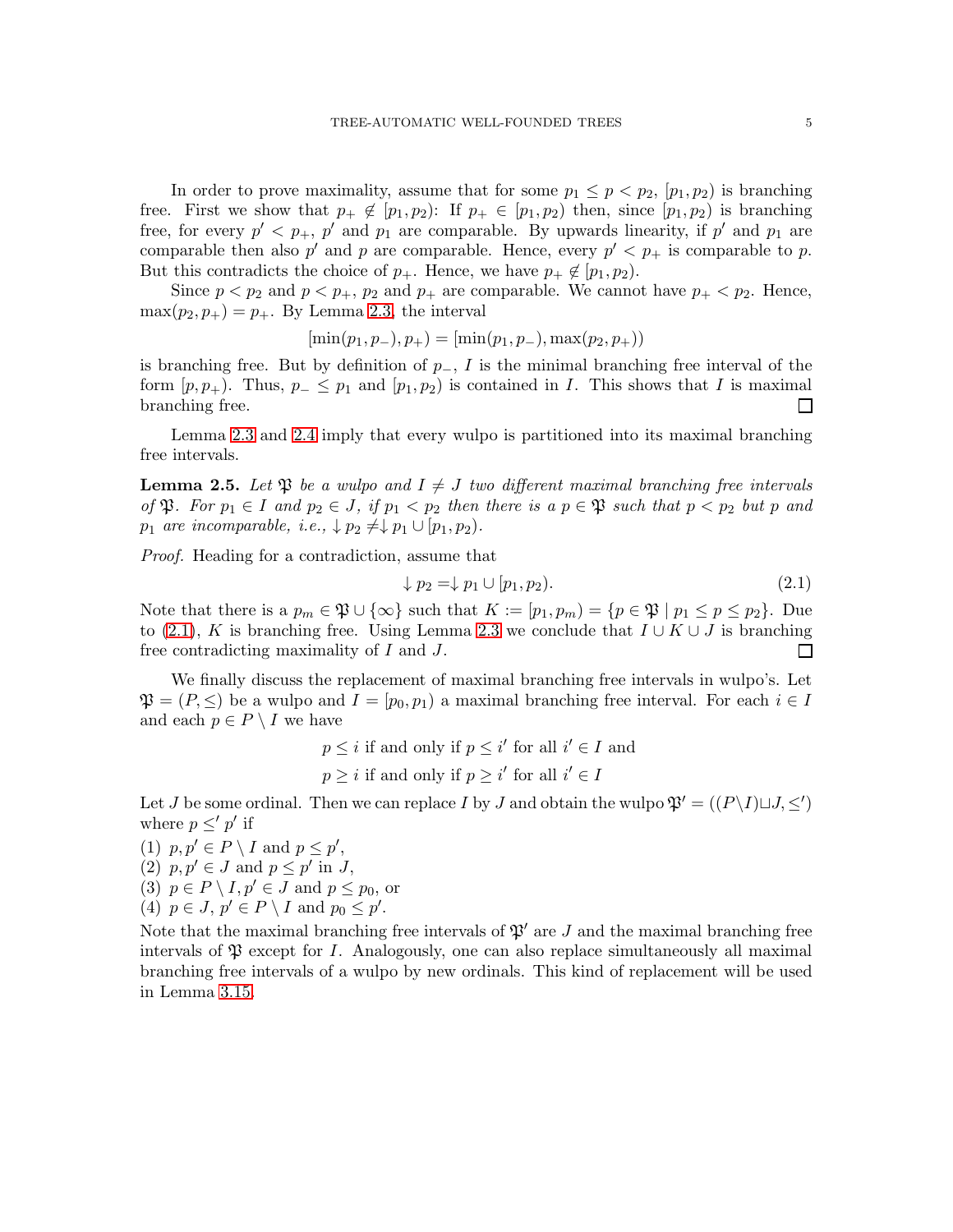In order to prove maximality, assume that for some $p_1 \leq p < p_2$, $[p_1, p_2)$ is branching free. First we show that $p_+ \notin [p_1, p_2)$: If $p_+ \in [p_1, p_2)$ then, since $[p_1, p_2)$ is branching free, for every $p' < p_+$, $p'$ and $p_1$ are comparable. By upwards linearity, if $p'$ and $p_1$ are comparable then also $p'$ and $p$ are comparable. Hence, every $p' < p_+$ is comparable to $p$. But this contradicts the choice of $p_+$. Hence, we have $p_+ \notin [p_1, p_2)$.

Since $p < p_2$ and $p < p_+$, $p_2$ and $p_+$ are comparable. We cannot have $p_+ < p_2$. Hence, $\max(p_2, p_+) = p_+$. By Lemma 2.3, the interval

$$[\min(p_1, p_-), p_+) = [\min(p_1, p_-), \max(p_2, p_+))$$

is branching free. But by definition of $p_-$, $I$ is the minimal branching free interval of the form $[p, p_+)$. Thus, $p_- \leq p_1$ and $[p_1, p_2)$ is contained in $I$. This shows that $I$ is maximal branching free. □

Lemma 2.3 and 2.4 imply that every wulpo is partitioned into its maximal branching free intervals.

**Lemma 2.5.** *Let $\mathfrak{P}$ be a wulpo and $I \neq J$ two different maximal branching free intervals of $\mathfrak{P}$. For $p_1 \in I$ and $p_2 \in J$, if $p_1 < p_2$ then there is a $p \in \mathfrak{P}$ such that $p < p_2$ but $p$ and $p_1$ are incomparable, i.e., $\downarrow p_2 \neq \downarrow p_1 \cup [p_1, p_2)$.*

*Proof.* Heading for a contradiction, assume that

$$\downarrow p_2 = \downarrow p_1 \cup [p_1, p_2). \tag{2.1}$$

Note that there is a $p_m \in \mathfrak{P} \cup \{\infty\}$ such that $K := [p_1, p_m) = \{p \in \mathfrak{P} \mid p_1 \leq p \leq p_2\}$. Due to (2.1), $K$ is branching free. Using Lemma 2.3 we conclude that $I \cup K \cup J$ is branching free contradicting maximality of $I$ and $J$. □

We finally discuss the replacement of maximal branching free intervals in wulpo's. Let $\mathfrak{P} = (P, \leq)$ be a wulpo and $I = [p_0, p_1)$ a maximal branching free interval. For each $i \in I$ and each $p \in P \setminus I$ we have

$$p \leq i \text{ if and only if } p \leq i' \text{ for all } i' \in I \text{ and}$$
$$p \geq i \text{ if and only if } p \geq i' \text{ for all } i' \in I$$

Let $J$ be some ordinal. Then we can replace $I$ by $J$ and obtain the wulpo $\mathfrak{P}' = ((P \setminus I) \sqcup J, \leq')$ where $p \leq' p'$ if

(1) $p, p' \in P \setminus I$ and $p \leq p'$,
(2) $p, p' \in J$ and $p \leq p'$ in $J$,
(3) $p \in P \setminus I, p' \in J$ and $p \leq p_0$, or
(4) $p \in J$, $p' \in P \setminus I$ and $p_0 \leq p'$.

Note that the maximal branching free intervals of $\mathfrak{P}'$ are $J$ and the maximal branching free intervals of $\mathfrak{P}$ except for $I$. Analogously, one can also replace simultaneously all maximal branching free intervals of a wulpo by new ordinals. This kind of replacement will be used in Lemma 3.15.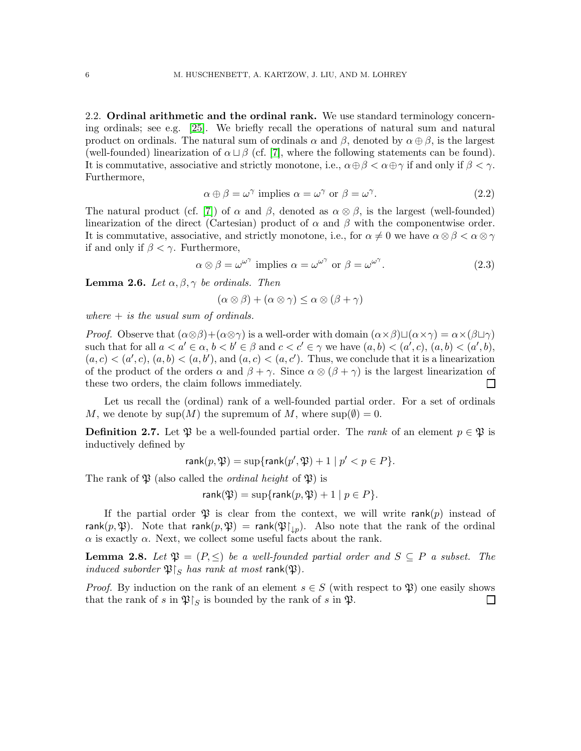### 2.2. Ordinal arithmetic and the ordinal rank.

We use standard terminology concerning ordinals; see e.g. [25]. We briefly recall the operations of natural sum and natural product on ordinals. The natural sum of ordinals $\alpha$ and $\beta$, denoted by $\alpha \oplus \beta$, is the largest (well-founded) linearization of $\alpha \sqcup \beta$ (cf. [7], where the following statements can be found). It is commutative, associative and strictly monotone, i.e., $\alpha \oplus \beta < \alpha \oplus \gamma$ if and only if $\beta < \gamma$. Furthermore,

$$\alpha \oplus \beta = \omega^{\gamma} \text{ implies } \alpha = \omega^{\gamma} \text{ or } \beta = \omega^{\gamma}. \tag{2.2}$$

The natural product (cf. [7]) of $\alpha$ and $\beta$, denoted as $\alpha \otimes \beta$, is the largest (well-founded) linearization of the direct (Cartesian) product of $\alpha$ and $\beta$ with the componentwise order. It is commutative, associative, and strictly monotone, i.e., for $\alpha \neq 0$ we have $\alpha \otimes \beta < \alpha \otimes \gamma$ if and only if $\beta < \gamma$. Furthermore,

$$\alpha \otimes \beta = \omega^{\omega^{\gamma}} \text{ implies } \alpha = \omega^{\omega^{\gamma}} \text{ or } \beta = \omega^{\omega^{\gamma}}. \tag{2.3}$$

**Lemma 2.6.** *Let $\alpha, \beta, \gamma$ be ordinals. Then*

$$(\alpha \otimes \beta) + (\alpha \otimes \gamma) \leq \alpha \otimes (\beta + \gamma)$$

*where $+$ is the usual sum of ordinals.*

*Proof.* Observe that $(\alpha \otimes \beta) + (\alpha \otimes \gamma)$ is a well-order with domain $(\alpha \times \beta) \sqcup (\alpha \times \gamma) = \alpha \times (\beta \sqcup \gamma)$ such that for all $a < a' \in \alpha$, $b < b' \in \beta$ and $c < c' \in \gamma$ we have $(a, b) < (a', c)$, $(a, b) < (a', b)$, $(a, c) < (a', c)$, $(a, b) < (a, b')$, and $(a, c) < (a, c')$. Thus, we conclude that it is a linearization of the product of the orders $\alpha$ and $\beta + \gamma$. Since $\alpha \otimes (\beta + \gamma)$ is the largest linearization of these two orders, the claim follows immediately. $\square$

Let us recall the (ordinal) rank of a well-founded partial order. For a set of ordinals $M$, we denote by $\sup(M)$ the supremum of $M$, where $\sup(\emptyset) = 0$.

**Definition 2.7.** Let $\mathfrak{P}$ be a well-founded partial order. The *rank* of an element $p \in \mathfrak{P}$ is inductively defined by

$$\mathsf{rank}(p, \mathfrak{P}) = \sup\{\mathsf{rank}(p', \mathfrak{P}) + 1 \mid p' < p \in P\}.$$

The rank of $\mathfrak{P}$ (also called the *ordinal height* of $\mathfrak{P}$) is

$$\mathsf{rank}(\mathfrak{P}) = \sup\{\mathsf{rank}(p, \mathfrak{P}) + 1 \mid p \in P\}.$$

If the partial order $\mathfrak{P}$ is clear from the context, we will write $\mathsf{rank}(p)$ instead of $\mathsf{rank}(p, \mathfrak{P})$. Note that $\mathsf{rank}(p, \mathfrak{P}) = \mathsf{rank}(\mathfrak{P}{\restriction_{\downarrow p}})$. Also note that the rank of the ordinal $\alpha$ is exactly $\alpha$. Next, we collect some useful facts about the rank.

**Lemma 2.8.** *Let $\mathfrak{P} = (P, \leq)$ be a well-founded partial order and $S \subseteq P$ a subset. The induced suborder $\mathfrak{P}{\restriction_S}$ has rank at most $\mathsf{rank}(\mathfrak{P})$.*

*Proof.* By induction on the rank of an element $s \in S$ (with respect to $\mathfrak{P}$) one easily shows that the rank of $s$ in $\mathfrak{P}{\restriction_S}$ is bounded by the rank of $s$ in $\mathfrak{P}$. $\square$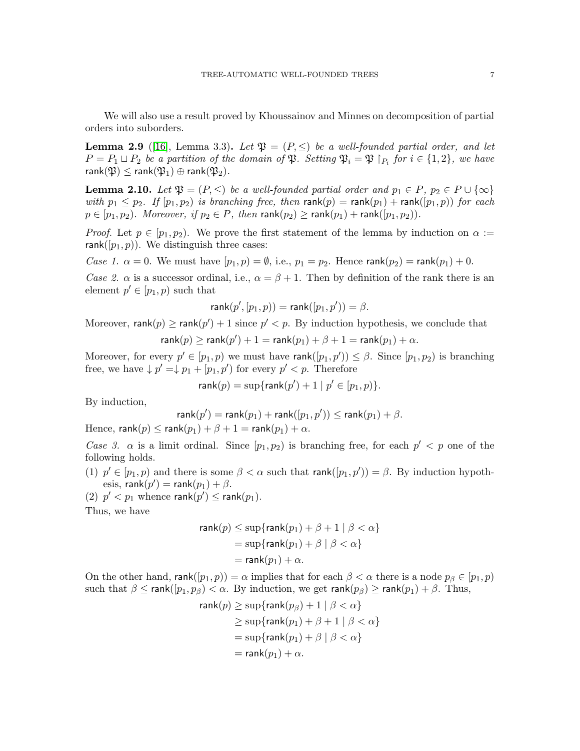We will also use a result proved by Khoussainov and Minnes on decomposition of partial orders into suborders.

**Lemma 2.9** ([16], Lemma 3.3)**.** *Let $\mathfrak{P} = (P, \leq)$ be a well-founded partial order, and let $P = P_1 \sqcup P_2$ be a partition of the domain of $\mathfrak{P}$. Setting $\mathfrak{P}_i = \mathfrak{P}\restriction_{P_i}$ for $i \in \{1, 2\}$, we have* $\mathsf{rank}(\mathfrak{P}) \leq \mathsf{rank}(\mathfrak{P}_1) \oplus \mathsf{rank}(\mathfrak{P}_2)$.

**Lemma 2.10.** *Let $\mathfrak{P} = (P, \leq)$ be a well-founded partial order and $p_1 \in P$, $p_2 \in P \cup \{\infty\}$ with $p_1 \leq p_2$. If $[p_1, p_2)$ is branching free, then $\mathsf{rank}(p) = \mathsf{rank}(p_1) + \mathsf{rank}([p_1, p))$ for each $p \in [p_1, p_2)$. Moreover, if $p_2 \in P$, then $\mathsf{rank}(p_2) \geq \mathsf{rank}(p_1) + \mathsf{rank}([p_1, p_2))$.*

*Proof.* Let $p \in [p_1, p_2)$. We prove the first statement of the lemma by induction on $\alpha := \mathsf{rank}([p_1, p))$. We distinguish three cases:

*Case 1.* $\alpha = 0$. We must have $[p_1, p) = \emptyset$, i.e., $p_1 = p_2$. Hence $\mathsf{rank}(p_2) = \mathsf{rank}(p_1) + 0$.

*Case 2.* $\alpha$ is a successor ordinal, i.e., $\alpha = \beta + 1$. Then by definition of the rank there is an element $p' \in [p_1, p)$ such that

$$\mathsf{rank}(p', [p_1, p)) = \mathsf{rank}([p_1, p')) = \beta.$$

Moreover, $\mathsf{rank}(p) \geq \mathsf{rank}(p') + 1$ since $p' < p$. By induction hypothesis, we conclude that

$$\mathsf{rank}(p) \geq \mathsf{rank}(p') + 1 = \mathsf{rank}(p_1) + \beta + 1 = \mathsf{rank}(p_1) + \alpha.$$

Moreover, for every $p' \in [p_1, p)$ we must have $\mathsf{rank}([p_1, p')) \leq \beta$. Since $[p_1, p_2)$ is branching free, we have $\downarrow p' = \downarrow p_1 + [p_1, p')$ for every $p' < p$. Therefore

$$\mathsf{rank}(p) = \sup\{\mathsf{rank}(p') + 1 \mid p' \in [p_1, p)\}.$$

By induction,

$$\mathsf{rank}(p') = \mathsf{rank}(p_1) + \mathsf{rank}([p_1, p')) \leq \mathsf{rank}(p_1) + \beta.$$

Hence, $\mathsf{rank}(p) \leq \mathsf{rank}(p_1) + \beta + 1 = \mathsf{rank}(p_1) + \alpha$.

*Case 3.* $\alpha$ is a limit ordinal. Since $[p_1, p_2)$ is branching free, for each $p' < p$ one of the following holds.

(1) $p' \in [p_1, p)$ and there is some $\beta < \alpha$ such that $\mathsf{rank}([p_1, p')) = \beta$. By induction hypothesis, $\mathsf{rank}(p') = \mathsf{rank}(p_1) + \beta$.

(2) $p' < p_1$ whence $\mathsf{rank}(p') \leq \mathsf{rank}(p_1)$.

Thus, we have

$$\begin{aligned}
\mathsf{rank}(p) &\leq \sup\{\mathsf{rank}(p_1) + \beta + 1 \mid \beta < \alpha\} \\
&= \sup\{\mathsf{rank}(p_1) + \beta \mid \beta < \alpha\} \\
&= \mathsf{rank}(p_1) + \alpha.
\end{aligned}$$

On the other hand, $\mathsf{rank}([p_1, p)) = \alpha$ implies that for each $\beta < \alpha$ there is a node $p_\beta \in [p_1, p)$ such that $\beta \leq \mathsf{rank}([p_1, p_\beta) < \alpha$. By induction, we get $\mathsf{rank}(p_\beta) \geq \mathsf{rank}(p_1) + \beta$. Thus,

$$\begin{aligned}
\mathsf{rank}(p) &\geq \sup\{\mathsf{rank}(p_\beta) + 1 \mid \beta < \alpha\} \\
&\geq \sup\{\mathsf{rank}(p_1) + \beta + 1 \mid \beta < \alpha\} \\
&= \sup\{\mathsf{rank}(p_1) + \beta \mid \beta < \alpha\} \\
&= \mathsf{rank}(p_1) + \alpha.
\end{aligned}$$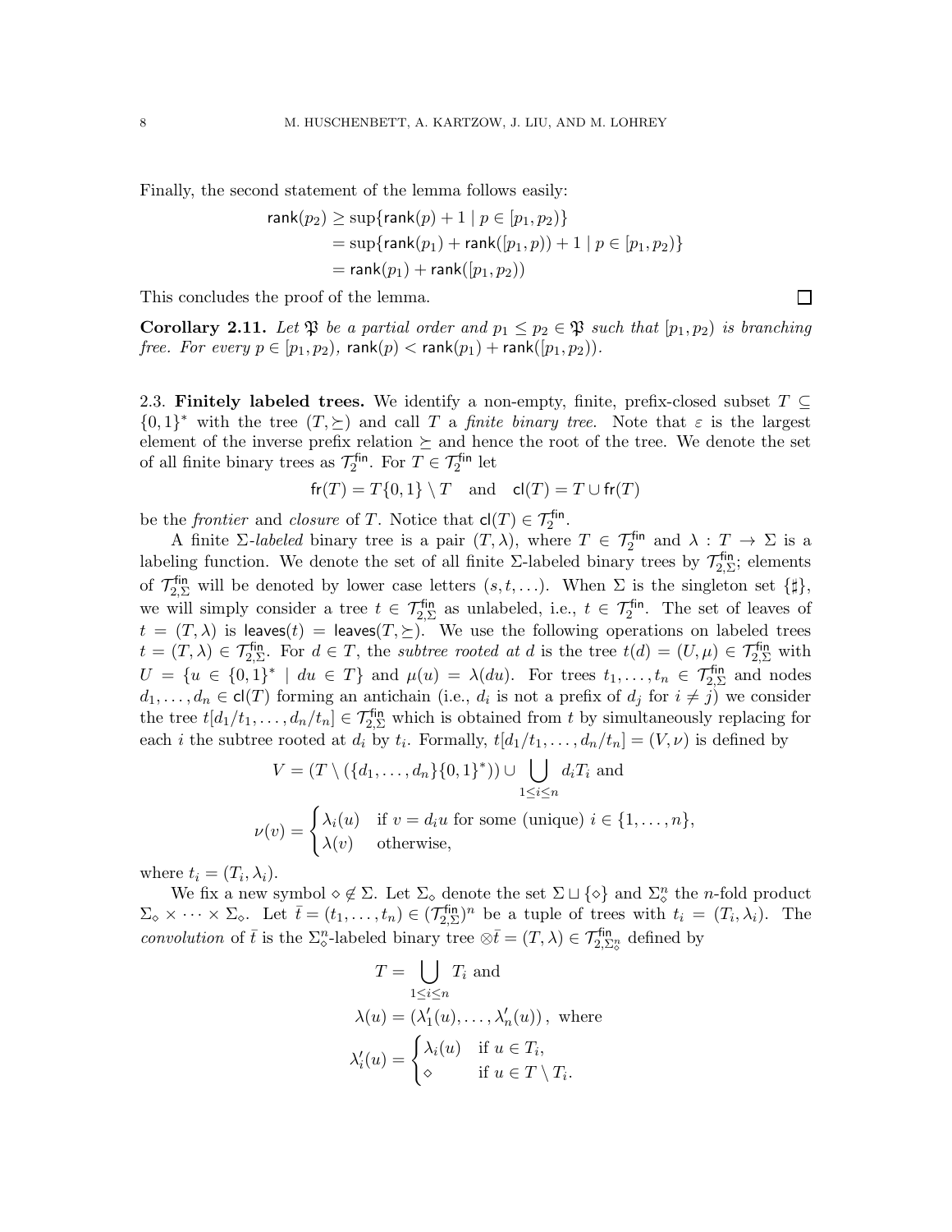Finally, the second statement of the lemma follows easily:

$$
\begin{aligned}
\mathsf{rank}(p_2) &\geq \sup\{\mathsf{rank}(p) + 1 \mid p \in [p_1, p_2)\} \\
&= \sup\{\mathsf{rank}(p_1) + \mathsf{rank}([p_1, p)) + 1 \mid p \in [p_1, p_2)\} \\
&= \mathsf{rank}(p_1) + \mathsf{rank}([p_1, p_2))
\end{aligned}
$$

This concludes the proof of the lemma. □

**Corollary 2.11.** *Let $\mathfrak{P}$ be a partial order and $p_1 \leq p_2 \in \mathfrak{P}$ such that $[p_1, p_2)$ is branching free. For every $p \in [p_1, p_2)$, $\mathsf{rank}(p) < \mathsf{rank}(p_1) + \mathsf{rank}([p_1, p_2))$.*

2.3. **Finitely labeled trees.** We identify a non-empty, finite, prefix-closed subset $T \subseteq \{0,1\}^*$ with the tree $(T, \succeq)$ and call $T$ a *finite binary tree*. Note that $\varepsilon$ is the largest element of the inverse prefix relation $\succeq$ and hence the root of the tree. We denote the set of all finite binary trees as $\mathcal{T}_2^{\mathsf{fin}}$. For $T \in \mathcal{T}_2^{\mathsf{fin}}$ let

$$
\mathsf{fr}(T) = T\{0,1\} \setminus T \quad \text{and} \quad \mathsf{cl}(T) = T \cup \mathsf{fr}(T)
$$

be the *frontier* and *closure* of $T$. Notice that $\mathsf{cl}(T) \in \mathcal{T}_2^{\mathsf{fin}}$.

A finite $\Sigma$-*labeled* binary tree is a pair $(T, \lambda)$, where $T \in \mathcal{T}_2^{\mathsf{fin}}$ and $\lambda : T \to \Sigma$ is a labeling function. We denote the set of all finite $\Sigma$-labeled binary trees by $\mathcal{T}_{2,\Sigma}^{\mathsf{fin}}$; elements of $\mathcal{T}_{2,\Sigma}^{\mathsf{fin}}$ will be denoted by lower case letters $(s, t, \ldots)$. When $\Sigma$ is the singleton set $\{\sharp\}$, we will simply consider a tree $t \in \mathcal{T}_{2,\Sigma}^{\mathsf{fin}}$ as unlabeled, i.e., $t \in \mathcal{T}_2^{\mathsf{fin}}$. The set of leaves of $t = (T, \lambda)$ is $\mathsf{leaves}(t) = \mathsf{leaves}(T, \succeq)$. We use the following operations on labeled trees $t = (T, \lambda) \in \mathcal{T}_{2,\Sigma}^{\mathsf{fin}}$. For $d \in T$, the *subtree rooted at* $d$ is the tree $t(d) = (U, \mu) \in \mathcal{T}_{2,\Sigma}^{\mathsf{fin}}$ with $U = \{u \in \{0,1\}^* \mid du \in T\}$ and $\mu(u) = \lambda(du)$. For trees $t_1, \ldots, t_n \in \mathcal{T}_{2,\Sigma}^{\mathsf{fin}}$ and nodes $d_1, \ldots, d_n \in \mathsf{cl}(T)$ forming an antichain (i.e., $d_i$ is not a prefix of $d_j$ for $i \neq j$) we consider the tree $t[d_1/t_1, \ldots, d_n/t_n] \in \mathcal{T}_{2,\Sigma}^{\mathsf{fin}}$ which is obtained from $t$ by simultaneously replacing for each $i$ the subtree rooted at $d_i$ by $t_i$. Formally, $t[d_1/t_1, \ldots, d_n/t_n] = (V, \nu)$ is defined by

$$
V = (T \setminus (\{d_1, \ldots, d_n\}\{0,1\}^*)) \cup \bigcup_{1 \leq i \leq n} d_i T_i \text{ and}
$$

$$
\nu(v) = \begin{cases} \lambda_i(u) & \text{if } v = d_i u \text{ for some (unique) } i \in \{1, \ldots, n\}, \\ \lambda(v) & \text{otherwise,} \end{cases}
$$

where $t_i = (T_i, \lambda_i)$.

We fix a new symbol $\diamond \notin \Sigma$. Let $\Sigma_\diamond$ denote the set $\Sigma \sqcup \{\diamond\}$ and $\Sigma_\diamond^n$ the $n$-fold product $\Sigma_\diamond \times \cdots \times \Sigma_\diamond$. Let $\bar{t} = (t_1, \ldots, t_n) \in (\mathcal{T}_{2,\Sigma}^{\mathsf{fin}})^n$ be a tuple of trees with $t_i = (T_i, \lambda_i)$. The *convolution* of $\bar{t}$ is the $\Sigma_\diamond^n$-labeled binary tree $\otimes\bar{t} = (T, \lambda) \in \mathcal{T}_{2,\Sigma_\diamond^n}^{\mathsf{fin}}$ defined by

$$
\begin{aligned}
T &= \bigcup_{1 \leq i \leq n} T_i \text{ and} \\
\lambda(u) &= (\lambda'_1(u), \ldots, \lambda'_n(u)), \text{ where} \\
\lambda'_i(u) &= \begin{cases} \lambda_i(u) & \text{if } u \in T_i, \\ \diamond & \text{if } u \in T \setminus T_i. \end{cases}
\end{aligned}
$$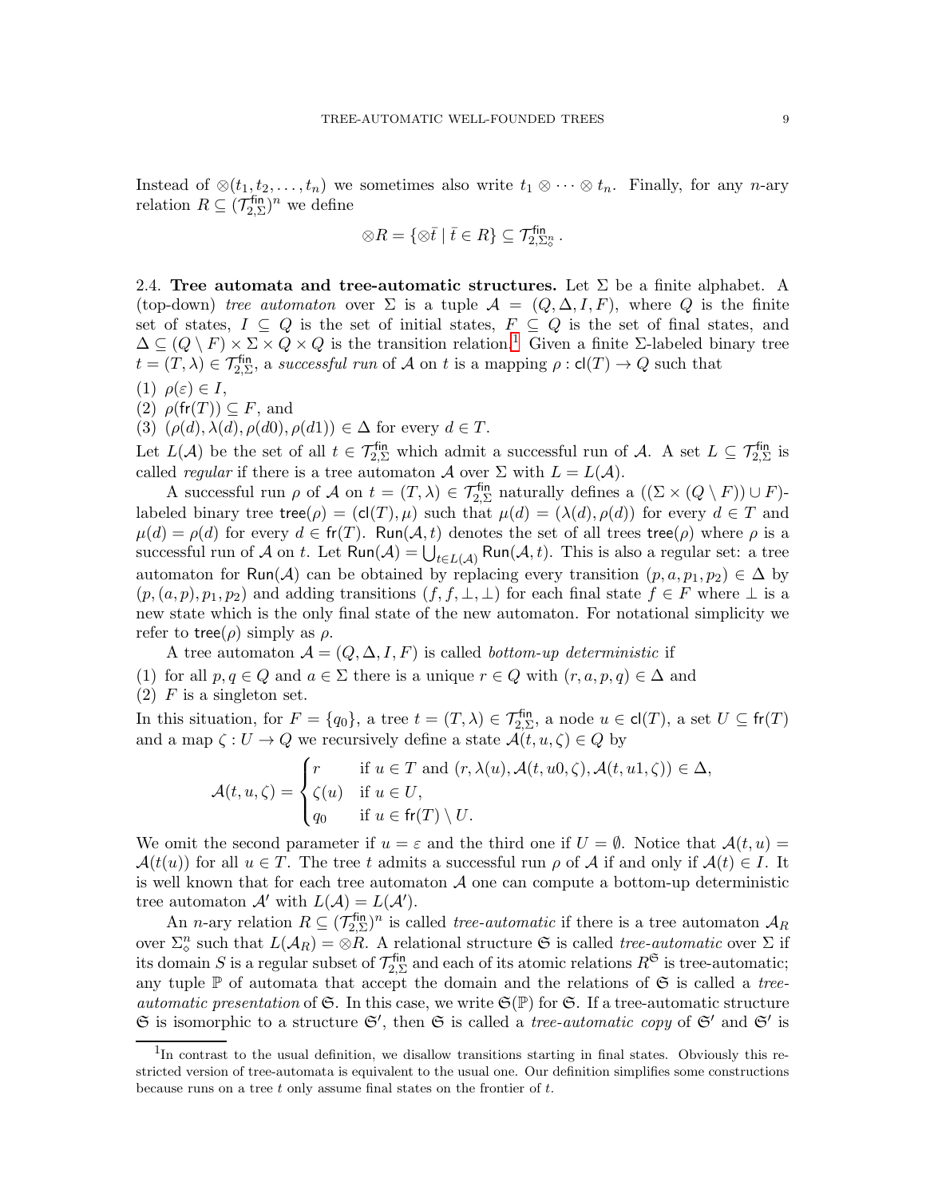Instead of $\otimes(t_1, t_2, \dots, t_n)$ we sometimes also write $t_1 \otimes \cdots \otimes t_n$. Finally, for any $n$-ary relation $R \subseteq (\mathcal{T}^{\mathsf{fin}}_{2,\Sigma})^n$ we define

$$\otimes R = \{\otimes \bar{t} \mid \bar{t} \in R\} \subseteq \mathcal{T}^{\mathsf{fin}}_{2,\Sigma^n_\diamond}\,.$$

2.4. **Tree automata and tree-automatic structures.** Let $\Sigma$ be a finite alphabet. A (top-down) *tree automaton* over $\Sigma$ is a tuple $\mathcal{A} = (Q, \Delta, I, F)$, where $Q$ is the finite set of states, $I \subseteq Q$ is the set of initial states, $F \subseteq Q$ is the set of final states, and $\Delta \subseteq (Q \setminus F) \times \Sigma \times Q \times Q$ is the transition relation.[1] Given a finite $\Sigma$-labeled binary tree $t = (T, \lambda) \in \mathcal{T}^{\mathsf{fin}}_{2,\Sigma}$, a *successful run* of $\mathcal{A}$ on $t$ is a mapping $\rho : \mathsf{cl}(T) \to Q$ such that

(1) $\rho(\varepsilon) \in I$,
(2) $\rho(\mathsf{fr}(T)) \subseteq F$, and
(3) $(\rho(d), \lambda(d), \rho(d0), \rho(d1)) \in \Delta$ for every $d \in T$.

Let $L(\mathcal{A})$ be the set of all $t \in \mathcal{T}^{\mathsf{fin}}_{2,\Sigma}$ which admit a successful run of $\mathcal{A}$. A set $L \subseteq \mathcal{T}^{\mathsf{fin}}_{2,\Sigma}$ is called *regular* if there is a tree automaton $\mathcal{A}$ over $\Sigma$ with $L = L(\mathcal{A})$.

A successful run $\rho$ of $\mathcal{A}$ on $t = (T, \lambda) \in \mathcal{T}^{\mathsf{fin}}_{2,\Sigma}$ naturally defines a $((\Sigma \times (Q \setminus F)) \cup F)$-labeled binary tree $\mathsf{tree}(\rho) = (\mathsf{cl}(T), \mu)$ such that $\mu(d) = (\lambda(d), \rho(d))$ for every $d \in T$ and $\mu(d) = \rho(d)$ for every $d \in \mathsf{fr}(T)$. $\mathsf{Run}(\mathcal{A}, t)$ denotes the set of all trees $\mathsf{tree}(\rho)$ where $\rho$ is a successful run of $\mathcal{A}$ on $t$. Let $\mathsf{Run}(\mathcal{A}) = \bigcup_{t \in L(\mathcal{A})} \mathsf{Run}(\mathcal{A}, t)$. This is also a regular set: a tree automaton for $\mathsf{Run}(\mathcal{A})$ can be obtained by replacing every transition $(p, a, p_1, p_2) \in \Delta$ by $(p, (a, p), p_1, p_2)$ and adding transitions $(f, f, \bot, \bot)$ for each final state $f \in F$ where $\bot$ is a new state which is the only final state of the new automaton. For notational simplicity we refer to $\mathsf{tree}(\rho)$ simply as $\rho$.

A tree automaton $\mathcal{A} = (Q, \Delta, I, F)$ is called *bottom-up deterministic* if

(1) for all $p, q \in Q$ and $a \in \Sigma$ there is a unique $r \in Q$ with $(r, a, p, q) \in \Delta$ and
(2) $F$ is a singleton set.

In this situation, for $F = \{q_0\}$, a tree $t = (T, \lambda) \in \mathcal{T}^{\mathsf{fin}}_{2,\Sigma}$, a node $u \in \mathsf{cl}(T)$, a set $U \subseteq \mathsf{fr}(T)$ and a map $\zeta : U \to Q$ we recursively define a state $\mathcal{A}(t, u, \zeta) \in Q$ by

$$\mathcal{A}(t,u,\zeta) = \begin{cases} r & \text{if } u \in T \text{ and } (r, \lambda(u), \mathcal{A}(t, u0, \zeta), \mathcal{A}(t, u1, \zeta)) \in \Delta, \\ \zeta(u) & \text{if } u \in U, \\ q_0 & \text{if } u \in \mathsf{fr}(T) \setminus U. \end{cases}$$

We omit the second parameter if $u = \varepsilon$ and the third one if $U = \emptyset$. Notice that $\mathcal{A}(t, u) = \mathcal{A}(t(u))$ for all $u \in T$. The tree $t$ admits a successful run $\rho$ of $\mathcal{A}$ if and only if $\mathcal{A}(t) \in I$. It is well known that for each tree automaton $\mathcal{A}$ one can compute a bottom-up deterministic tree automaton $\mathcal{A}'$ with $L(\mathcal{A}) = L(\mathcal{A}')$.

An $n$-ary relation $R \subseteq (\mathcal{T}^{\mathsf{fin}}_{2,\Sigma})^n$ is called *tree-automatic* if there is a tree automaton $\mathcal{A}_R$ over $\Sigma^n_\diamond$ such that $L(\mathcal{A}_R) = \otimes R$. A relational structure $\mathfrak{S}$ is called *tree-automatic* over $\Sigma$ if its domain $S$ is a regular subset of $\mathcal{T}^{\mathsf{fin}}_{2,\Sigma}$ and each of its atomic relations $R^{\mathfrak{S}}$ is tree-automatic; any tuple $\mathbb{P}$ of automata that accept the domain and the relations of $\mathfrak{S}$ is called a *tree-automatic presentation* of $\mathfrak{S}$. In this case, we write $\mathfrak{S}(\mathbb{P})$ for $\mathfrak{S}$. If a tree-automatic structure $\mathfrak{S}$ is isomorphic to a structure $\mathfrak{S}'$, then $\mathfrak{S}$ is called a *tree-automatic copy* of $\mathfrak{S}'$ and $\mathfrak{S}'$ is

[1] In contrast to the usual definition, we disallow transitions starting in final states. Obviously this restricted version of tree-automata is equivalent to the usual one. Our definition simplifies some constructions because runs on a tree $t$ only assume final states on the frontier of $t$.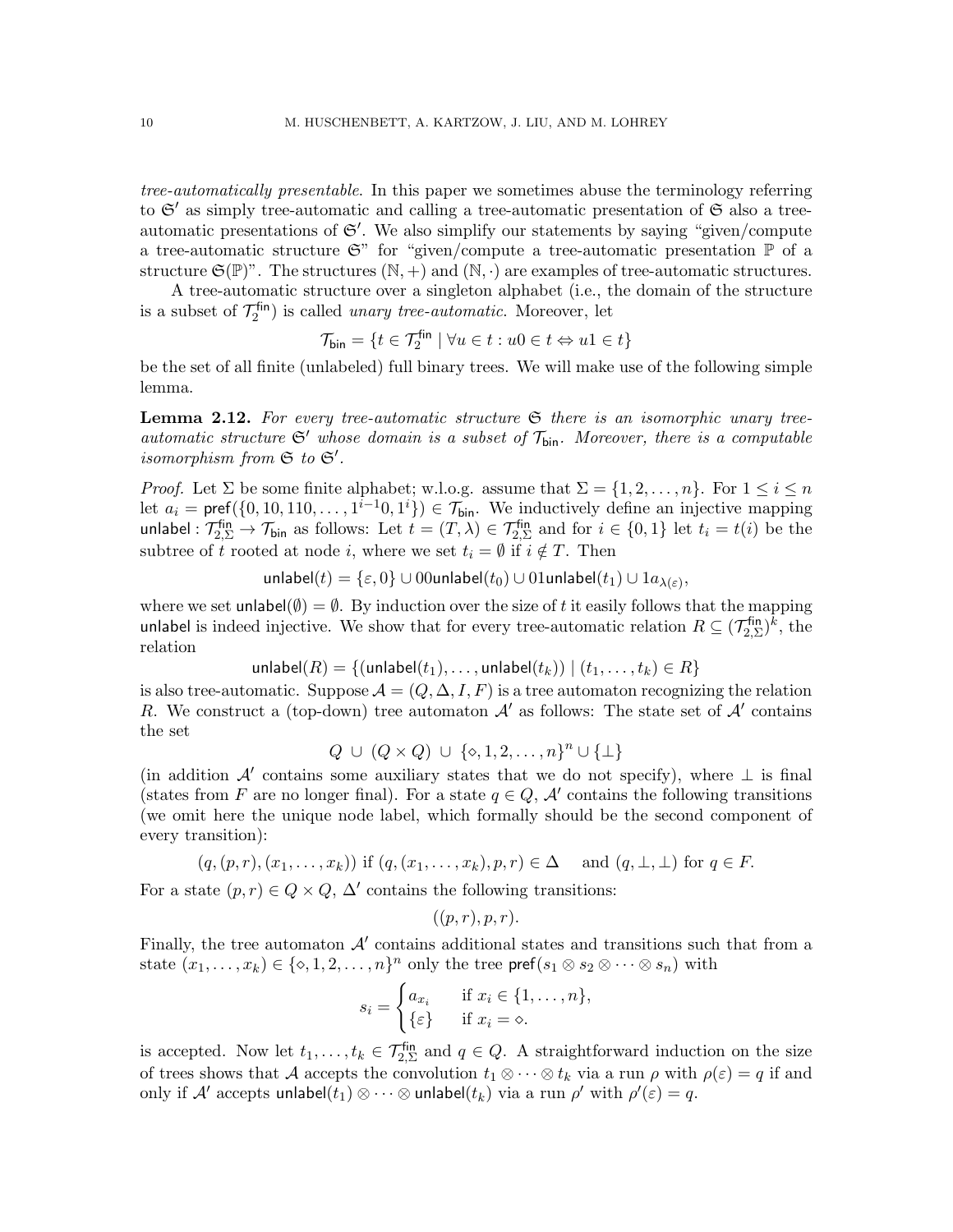*tree-automatically presentable*. In this paper we sometimes abuse the terminology referring to $\mathfrak{S}'$ as simply tree-automatic and calling a tree-automatic presentation of $\mathfrak{S}$ also a tree-automatic presentations of $\mathfrak{S}'$. We also simplify our statements by saying "given/compute a tree-automatic structure $\mathfrak{S}$" for "given/compute a tree-automatic presentation $\mathbb{P}$ of a structure $\mathfrak{S}(\mathbb{P})$". The structures $(\mathbb{N}, +)$ and $(\mathbb{N}, \cdot)$ are examples of tree-automatic structures.

A tree-automatic structure over a singleton alphabet (i.e., the domain of the structure is a subset of $\mathcal{T}_2^{\mathsf{fin}}$) is called *unary tree-automatic*. Moreover, let

$$\mathcal{T}_{\mathsf{bin}} = \{t \in \mathcal{T}_2^{\mathsf{fin}} \mid \forall u \in t : u0 \in t \Leftrightarrow u1 \in t\}$$

be the set of all finite (unlabeled) full binary trees. We will make use of the following simple lemma.

**Lemma 2.12.** *For every tree-automatic structure $\mathfrak{S}$ there is an isomorphic unary tree-automatic structure $\mathfrak{S}'$ whose domain is a subset of $\mathcal{T}_{\mathsf{bin}}$. Moreover, there is a computable isomorphism from $\mathfrak{S}$ to $\mathfrak{S}'$.*

*Proof.* Let $\Sigma$ be some finite alphabet; w.l.o.g. assume that $\Sigma = \{1, 2, \ldots, n\}$. For $1 \leq i \leq n$ let $a_i = \mathsf{pref}(\{0, 10, 110, \ldots, 1^{i-1}0, 1^i\}) \in \mathcal{T}_{\mathsf{bin}}$. We inductively define an injective mapping $\mathsf{unlabel} : \mathcal{T}_{2,\Sigma}^{\mathsf{fin}} \to \mathcal{T}_{\mathsf{bin}}$ as follows: Let $t = (T, \lambda) \in \mathcal{T}_{2,\Sigma}^{\mathsf{fin}}$ and for $i \in \{0, 1\}$ let $t_i = t(i)$ be the subtree of $t$ rooted at node $i$, where we set $t_i = \emptyset$ if $i \notin T$. Then

$$\mathsf{unlabel}(t) = \{\varepsilon, 0\} \cup 00\mathsf{unlabel}(t_0) \cup 01\mathsf{unlabel}(t_1) \cup 1a_{\lambda(\varepsilon)},$$

where we set $\mathsf{unlabel}(\emptyset) = \emptyset$. By induction over the size of $t$ it easily follows that the mapping $\mathsf{unlabel}$ is indeed injective. We show that for every tree-automatic relation $R \subseteq (\mathcal{T}_{2,\Sigma}^{\mathsf{fin}})^k$, the relation

$$\mathsf{unlabel}(R) = \{(\mathsf{unlabel}(t_1), \ldots, \mathsf{unlabel}(t_k)) \mid (t_1, \ldots, t_k) \in R\}$$

is also tree-automatic. Suppose $\mathcal{A} = (Q, \Delta, I, F)$ is a tree automaton recognizing the relation $R$. We construct a (top-down) tree automaton $\mathcal{A}'$ as follows: The state set of $\mathcal{A}'$ contains the set

$$Q \ \cup \ (Q \times Q) \ \cup \ \{\diamond, 1, 2, \ldots, n\}^n \cup \{\bot\}$$

(in addition $\mathcal{A}'$ contains some auxiliary states that we do not specify), where $\bot$ is final (states from $F$ are no longer final). For a state $q \in Q$, $\mathcal{A}'$ contains the following transitions (we omit here the unique node label, which formally should be the second component of every transition):

$$(q, (p, r), (x_1, \ldots, x_k)) \text{ if } (q, (x_1, \ldots, x_k), p, r) \in \Delta \quad \text{ and } (q, \bot, \bot) \text{ for } q \in F.$$

For a state $(p, r) \in Q \times Q$, $\Delta'$ contains the following transitions:

$$((p, r), p, r).$$

Finally, the tree automaton $\mathcal{A}'$ contains additional states and transitions such that from a state $(x_1, \ldots, x_k) \in \{\diamond, 1, 2, \ldots, n\}^n$ only the tree $\mathsf{pref}(s_1 \otimes s_2 \otimes \cdots \otimes s_n)$ with

$$s_i = \begin{cases} a_{x_i} & \text{if } x_i \in \{1, \ldots, n\}, \\ \{\varepsilon\} & \text{if } x_i = \diamond. \end{cases}$$

is accepted. Now let $t_1, \ldots, t_k \in \mathcal{T}_{2,\Sigma}^{\mathsf{fin}}$ and $q \in Q$. A straightforward induction on the size of trees shows that $\mathcal{A}$ accepts the convolution $t_1 \otimes \cdots \otimes t_k$ via a run $\rho$ with $\rho(\varepsilon) = q$ if and only if $\mathcal{A}'$ accepts $\mathsf{unlabel}(t_1) \otimes \cdots \otimes \mathsf{unlabel}(t_k)$ via a run $\rho'$ with $\rho'(\varepsilon) = q$.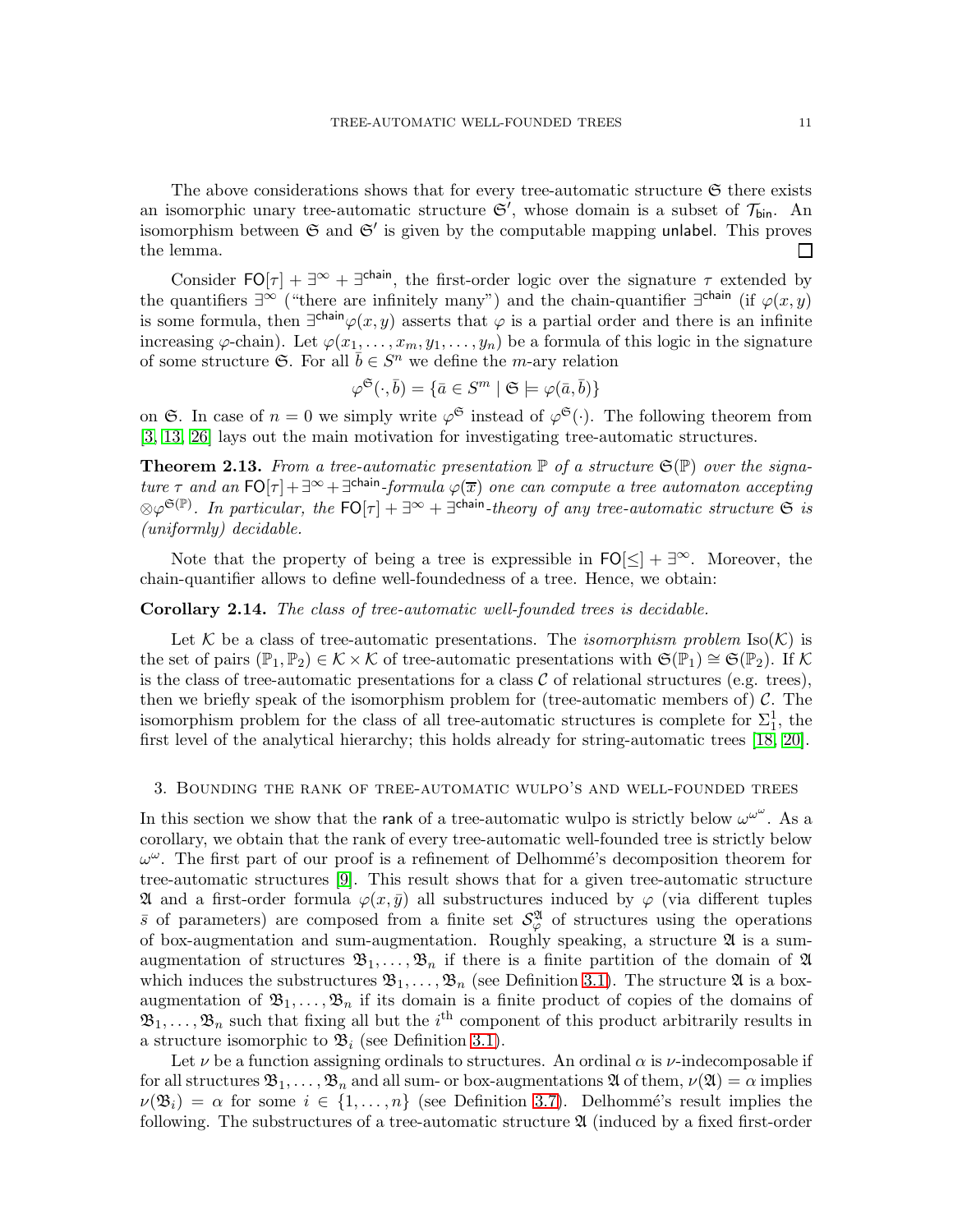The above considerations shows that for every tree-automatic structure $\mathfrak{S}$ there exists an isomorphic unary tree-automatic structure $\mathfrak{S}'$, whose domain is a subset of $\mathcal{T}_{\mathsf{bin}}$. An isomorphism between $\mathfrak{S}$ and $\mathfrak{S}'$ is given by the computable mapping $\mathsf{unlabel}$. This proves the lemma. □

Consider $\mathsf{FO}[\tau] + \exists^\infty + \exists^{\mathsf{chain}}$, the first-order logic over the signature $\tau$ extended by the quantifiers $\exists^\infty$ ("there are infinitely many") and the chain-quantifier $\exists^{\mathsf{chain}}$ (if $\varphi(x,y)$ is some formula, then $\exists^{\mathsf{chain}}\varphi(x,y)$ asserts that $\varphi$ is a partial order and there is an infinite increasing $\varphi$-chain). Let $\varphi(x_1,\ldots,x_m,y_1,\ldots,y_n)$ be a formula of this logic in the signature of some structure $\mathfrak{S}$. For all $\bar{b} \in S^n$ we define the $m$-ary relation

$$\varphi^{\mathfrak{S}}(\cdot,\bar{b}) = \{\bar{a} \in S^m \mid \mathfrak{S} \models \varphi(\bar{a},\bar{b})\}$$

on $\mathfrak{S}$. In case of $n = 0$ we simply write $\varphi^{\mathfrak{S}}$ instead of $\varphi^{\mathfrak{S}}(\cdot)$. The following theorem from [3, 13, 26] lays out the main motivation for investigating tree-automatic structures.

**Theorem 2.13.** *From a tree-automatic presentation $\mathbb{P}$ of a structure $\mathfrak{S}(\mathbb{P})$ over the signature $\tau$ and an $\mathsf{FO}[\tau]+\exists^\infty+\exists^{\mathsf{chain}}$-formula $\varphi(\overline{x})$ one can compute a tree automaton accepting $\otimes\varphi^{\mathfrak{S}(\mathbb{P})}$. In particular, the $\mathsf{FO}[\tau] + \exists^\infty + \exists^{\mathsf{chain}}$-theory of any tree-automatic structure $\mathfrak{S}$ is (uniformly) decidable.*

Note that the property of being a tree is expressible in $\mathsf{FO}[\leq] + \exists^\infty$. Moreover, the chain-quantifier allows to define well-foundedness of a tree. Hence, we obtain:

**Corollary 2.14.** *The class of tree-automatic well-founded trees is decidable.*

Let $\mathcal{K}$ be a class of tree-automatic presentations. The *isomorphism problem* $\mathrm{Iso}(\mathcal{K})$ is the set of pairs $(\mathbb{P}_1,\mathbb{P}_2) \in \mathcal{K}\times\mathcal{K}$ of tree-automatic presentations with $\mathfrak{S}(\mathbb{P}_1) \cong \mathfrak{S}(\mathbb{P}_2)$. If $\mathcal{K}$ is the class of tree-automatic presentations for a class $\mathcal{C}$ of relational structures (e.g. trees), then we briefly speak of the isomorphism problem for (tree-automatic members of) $\mathcal{C}$. The isomorphism problem for the class of all tree-automatic structures is complete for $\Sigma^1_1$, the first level of the analytical hierarchy; this holds already for string-automatic trees [18, 20].

## 3. Bounding the rank of tree-automatic wulpo's and well-founded trees

In this section we show that the $\mathsf{rank}$ of a tree-automatic wulpo is strictly below $\omega^{\omega^\omega}$. As a corollary, we obtain that the rank of every tree-automatic well-founded tree is strictly below $\omega^\omega$. The first part of our proof is a refinement of Delhommé's decomposition theorem for tree-automatic structures [9]. This result shows that for a given tree-automatic structure $\mathfrak{A}$ and a first-order formula $\varphi(x,\bar{y})$ all substructures induced by $\varphi$ (via different tuples $\bar{s}$ of parameters) are composed from a finite set $\mathcal{S}^{\mathfrak{A}}_\varphi$ of structures using the operations of box-augmentation and sum-augmentation. Roughly speaking, a structure $\mathfrak{A}$ is a sum-augmentation of structures $\mathfrak{B}_1,\ldots,\mathfrak{B}_n$ if there is a finite partition of the domain of $\mathfrak{A}$ which induces the substructures $\mathfrak{B}_1,\ldots,\mathfrak{B}_n$ (see Definition 3.1). The structure $\mathfrak{A}$ is a box-augmentation of $\mathfrak{B}_1,\ldots,\mathfrak{B}_n$ if its domain is a finite product of copies of the domains of $\mathfrak{B}_1,\ldots,\mathfrak{B}_n$ such that fixing all but the $i^{\text{th}}$ component of this product arbitrarily results in a structure isomorphic to $\mathfrak{B}_i$ (see Definition 3.1).

Let $\nu$ be a function assigning ordinals to structures. An ordinal $\alpha$ is $\nu$-indecomposable if for all structures $\mathfrak{B}_1,\ldots,\mathfrak{B}_n$ and all sum- or box-augmentations $\mathfrak{A}$ of them, $\nu(\mathfrak{A}) = \alpha$ implies $\nu(\mathfrak{B}_i) = \alpha$ for some $i \in \{1,\ldots,n\}$ (see Definition 3.7). Delhommé's result implies the following. The substructures of a tree-automatic structure $\mathfrak{A}$ (induced by a fixed first-order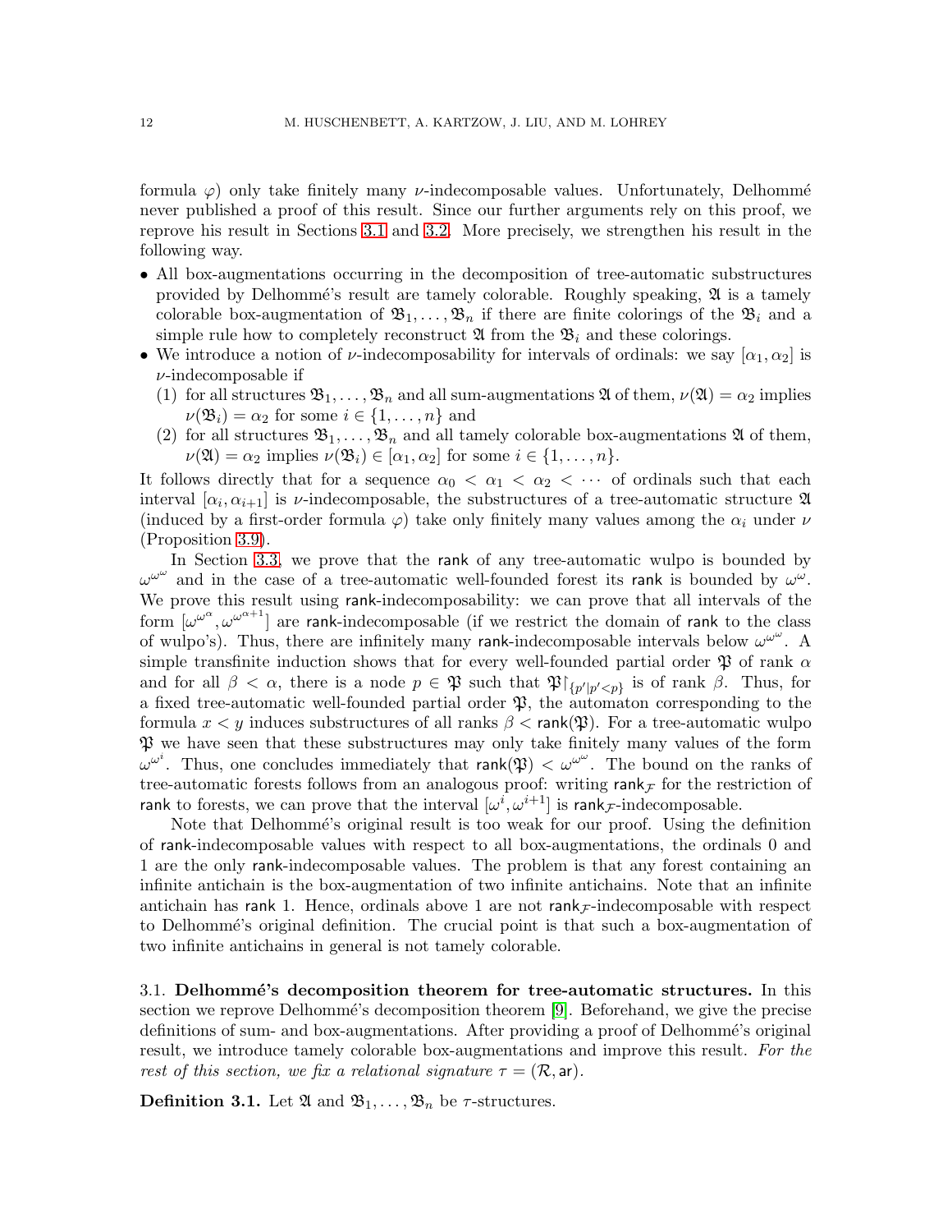formula $\varphi$) only take finitely many $\nu$-indecomposable values. Unfortunately, Delhommé never published a proof of this result. Since our further arguments rely on this proof, we reprove his result in Sections 3.1 and 3.2. More precisely, we strengthen his result in the following way.

- All box-augmentations occurring in the decomposition of tree-automatic substructures provided by Delhommé's result are tamely colorable. Roughly speaking, $\mathfrak{A}$ is a tamely colorable box-augmentation of $\mathfrak{B}_1, \dots, \mathfrak{B}_n$ if there are finite colorings of the $\mathfrak{B}_i$ and a simple rule how to completely reconstruct $\mathfrak{A}$ from the $\mathfrak{B}_i$ and these colorings.
- We introduce a notion of $\nu$-indecomposability for intervals of ordinals: we say $[\alpha_1, \alpha_2]$ is $\nu$-indecomposable if
  1. for all structures $\mathfrak{B}_1, \dots, \mathfrak{B}_n$ and all sum-augmentations $\mathfrak{A}$ of them, $\nu(\mathfrak{A}) = \alpha_2$ implies $\nu(\mathfrak{B}_i) = \alpha_2$ for some $i \in \{1, \dots, n\}$ and
  2. for all structures $\mathfrak{B}_1, \dots, \mathfrak{B}_n$ and all tamely colorable box-augmentations $\mathfrak{A}$ of them, $\nu(\mathfrak{A}) = \alpha_2$ implies $\nu(\mathfrak{B}_i) \in [\alpha_1, \alpha_2]$ for some $i \in \{1, \dots, n\}$.

It follows directly that for a sequence $\alpha_0 < \alpha_1 < \alpha_2 < \cdots$ of ordinals such that each interval $[\alpha_i, \alpha_{i+1}]$ is $\nu$-indecomposable, the substructures of a tree-automatic structure $\mathfrak{A}$ (induced by a first-order formula $\varphi$) take only finitely many values among the $\alpha_i$ under $\nu$ (Proposition 3.9).

In Section 3.3, we prove that the $\mathsf{rank}$ of any tree-automatic wulpo is bounded by $\omega^{\omega^\omega}$ and in the case of a tree-automatic well-founded forest its $\mathsf{rank}$ is bounded by $\omega^\omega$. We prove this result using $\mathsf{rank}$-indecomposability: we can prove that all intervals of the form $[\omega^{\omega^\alpha}, \omega^{\omega^{\alpha+1}}]$ are $\mathsf{rank}$-indecomposable (if we restrict the domain of $\mathsf{rank}$ to the class of wulpo's). Thus, there are infinitely many $\mathsf{rank}$-indecomposable intervals below $\omega^{\omega^\omega}$. A simple transfinite induction shows that for every well-founded partial order $\mathfrak{P}$ of rank $\alpha$ and for all $\beta < \alpha$, there is a node $p \in \mathfrak{P}$ such that $\mathfrak{P}{\restriction}_{\{p' \mid p' < p\}}$ is of rank $\beta$. Thus, for a fixed tree-automatic well-founded partial order $\mathfrak{P}$, the automaton corresponding to the formula $x < y$ induces substructures of all ranks $\beta < \mathsf{rank}(\mathfrak{P})$. For a tree-automatic wulpo $\mathfrak{P}$ we have seen that these substructures may only take finitely many values of the form $\omega^{\omega^i}$. Thus, one concludes immediately that $\mathsf{rank}(\mathfrak{P}) < \omega^{\omega^\omega}$. The bound on the ranks of tree-automatic forests follows from an analogous proof: writing $\mathsf{rank}_{\mathcal{F}}$ for the restriction of $\mathsf{rank}$ to forests, we can prove that the interval $[\omega^i, \omega^{i+1}]$ is $\mathsf{rank}_{\mathcal{F}}$-indecomposable.

Note that Delhommé's original result is too weak for our proof. Using the definition of $\mathsf{rank}$-indecomposable values with respect to all box-augmentations, the ordinals 0 and 1 are the only $\mathsf{rank}$-indecomposable values. The problem is that any forest containing an infinite antichain is the box-augmentation of two infinite antichains. Note that an infinite antichain has $\mathsf{rank}$ 1. Hence, ordinals above 1 are not $\mathsf{rank}_{\mathcal{F}}$-indecomposable with respect to Delhommé's original definition. The crucial point is that such a box-augmentation of two infinite antichains in general is not tamely colorable.

### 3.1. Delhommé's decomposition theorem for tree-automatic structures.

In this section we reprove Delhommé's decomposition theorem [9]. Beforehand, we give the precise definitions of sum- and box-augmentations. After providing a proof of Delhommé's original result, we introduce tamely colorable box-augmentations and improve this result. *For the rest of this section, we fix a relational signature $\tau = (\mathcal{R}, \mathsf{ar})$.*

**Definition 3.1.** Let $\mathfrak{A}$ and $\mathfrak{B}_1, \dots, \mathfrak{B}_n$ be $\tau$-structures.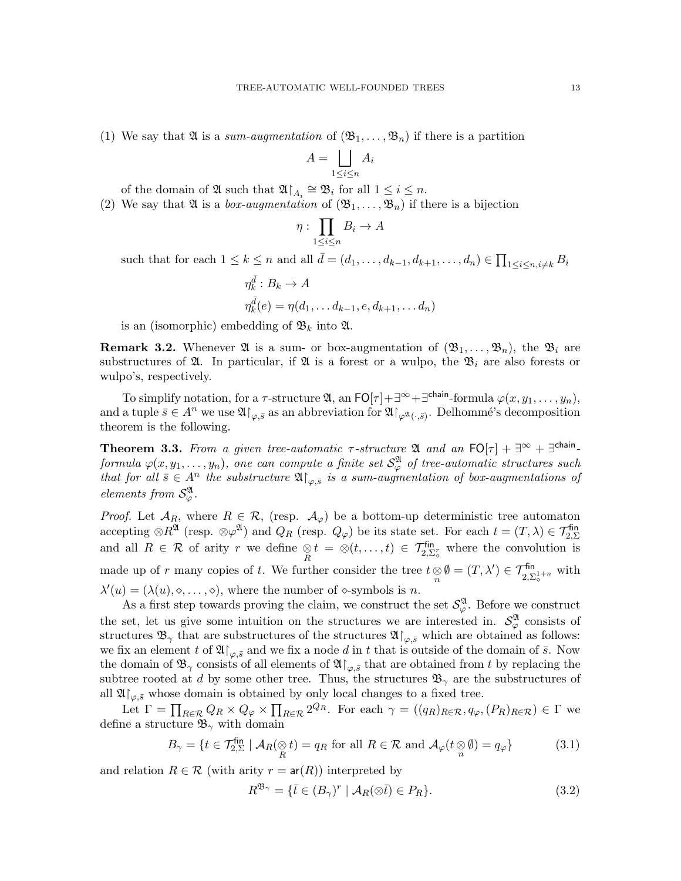(1) We say that $\mathfrak{A}$ is a *sum-augmentation* of $(\mathfrak{B}_1, \dots, \mathfrak{B}_n)$ if there is a partition

$$A = \bigsqcup_{1 \leq i \leq n} A_i$$

of the domain of $\mathfrak{A}$ such that $\mathfrak{A}{\restriction}_{A_i} \cong \mathfrak{B}_i$ for all $1 \leq i \leq n$.

(2) We say that $\mathfrak{A}$ is a *box-augmentation* of $(\mathfrak{B}_1, \dots, \mathfrak{B}_n)$ if there is a bijection

$$\eta : \prod_{1 \leq i \leq n} B_i \to A$$

such that for each $1 \leq k \leq n$ and all $\bar{d} = (d_1, \dots, d_{k-1}, d_{k+1}, \dots, d_n) \in \prod_{1 \leq i \leq n, i \neq k} B_i$

$$\eta_k^{\bar{d}} : B_k \to A$$
$$\eta_k^{\bar{d}}(e) = \eta(d_1, \dots d_{k-1}, e, d_{k+1}, \dots d_n)$$

is an (isomorphic) embedding of $\mathfrak{B}_k$ into $\mathfrak{A}$.

**Remark 3.2.** Whenever $\mathfrak{A}$ is a sum- or box-augmentation of $(\mathfrak{B}_1, \dots, \mathfrak{B}_n)$, the $\mathfrak{B}_i$ are substructures of $\mathfrak{A}$. In particular, if $\mathfrak{A}$ is a forest or a wulpo, the $\mathfrak{B}_i$ are also forests or wulpo's, respectively.

To simplify notation, for a $\tau$-structure $\mathfrak{A}$, an $\mathsf{FO}[\tau]+\exists^\infty+\exists^{\mathsf{chain}}$-formula $\varphi(x, y_1, \dots, y_n)$, and a tuple $\bar{s} \in A^n$ we use $\mathfrak{A}{\restriction}_{\varphi,\bar{s}}$ as an abbreviation for $\mathfrak{A}{\restriction}_{\varphi^{\mathfrak{A}}(\cdot,\bar{s})}$. Delhommé's decomposition theorem is the following.

**Theorem 3.3.** *From a given tree-automatic $\tau$-structure $\mathfrak{A}$ and an $\mathsf{FO}[\tau] + \exists^\infty + \exists^{\mathsf{chain}}$-formula $\varphi(x, y_1, \dots, y_n)$, one can compute a finite set $\mathcal{S}_\varphi^{\mathfrak{A}}$ of tree-automatic structures such that for all $\bar{s} \in A^n$ the substructure $\mathfrak{A}{\restriction}_{\varphi,\bar{s}}$ is a sum-augmentation of box-augmentations of elements from $\mathcal{S}_\varphi^{\mathfrak{A}}$.*

*Proof.* Let $\mathcal{A}_R$, where $R \in \mathcal{R}$, (resp. $\mathcal{A}_\varphi$) be a bottom-up deterministic tree automaton accepting $\otimes R^{\mathfrak{A}}$ (resp. $\otimes \varphi^{\mathfrak{A}}$) and $Q_R$ (resp. $Q_\varphi$) be its state set. For each $t = (T, \lambda) \in \mathcal{T}_{2,\Sigma}^{\mathsf{fin}}$ and all $R \in \mathcal{R}$ of arity $r$ we define $\underset{R}{\otimes} t = \otimes(t, \dots, t) \in \mathcal{T}_{2,\Sigma_\diamond^r}^{\mathsf{fin}}$ where the convolution is made up of $r$ many copies of $t$. We further consider the tree $t \underset{n}{\otimes} \emptyset = (T, \lambda') \in \mathcal{T}_{2,\Sigma_\diamond^{1+n}}^{\mathsf{fin}}$ with $\lambda'(u) = (\lambda(u), \diamond, \dots, \diamond)$, where the number of $\diamond$-symbols is $n$.

As a first step towards proving the claim, we construct the set $\mathcal{S}_\varphi^{\mathfrak{A}}$. Before we construct the set, let us give some intuition on the structures we are interested in. $\mathcal{S}_\varphi^{\mathfrak{A}}$ consists of structures $\mathfrak{B}_\gamma$ that are substructures of the structures $\mathfrak{A}{\restriction}_{\varphi,\bar{s}}$ which are obtained as follows: we fix an element $t$ of $\mathfrak{A}{\restriction}_{\varphi,\bar{s}}$ and we fix a node $d$ in $t$ that is outside of the domain of $\bar{s}$. Now the domain of $\mathfrak{B}_\gamma$ consists of all elements of $\mathfrak{A}{\restriction}_{\varphi,\bar{s}}$ that are obtained from $t$ by replacing the subtree rooted at $d$ by some other tree. Thus, the structures $\mathfrak{B}_\gamma$ are the substructures of all $\mathfrak{A}{\restriction}_{\varphi,\bar{s}}$ whose domain is obtained by only local changes to a fixed tree.

Let $\Gamma = \prod_{R \in \mathcal{R}} Q_R \times Q_\varphi \times \prod_{R \in \mathcal{R}} 2^{Q_R}$. For each $\gamma = ((q_R)_{R \in \mathcal{R}}, q_\varphi, (P_R)_{R \in \mathcal{R}}) \in \Gamma$ we define a structure $\mathfrak{B}_\gamma$ with domain

$$B_\gamma = \{t \in \mathcal{T}_{2,\Sigma}^{\mathsf{fin}} \mid \mathcal{A}_R(\underset{R}{\otimes} t) = q_R \text{ for all } R \in \mathcal{R} \text{ and } \mathcal{A}_\varphi(t \underset{n}{\otimes} \emptyset) = q_\varphi\} \tag{3.1}$$

and relation $R \in \mathcal{R}$ (with arity $r = \mathsf{ar}(R)$) interpreted by

$$R^{\mathfrak{B}_\gamma} = \{\bar{t} \in (B_\gamma)^r \mid \mathcal{A}_R(\otimes \bar{t}) \in P_R\}. \tag{3.2}$$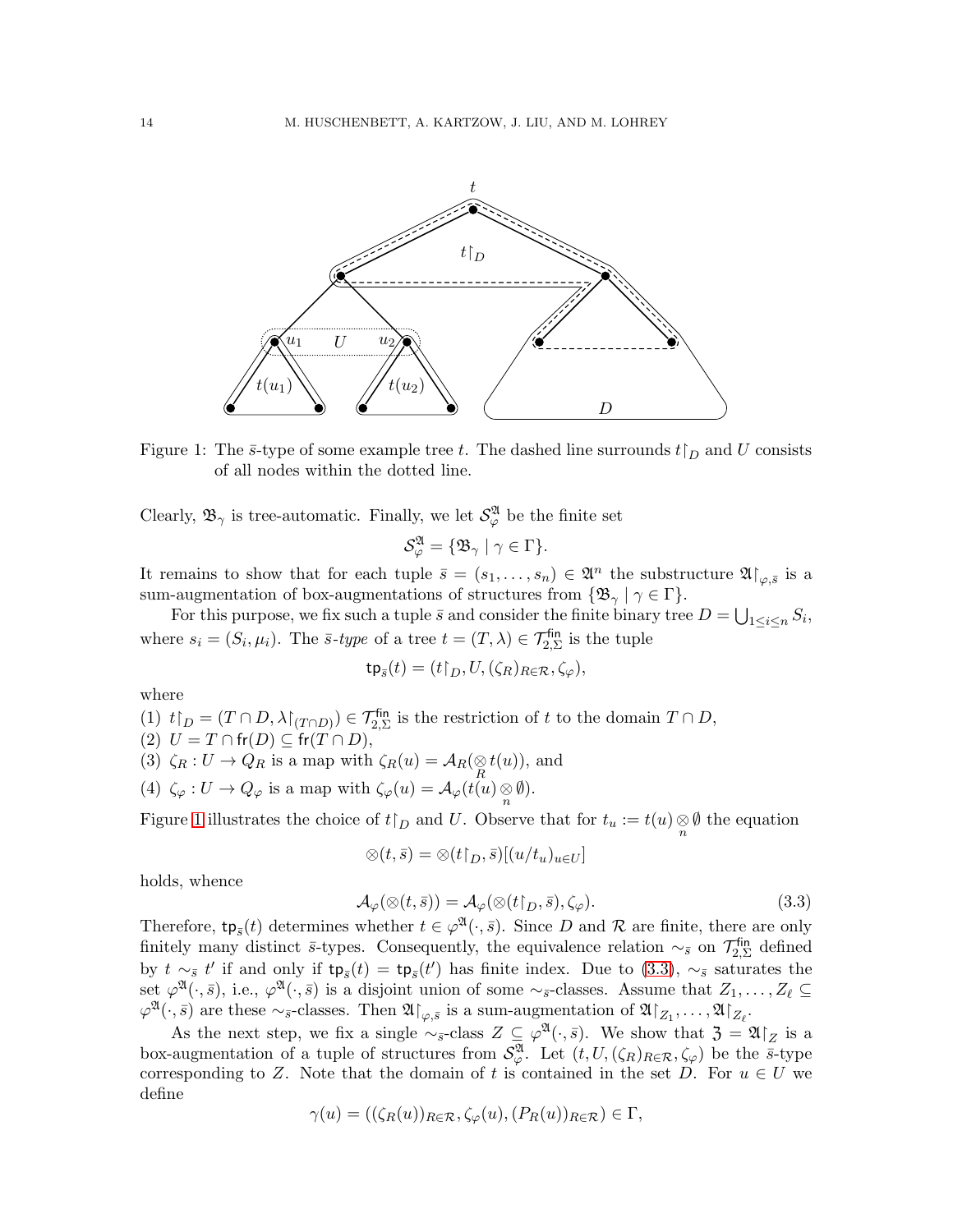Figure 1: The $\bar{s}$-type of some example tree $t$. The dashed line surrounds $t{\restriction}_D$ and $U$ consists of all nodes within the dotted line.

Clearly, $\mathfrak{B}_\gamma$ is tree-automatic. Finally, we let $\mathcal{S}^{\mathfrak{A}}_\varphi$ be the finite set

$$\mathcal{S}^{\mathfrak{A}}_\varphi = \{\mathfrak{B}_\gamma \mid \gamma \in \Gamma\}.$$

It remains to show that for each tuple $\bar{s} = (s_1, \ldots, s_n) \in \mathfrak{A}^n$ the substructure $\mathfrak{A}{\restriction}_{\varphi,\bar{s}}$ is a sum-augmentation of box-augmentations of structures from $\{\mathfrak{B}_\gamma \mid \gamma \in \Gamma\}$.

For this purpose, we fix such a tuple $\bar{s}$ and consider the finite binary tree $D = \bigcup_{1\leq i\leq n} S_i$, where $s_i = (S_i, \mu_i)$. The *$\bar{s}$-type* of a tree $t = (T, \lambda) \in \mathcal{T}^{\mathsf{fin}}_{2,\Sigma}$ is the tuple

$$\mathsf{tp}_{\bar{s}}(t) = (t{\restriction}_D, U, (\zeta_R)_{R\in\mathcal{R}}, \zeta_\varphi),$$

where

(1) $t{\restriction}_D = (T \cap D, \lambda{\restriction}_{(T\cap D)}) \in \mathcal{T}^{\mathsf{fin}}_{2,\Sigma}$ is the restriction of $t$ to the domain $T \cap D$,
(2) $U = T \cap \mathsf{fr}(D) \subseteq \mathsf{fr}(T \cap D)$,
(3) $\zeta_R : U \to Q_R$ is a map with $\zeta_R(u) = \mathcal{A}_R(\underset{R}{\otimes}\, t(u))$, and
(4) $\zeta_\varphi : U \to Q_\varphi$ is a map with $\zeta_\varphi(u) = \mathcal{A}_\varphi(t(u) \underset{n}{\otimes} \emptyset)$.

Figure 1 illustrates the choice of $t{\restriction}_D$ and $U$. Observe that for $t_u := t(u) \underset{n}{\otimes} \emptyset$ the equation

$$\otimes(t, \bar{s}) = \otimes(t{\restriction}_D, \bar{s})[(u/t_u)_{u\in U}]$$

holds, whence

$$\mathcal{A}_\varphi(\otimes(t, \bar{s})) = \mathcal{A}_\varphi(\otimes(t{\restriction}_D, \bar{s}), \zeta_\varphi). \tag{3.3}$$

Therefore, $\mathsf{tp}_{\bar{s}}(t)$ determines whether $t \in \varphi^{\mathfrak{A}}(\cdot, \bar{s})$. Since $D$ and $\mathcal{R}$ are finite, there are only finitely many distinct $\bar{s}$-types. Consequently, the equivalence relation $\sim_{\bar{s}}$ on $\mathcal{T}^{\mathsf{fin}}_{2,\Sigma}$ defined by $t \sim_{\bar{s}} t'$ if and only if $\mathsf{tp}_{\bar{s}}(t) = \mathsf{tp}_{\bar{s}}(t')$ has finite index. Due to (3.3), $\sim_{\bar{s}}$ saturates the set $\varphi^{\mathfrak{A}}(\cdot, \bar{s})$, i.e., $\varphi^{\mathfrak{A}}(\cdot, \bar{s})$ is a disjoint union of some $\sim_{\bar{s}}$-classes. Assume that $Z_1, \ldots, Z_\ell \subseteq \varphi^{\mathfrak{A}}(\cdot, \bar{s})$ are these $\sim_{\bar{s}}$-classes. Then $\mathfrak{A}{\restriction}_{\varphi,\bar{s}}$ is a sum-augmentation of $\mathfrak{A}{\restriction}_{Z_1}, \ldots, \mathfrak{A}{\restriction}_{Z_\ell}$.

As the next step, we fix a single $\sim_{\bar{s}}$-class $Z \subseteq \varphi^{\mathfrak{A}}(\cdot, \bar{s})$. We show that $\mathfrak{Z} = \mathfrak{A}{\restriction}_Z$ is a box-augmentation of a tuple of structures from $\mathcal{S}^{\mathfrak{A}}_\varphi$. Let $(t, U, (\zeta_R)_{R\in\mathcal{R}}, \zeta_\varphi)$ be the $\bar{s}$-type corresponding to $Z$. Note that the domain of $t$ is contained in the set $D$. For $u \in U$ we define

$$\gamma(u) = ((\zeta_R(u))_{R\in\mathcal{R}}, \zeta_\varphi(u), (P_R(u))_{R\in\mathcal{R}}) \in \Gamma,$$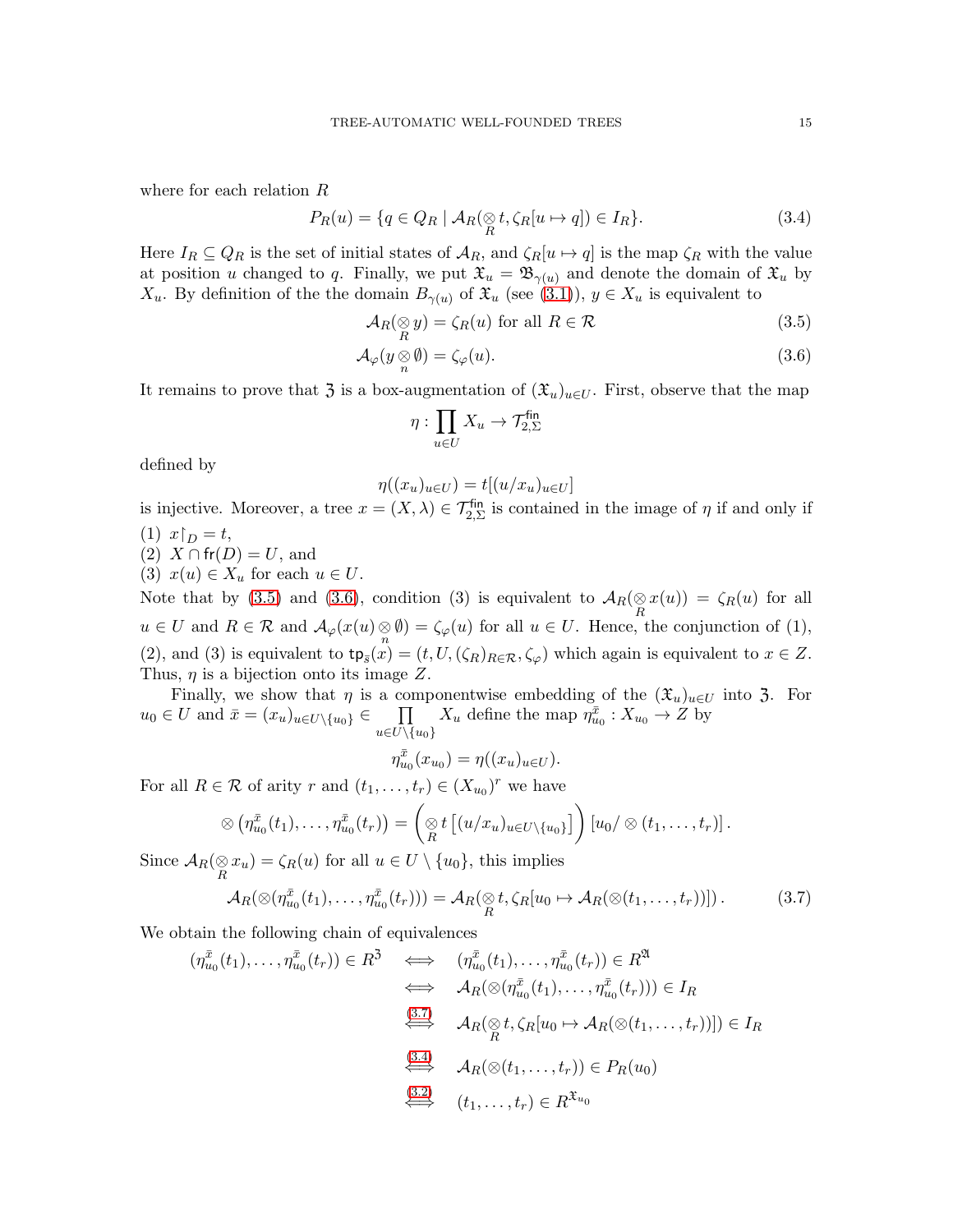where for each relation $R$

$$P_R(u) = \{q \in Q_R \mid \mathcal{A}_R(\underset{R}{\otimes} t, \zeta_R[u \mapsto q]) \in I_R\}. \tag{3.4}$$

Here $I_R \subseteq Q_R$ is the set of initial states of $\mathcal{A}_R$, and $\zeta_R[u \mapsto q]$ is the map $\zeta_R$ with the value at position $u$ changed to $q$. Finally, we put $\mathfrak{X}_u = \mathfrak{B}_{\gamma(u)}$ and denote the domain of $\mathfrak{X}_u$ by $X_u$. By definition of the the domain $B_{\gamma(u)}$ of $\mathfrak{X}_u$ (see (3.1)), $y \in X_u$ is equivalent to

$$\mathcal{A}_R(\underset{R}{\otimes} y) = \zeta_R(u) \text{ for all } R \in \mathcal{R} \tag{3.5}$$

$$\mathcal{A}_\varphi(y \underset{n}{\otimes} \emptyset) = \zeta_\varphi(u). \tag{3.6}$$

It remains to prove that $\mathfrak{Z}$ is a box-augmentation of $(\mathfrak{X}_u)_{u\in U}$. First, observe that the map

$$\eta : \prod_{u \in U} X_u \to \mathcal{T}^{\mathsf{fin}}_{2,\Sigma}$$

defined by

$$\eta((x_u)_{u\in U}) = t[(u/x_u)_{u\in U}]$$

is injective. Moreover, a tree $x = (X, \lambda) \in \mathcal{T}^{\mathsf{fin}}_{2,\Sigma}$ is contained in the image of $\eta$ if and only if

(1) $x\restriction_D = t$,
(2) $X \cap \mathsf{fr}(D) = U$, and
(3) $x(u) \in X_u$ for each $u \in U$.

Note that by (3.5) and (3.6), condition (3) is equivalent to $\mathcal{A}_R(\underset{R}{\otimes} x(u)) = \zeta_R(u)$ for all $u \in U$ and $R \in \mathcal{R}$ and $\mathcal{A}_\varphi(x(u) \underset{n}{\otimes} \emptyset) = \zeta_\varphi(u)$ for all $u \in U$. Hence, the conjunction of (1), (2), and (3) is equivalent to $\mathsf{tp}_{\bar{s}}(x) = (t, U, (\zeta_R)_{R\in\mathcal{R}}, \zeta_\varphi)$ which again is equivalent to $x \in Z$. Thus, $\eta$ is a bijection onto its image $Z$.

Finally, we show that $\eta$ is a componentwise embedding of the $(\mathfrak{X}_u)_{u\in U}$ into $\mathfrak{Z}$. For $u_0 \in U$ and $\bar{x} = (x_u)_{u\in U\setminus\{u_0\}} \in \prod_{u\in U\setminus\{u_0\}} X_u$ define the map $\eta^{\bar{x}}_{u_0} : X_{u_0} \to Z$ by

$$\eta^{\bar{x}}_{u_0}(x_{u_0}) = \eta((x_u)_{u\in U}).$$

For all $R \in \mathcal{R}$ of arity $r$ and $(t_1, \dots, t_r) \in (X_{u_0})^r$ we have

$$\otimes\left(\eta^{\bar{x}}_{u_0}(t_1), \dots, \eta^{\bar{x}}_{u_0}(t_r)\right) = \left(\underset{R}{\otimes} t\left[(u/x_u)_{u\in U\setminus\{u_0\}}\right]\right)[u_0/\otimes(t_1,\dots,t_r)].$$

Since $\mathcal{A}_R(\underset{R}{\otimes} x_u) = \zeta_R(u)$ for all $u \in U \setminus \{u_0\}$, this implies

$$\mathcal{A}_R(\otimes(\eta^{\bar{x}}_{u_0}(t_1), \dots, \eta^{\bar{x}}_{u_0}(t_r))) = \mathcal{A}_R(\underset{R}{\otimes} t, \zeta_R[u_0 \mapsto \mathcal{A}_R(\otimes(t_1,\dots,t_r))]). \tag{3.7}$$

We obtain the following chain of equivalences

$$\begin{aligned}
(\eta^{\bar{x}}_{u_0}(t_1), \dots, \eta^{\bar{x}}_{u_0}(t_r)) \in R^{\mathfrak{Z}} \quad &\iff \quad (\eta^{\bar{x}}_{u_0}(t_1), \dots, \eta^{\bar{x}}_{u_0}(t_r)) \in R^{\mathfrak{A}} \\
&\iff \quad \mathcal{A}_R(\otimes(\eta^{\bar{x}}_{u_0}(t_1), \dots, \eta^{\bar{x}}_{u_0}(t_r))) \in I_R \\
&\overset{(3.7)}{\iff} \quad \mathcal{A}_R(\underset{R}{\otimes} t, \zeta_R[u_0 \mapsto \mathcal{A}_R(\otimes(t_1,\dots,t_r))]) \in I_R \\
&\overset{(3.4)}{\iff} \quad \mathcal{A}_R(\otimes(t_1,\dots,t_r)) \in P_R(u_0) \\
&\overset{(3.2)}{\iff} \quad (t_1,\dots,t_r) \in R^{\mathfrak{X}_{u_0}}
\end{aligned}$$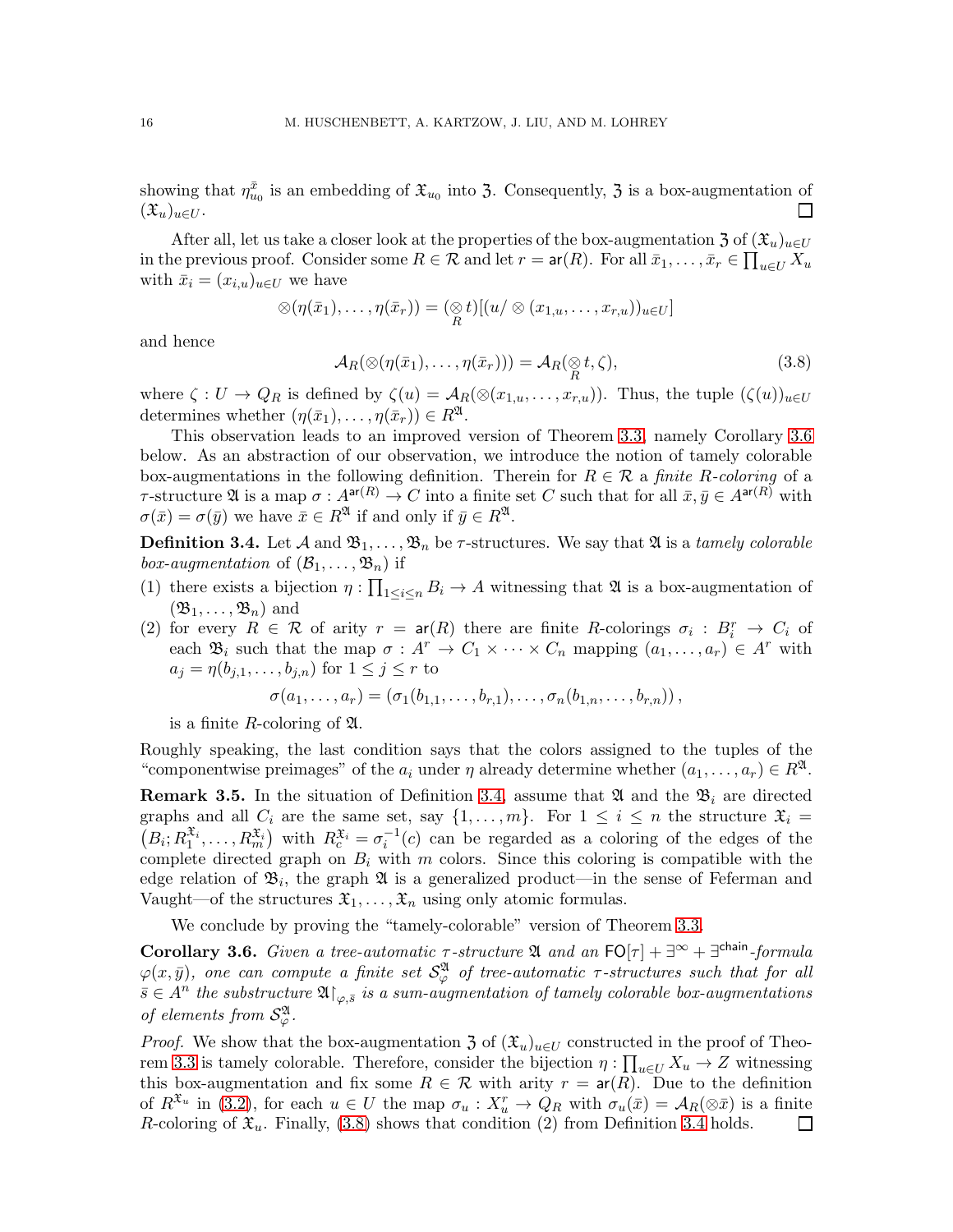showing that $\eta^{\bar{s}}_{u_0}$ is an embedding of $\mathfrak{X}_{u_0}$ into $\mathfrak{Z}$. Consequently, $\mathfrak{Z}$ is a box-augmentation of $(\mathfrak{X}_u)_{u\in U}$. ☐

After all, let us take a closer look at the properties of the box-augmentation $\mathfrak{Z}$ of $(\mathfrak{X}_u)_{u\in U}$ in the previous proof. Consider some $R \in \mathcal{R}$ and let $r = \mathsf{ar}(R)$. For all $\bar{x}_1, \dots, \bar{x}_r \in \prod_{u\in U} X_u$ with $\bar{x}_i = (x_{i,u})_{u\in U}$ we have

$$\otimes(\eta(\bar{x}_1), \dots, \eta(\bar{x}_r)) = (\underset{R}{\otimes} t)[(u/ \otimes (x_{1,u}, \dots, x_{r,u}))_{u\in U}]$$

and hence

$$\mathcal{A}_R(\otimes(\eta(\bar{x}_1), \dots, \eta(\bar{x}_r))) = \mathcal{A}_R(\underset{R}{\otimes} t, \zeta), \tag{3.8}$$

where $\zeta : U \to Q_R$ is defined by $\zeta(u) = \mathcal{A}_R(\otimes(x_{1,u}, \dots, x_{r,u}))$. Thus, the tuple $(\zeta(u))_{u\in U}$ determines whether $(\eta(\bar{x}_1), \dots, \eta(\bar{x}_r)) \in R^{\mathfrak{A}}$.

This observation leads to an improved version of Theorem 3.3, namely Corollary 3.6 below. As an abstraction of our observation, we introduce the notion of tamely colorable box-augmentations in the following definition. Therein for $R \in \mathcal{R}$ a *finite $R$-coloring* of a $\tau$-structure $\mathfrak{A}$ is a map $\sigma : A^{\mathsf{ar}(R)} \to C$ into a finite set $C$ such that for all $\bar{x}, \bar{y} \in A^{\mathsf{ar}(R)}$ with $\sigma(\bar{x}) = \sigma(\bar{y})$ we have $\bar{x} \in R^{\mathfrak{A}}$ if and only if $\bar{y} \in R^{\mathfrak{A}}$.

**Definition 3.4.** Let $\mathcal{A}$ and $\mathfrak{B}_1, \dots, \mathfrak{B}_n$ be $\tau$-structures. We say that $\mathfrak{A}$ is a *tamely colorable box-augmentation* of $(\mathcal{B}_1, \dots, \mathcal{B}_n)$ if

1. there exists a bijection $\eta : \prod_{1\le i\le n} B_i \to A$ witnessing that $\mathfrak{A}$ is a box-augmentation of $(\mathfrak{B}_1, \dots, \mathfrak{B}_n)$ and
2. for every $R \in \mathcal{R}$ of arity $r = \mathsf{ar}(R)$ there are finite $R$-colorings $\sigma_i : B_i^r \to C_i$ of each $\mathfrak{B}_i$ such that the map $\sigma : A^r \to C_1 \times \cdots \times C_n$ mapping $(a_1, \dots, a_r) \in A^r$ with $a_j = \eta(b_{j,1}, \dots, b_{j,n})$ for $1 \le j \le r$ to
$$\sigma(a_1, \dots, a_r) = (\sigma_1(b_{1,1}, \dots, b_{r,1}), \dots, \sigma_n(b_{1,n}, \dots, b_{r,n}))\,,$$
is a finite $R$-coloring of $\mathfrak{A}$.

Roughly speaking, the last condition says that the colors assigned to the tuples of the "componentwise preimages" of the $a_i$ under $\eta$ already determine whether $(a_1, \dots, a_r) \in R^{\mathfrak{A}}$.

**Remark 3.5.** In the situation of Definition 3.4, assume that $\mathfrak{A}$ and the $\mathfrak{B}_i$ are directed graphs and all $C_i$ are the same set, say $\{1, \dots, m\}$. For $1 \le i \le n$ the structure $\mathfrak{X}_i = (B_i; R_1^{\mathfrak{X}_i}, \dots, R_m^{\mathfrak{X}_i})$ with $R_c^{\mathfrak{X}_i} = \sigma_i^{-1}(c)$ can be regarded as a coloring of the edges of the complete directed graph on $B_i$ with $m$ colors. Since this coloring is compatible with the edge relation of $\mathfrak{B}_i$, the graph $\mathfrak{A}$ is a generalized product—in the sense of Feferman and Vaught—of the structures $\mathfrak{X}_1, \dots, \mathfrak{X}_n$ using only atomic formulas.

We conclude by proving the "tamely-colorable" version of Theorem 3.3.

**Corollary 3.6.** *Given a tree-automatic $\tau$-structure $\mathfrak{A}$ and an $\mathsf{FO}[\tau] + \exists^\infty + \exists^{\mathsf{chain}}$-formula $\varphi(x, \bar{y})$, one can compute a finite set $\mathcal{S}^{\mathfrak{A}}_\varphi$ of tree-automatic $\tau$-structures such that for all $\bar{s} \in A^n$ the substructure $\mathfrak{A}{\restriction}_{\varphi,\bar{s}}$ is a sum-augmentation of tamely colorable box-augmentations of elements from $\mathcal{S}^{\mathfrak{A}}_\varphi$.*

*Proof.* We show that the box-augmentation $\mathfrak{Z}$ of $(\mathfrak{X}_u)_{u\in U}$ constructed in the proof of Theorem 3.3 is tamely colorable. Therefore, consider the bijection $\eta : \prod_{u\in U} X_u \to Z$ witnessing this box-augmentation and fix some $R \in \mathcal{R}$ with arity $r = \mathsf{ar}(R)$. Due to the definition of $R^{\mathfrak{X}_u}$ in (3.2), for each $u \in U$ the map $\sigma_u : X_u^r \to Q_R$ with $\sigma_u(\bar{x}) = \mathcal{A}_R(\otimes\bar{x})$ is a finite $R$-coloring of $\mathfrak{X}_u$. Finally, (3.8) shows that condition (2) from Definition 3.4 holds. ☐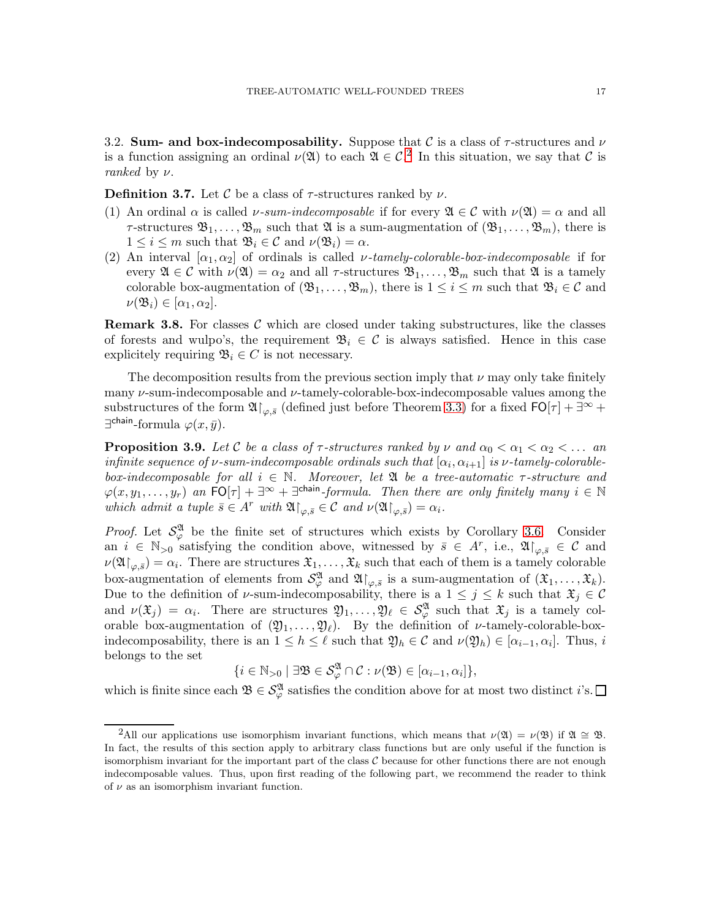3.2. **Sum- and box-indecomposability.** Suppose that $\mathcal{C}$ is a class of $\tau$-structures and $\nu$ is a function assigning an ordinal $\nu(\mathfrak{A})$ to each $\mathfrak{A} \in \mathcal{C}$.[2] In this situation, we say that $\mathcal{C}$ is *ranked* by $\nu$.

**Definition 3.7.** Let $\mathcal{C}$ be a class of $\tau$-structures ranked by $\nu$.

(1) An ordinal $\alpha$ is called *$\nu$-sum-indecomposable* if for every $\mathfrak{A} \in \mathcal{C}$ with $\nu(\mathfrak{A}) = \alpha$ and all $\tau$-structures $\mathfrak{B}_1, \dots, \mathfrak{B}_m$ such that $\mathfrak{A}$ is a sum-augmentation of $(\mathfrak{B}_1, \dots, \mathfrak{B}_m)$, there is $1 \le i \le m$ such that $\mathfrak{B}_i \in \mathcal{C}$ and $\nu(\mathfrak{B}_i) = \alpha$.
(2) An interval $[\alpha_1, \alpha_2]$ of ordinals is called *$\nu$-tamely-colorable-box-indecomposable* if for every $\mathfrak{A} \in \mathcal{C}$ with $\nu(\mathfrak{A}) = \alpha_2$ and all $\tau$-structures $\mathfrak{B}_1, \dots, \mathfrak{B}_m$ such that $\mathfrak{A}$ is a tamely colorable box-augmentation of $(\mathfrak{B}_1, \dots, \mathfrak{B}_m)$, there is $1 \le i \le m$ such that $\mathfrak{B}_i \in \mathcal{C}$ and $\nu(\mathfrak{B}_i) \in [\alpha_1, \alpha_2]$.

**Remark 3.8.** For classes $\mathcal{C}$ which are closed under taking substructures, like the classes of forests and wulpo's, the requirement $\mathfrak{B}_i \in \mathcal{C}$ is always satisfied. Hence in this case explicitely requiring $\mathfrak{B}_i \in C$ is not necessary.

The decomposition results from the previous section imply that $\nu$ may only take finitely many $\nu$-sum-indecomposable and $\nu$-tamely-colorable-box-indecomposable values among the substructures of the form $\mathfrak{A}{\restriction}_{\varphi,\bar{s}}$ (defined just before Theorem 3.3) for a fixed $\mathsf{FO}[\tau] + \exists^\infty + \exists^{\mathsf{chain}}$-formula $\varphi(x, \bar{y})$.

**Proposition 3.9.** *Let $\mathcal{C}$ be a class of $\tau$-structures ranked by $\nu$ and $\alpha_0 < \alpha_1 < \alpha_2 < \dots$ an infinite sequence of $\nu$-sum-indecomposable ordinals such that $[\alpha_i, \alpha_{i+1}]$ is $\nu$-tamely-colorable-box-indecomposable for all $i \in \mathbb{N}$. Moreover, let $\mathfrak{A}$ be a tree-automatic $\tau$-structure and $\varphi(x, y_1, \dots, y_r)$ an $\mathsf{FO}[\tau] + \exists^\infty + \exists^{\mathsf{chain}}$-formula. Then there are only finitely many $i \in \mathbb{N}$ which admit a tuple $\bar{s} \in A^r$ with $\mathfrak{A}{\restriction}_{\varphi,\bar{s}} \in \mathcal{C}$ and $\nu(\mathfrak{A}{\restriction}_{\varphi,\bar{s}}) = \alpha_i$.*

*Proof.* Let $\mathcal{S}^{\mathfrak{A}}_\varphi$ be the finite set of structures which exists by Corollary 3.6. Consider an $i \in \mathbb{N}_{>0}$ satisfying the condition above, witnessed by $\bar{s} \in A^r$, i.e., $\mathfrak{A}{\restriction}_{\varphi,\bar{s}} \in \mathcal{C}$ and $\nu(\mathfrak{A}{\restriction}_{\varphi,\bar{s}}) = \alpha_i$. There are structures $\mathfrak{X}_1, \dots, \mathfrak{X}_k$ such that each of them is a tamely colorable box-augmentation of elements from $\mathcal{S}^{\mathfrak{A}}_\varphi$ and $\mathfrak{A}{\restriction}_{\varphi,\bar{s}}$ is a sum-augmentation of $(\mathfrak{X}_1, \dots, \mathfrak{X}_k)$. Due to the definition of $\nu$-sum-indecomposability, there is a $1 \le j \le k$ such that $\mathfrak{X}_j \in \mathcal{C}$ and $\nu(\mathfrak{X}_j) = \alpha_i$. There are structures $\mathfrak{Y}_1, \dots, \mathfrak{Y}_\ell \in \mathcal{S}^{\mathfrak{A}}_\varphi$ such that $\mathfrak{X}_j$ is a tamely colorable box-augmentation of $(\mathfrak{Y}_1, \dots, \mathfrak{Y}_\ell)$. By the definition of $\nu$-tamely-colorable-box-indecomposability, there is an $1 \le h \le \ell$ such that $\mathfrak{Y}_h \in \mathcal{C}$ and $\nu(\mathfrak{Y}_h) \in [\alpha_{i-1}, \alpha_i]$. Thus, $i$ belongs to the set

$$\{i \in \mathbb{N}_{>0} \mid \exists \mathfrak{B} \in \mathcal{S}^{\mathfrak{A}}_\varphi \cap \mathcal{C} : \nu(\mathfrak{B}) \in [\alpha_{i-1}, \alpha_i]\},$$

which is finite since each $\mathfrak{B} \in \mathcal{S}^{\mathfrak{A}}_\varphi$ satisfies the condition above for at most two distinct $i$'s. ☐

---

[2] All our applications use isomorphism invariant functions, which means that $\nu(\mathfrak{A}) = \nu(\mathfrak{B})$ if $\mathfrak{A} \cong \mathfrak{B}$. In fact, the results of this section apply to arbitrary class functions but are only useful if the function is isomorphism invariant for the important part of the class $\mathcal{C}$ because for other functions there are not enough indecomposable values. Thus, upon first reading of the following part, we recommend the reader to think of $\nu$ as an isomorphism invariant function.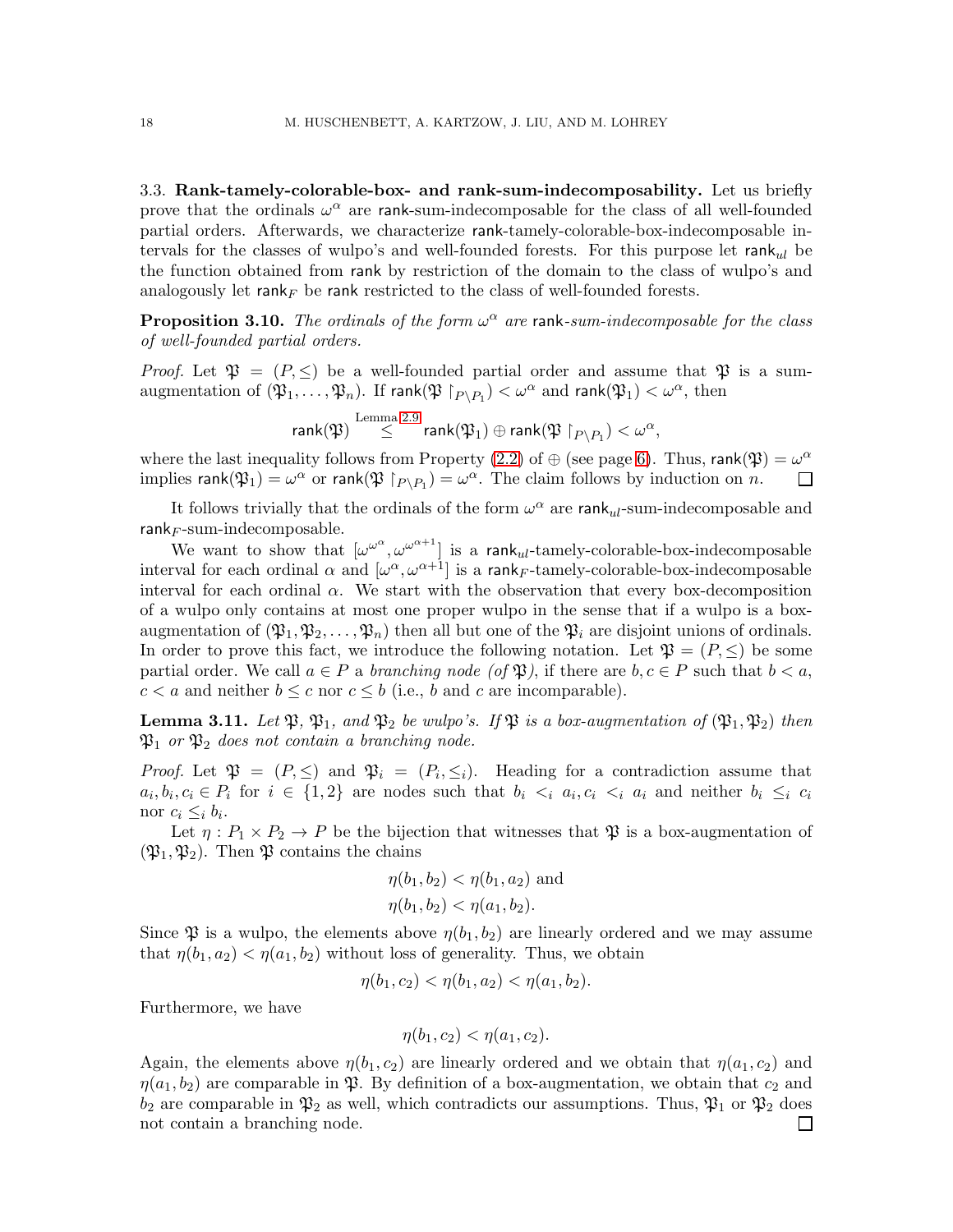### 3.3. Rank-tamely-colorable-box- and rank-sum-indecomposability.

Let us briefly prove that the ordinals $\omega^\alpha$ are $\mathsf{rank}$-sum-indecomposable for the class of all well-founded partial orders. Afterwards, we characterize $\mathsf{rank}$-tamely-colorable-box-indecomposable intervals for the classes of wulpo's and well-founded forests. For this purpose let $\mathsf{rank}_{ul}$ be the function obtained from $\mathsf{rank}$ by restriction of the domain to the class of wulpo's and analogously let $\mathsf{rank}_F$ be $\mathsf{rank}$ restricted to the class of well-founded forests.

**Proposition 3.10.** *The ordinals of the form $\omega^\alpha$ are $\mathsf{rank}$-sum-indecomposable for the class of well-founded partial orders.*

*Proof.* Let $\mathfrak{P} = (P, \leq)$ be a well-founded partial order and assume that $\mathfrak{P}$ is a sum-augmentation of $(\mathfrak{P}_1, \ldots, \mathfrak{P}_n)$. If $\mathsf{rank}(\mathfrak{P}\restriction_{P\setminus P_1}) < \omega^\alpha$ and $\mathsf{rank}(\mathfrak{P}_1) < \omega^\alpha$, then

$$\mathsf{rank}(\mathfrak{P}) \overset{\text{Lemma 2.9}}{\leq} \mathsf{rank}(\mathfrak{P}_1) \oplus \mathsf{rank}(\mathfrak{P}\restriction_{P\setminus P_1}) < \omega^\alpha,$$

where the last inequality follows from Property (2.2) of $\oplus$ (see page 6). Thus, $\mathsf{rank}(\mathfrak{P}) = \omega^\alpha$ implies $\mathsf{rank}(\mathfrak{P}_1) = \omega^\alpha$ or $\mathsf{rank}(\mathfrak{P}\restriction_{P\setminus P_1}) = \omega^\alpha$. The claim follows by induction on $n$. $\square$

It follows trivially that the ordinals of the form $\omega^\alpha$ are $\mathsf{rank}_{ul}$-sum-indecomposable and $\mathsf{rank}_F$-sum-indecomposable.

We want to show that $[\omega^{\omega^\alpha}, \omega^{\omega^{\alpha+1}}]$ is a $\mathsf{rank}_{ul}$-tamely-colorable-box-indecomposable interval for each ordinal $\alpha$ and $[\omega^\alpha, \omega^{\alpha+1}]$ is a $\mathsf{rank}_F$-tamely-colorable-box-indecomposable interval for each ordinal $\alpha$. We start with the observation that every box-decomposition of a wulpo only contains at most one proper wulpo in the sense that if a wulpo is a box-augmentation of $(\mathfrak{P}_1, \mathfrak{P}_2, \ldots, \mathfrak{P}_n)$ then all but one of the $\mathfrak{P}_i$ are disjoint unions of ordinals. In order to prove this fact, we introduce the following notation. Let $\mathfrak{P} = (P, \leq)$ be some partial order. We call $a \in P$ a *branching node (of $\mathfrak{P}$)*, if there are $b, c \in P$ such that $b < a$, $c < a$ and neither $b \leq c$ nor $c \leq b$ (i.e., $b$ and $c$ are incomparable).

**Lemma 3.11.** *Let $\mathfrak{P}$, $\mathfrak{P}_1$, and $\mathfrak{P}_2$ be wulpo's. If $\mathfrak{P}$ is a box-augmentation of $(\mathfrak{P}_1, \mathfrak{P}_2)$ then $\mathfrak{P}_1$ or $\mathfrak{P}_2$ does not contain a branching node.*

*Proof.* Let $\mathfrak{P} = (P, \leq)$ and $\mathfrak{P}_i = (P_i, \leq_i)$. Heading for a contradiction assume that $a_i, b_i, c_i \in P_i$ for $i \in \{1, 2\}$ are nodes such that $b_i <_i a_i, c_i <_i a_i$ and neither $b_i \leq_i c_i$ nor $c_i \leq_i b_i$.

Let $\eta : P_1 \times P_2 \to P$ be the bijection that witnesses that $\mathfrak{P}$ is a box-augmentation of $(\mathfrak{P}_1, \mathfrak{P}_2)$. Then $\mathfrak{P}$ contains the chains

$$\eta(b_1, b_2) < \eta(b_1, a_2) \text{ and}$$
$$\eta(b_1, b_2) < \eta(a_1, b_2).$$

Since $\mathfrak{P}$ is a wulpo, the elements above $\eta(b_1, b_2)$ are linearly ordered and we may assume that $\eta(b_1, a_2) < \eta(a_1, b_2)$ without loss of generality. Thus, we obtain

$$\eta(b_1, c_2) < \eta(b_1, a_2) < \eta(a_1, b_2).$$

Furthermore, we have

$$\eta(b_1, c_2) < \eta(a_1, c_2).$$

Again, the elements above $\eta(b_1, c_2)$ are linearly ordered and we obtain that $\eta(a_1, c_2)$ and $\eta(a_1, b_2)$ are comparable in $\mathfrak{P}$. By definition of a box-augmentation, we obtain that $c_2$ and $b_2$ are comparable in $\mathfrak{P}_2$ as well, which contradicts our assumptions. Thus, $\mathfrak{P}_1$ or $\mathfrak{P}_2$ does not contain a branching node. $\square$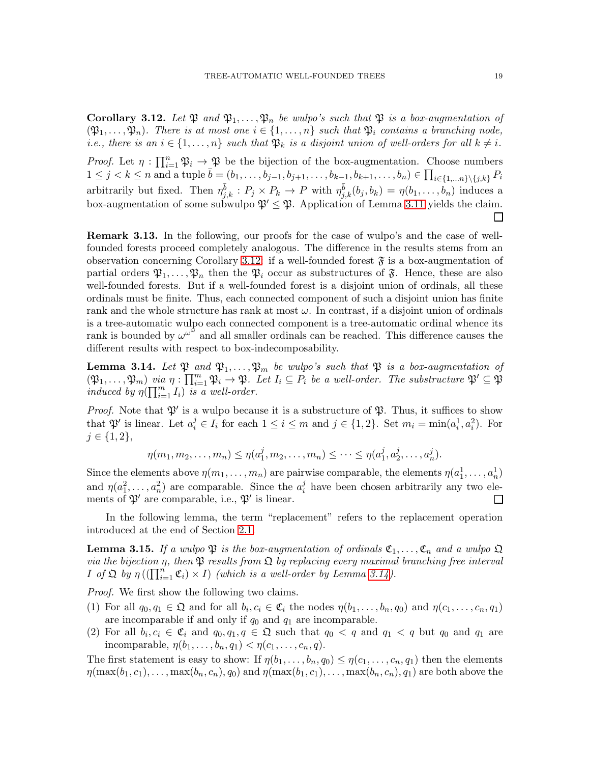**Corollary 3.12.** *Let $\mathfrak{P}$ and $\mathfrak{P}_1, \dots, \mathfrak{P}_n$ be wulpo's such that $\mathfrak{P}$ is a box-augmentation of $(\mathfrak{P}_1, \dots, \mathfrak{P}_n)$. There is at most one $i \in \{1, \dots, n\}$ such that $\mathfrak{P}_i$ contains a branching node, i.e., there is an $i \in \{1, \dots, n\}$ such that $\mathfrak{P}_k$ is a disjoint union of well-orders for all $k \neq i$.*

*Proof.* Let $\eta : \prod_{i=1}^n \mathfrak{P}_i \to \mathfrak{P}$ be the bijection of the box-augmentation. Choose numbers $1 \leq j < k \leq n$ and a tuple $\bar{b} = (b_1, \dots, b_{j-1}, b_{j+1}, \dots, b_{k-1}, b_{k+1}, \dots, b_n) \in \prod_{i \in \{1,\dots n\} \setminus \{j,k\}} P_i$ arbitrarily but fixed. Then $\eta^{\bar{b}}_{j,k} : P_j \times P_k \to P$ with $\eta^{\bar{b}}_{j,k}(b_j, b_k) = \eta(b_1, \dots, b_n)$ induces a box-augmentation of some subwulpo $\mathfrak{P}' \leq \mathfrak{P}$. Application of Lemma 3.11 yields the claim. □

**Remark 3.13.** In the following, our proofs for the case of wulpo's and the case of well-founded forests proceed completely analogous. The difference in the results stems from an observation concerning Corollary 3.12: if a well-founded forest $\mathfrak{F}$ is a box-augmentation of partial orders $\mathfrak{P}_1, \dots, \mathfrak{P}_n$ then the $\mathfrak{P}_i$ occur as substructures of $\mathfrak{F}$. Hence, these are also well-founded forests. But if a well-founded forest is a disjoint union of ordinals, all these ordinals must be finite. Thus, each connected component of such a disjoint union has finite rank and the whole structure has rank at most $\omega$. In contrast, if a disjoint union of ordinals is a tree-automatic wulpo each connected component is a tree-automatic ordinal whence its rank is bounded by $\omega^{\omega^\omega}$ and all smaller ordinals can be reached. This difference causes the different results with respect to box-indecomposability.

**Lemma 3.14.** *Let $\mathfrak{P}$ and $\mathfrak{P}_1, \dots, \mathfrak{P}_m$ be wulpo's such that $\mathfrak{P}$ is a box-augmentation of $(\mathfrak{P}_1, \dots, \mathfrak{P}_m)$ via $\eta : \prod_{i=1}^m \mathfrak{P}_i \to \mathfrak{P}$. Let $I_i \subseteq P_i$ be a well-order. The substructure $\mathfrak{P}' \subseteq \mathfrak{P}$ induced by $\eta(\prod_{i=1}^m I_i)$ is a well-order.*

*Proof.* Note that $\mathfrak{P}'$ is a wulpo because it is a substructure of $\mathfrak{P}$. Thus, it suffices to show that $\mathfrak{P}'$ is linear. Let $a_i^j \in I_i$ for each $1 \leq i \leq m$ and $j \in \{1, 2\}$. Set $m_i = \min(a_i^1, a_i^2)$. For $j \in \{1, 2\}$,

$$\eta(m_1, m_2, \dots, m_n) \leq \eta(a_1^j, m_2, \dots, m_n) \leq \dots \leq \eta(a_1^j, a_2^j, \dots, a_n^j).$$

Since the elements above $\eta(m_1, \dots, m_n)$ are pairwise comparable, the elements $\eta(a_1^1, \dots, a_n^1)$ and $\eta(a_1^2, \dots, a_n^2)$ are comparable. Since the $a_i^j$ have been chosen arbitrarily any two elements of $\mathfrak{P}'$ are comparable, i.e., $\mathfrak{P}'$ is linear. □

In the following lemma, the term "replacement" refers to the replacement operation introduced at the end of Section 2.1.

**Lemma 3.15.** *If a wulpo $\mathfrak{P}$ is the box-augmentation of ordinals $\mathfrak{C}_1, \dots, \mathfrak{C}_n$ and a wulpo $\mathfrak{Q}$ via the bijection $\eta$, then $\mathfrak{P}$ results from $\mathfrak{Q}$ by replacing every maximal branching free interval $I$ of $\mathfrak{Q}$ by $\eta\left((\prod_{i=1}^n \mathfrak{C}_i) \times I\right)$ (which is a well-order by Lemma 3.14).*

*Proof.* We first show the following two claims.

(1) For all $q_0, q_1 \in \mathfrak{Q}$ and for all $b_i, c_i \in \mathfrak{C}_i$ the nodes $\eta(b_1, \dots, b_n, q_0)$ and $\eta(c_1, \dots, c_n, q_1)$ are incomparable if and only if $q_0$ and $q_1$ are incomparable.
(2) For all $b_i, c_i \in \mathfrak{C}_i$ and $q_0, q_1, q \in \mathfrak{Q}$ such that $q_0 < q$ and $q_1 < q$ but $q_0$ and $q_1$ are incomparable, $\eta(b_1, \dots, b_n, q_1) < \eta(c_1, \dots, c_n, q)$.

The first statement is easy to show: If $\eta(b_1, \dots, b_n, q_0) \leq \eta(c_1, \dots, c_n, q_1)$ then the elements $\eta(\max(b_1, c_1), \dots, \max(b_n, c_n), q_0)$ and $\eta(\max(b_1, c_1), \dots, \max(b_n, c_n), q_1)$ are both above the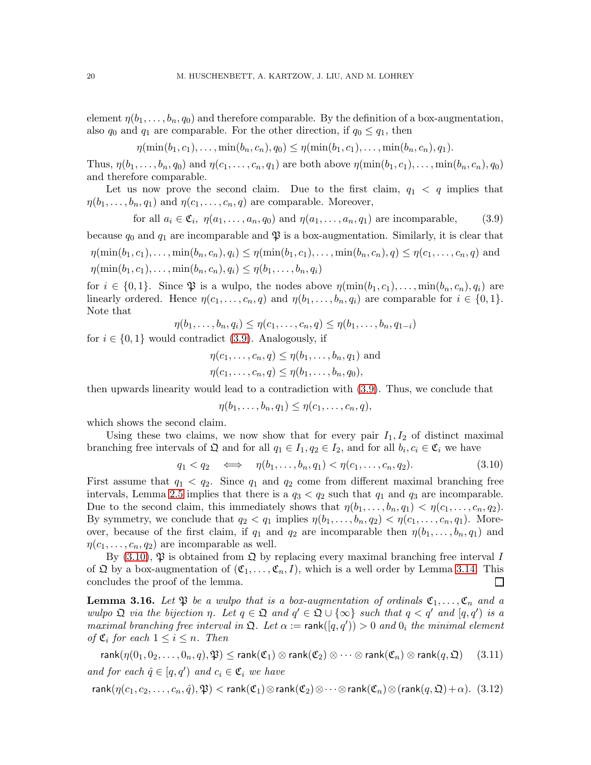element $\eta(b_1, \ldots, b_n, q_0)$ and therefore comparable. By the definition of a box-augmentation, also $q_0$ and $q_1$ are comparable. For the other direction, if $q_0 \leq q_1$, then

$$\eta(\min(b_1, c_1), \ldots, \min(b_n, c_n), q_0) \leq \eta(\min(b_1, c_1), \ldots, \min(b_n, c_n), q_1).$$

Thus, $\eta(b_1, \ldots, b_n, q_0)$ and $\eta(c_1, \ldots, c_n, q_1)$ are both above $\eta(\min(b_1, c_1), \ldots, \min(b_n, c_n), q_0)$ and therefore comparable.

Let us now prove the second claim. Due to the first claim, $q_1 < q$ implies that $\eta(b_1, \ldots, b_n, q_1)$ and $\eta(c_1, \ldots, c_n, q)$ are comparable. Moreover,

$$\text{for all } a_i \in \mathfrak{C}_i,\ \eta(a_1, \ldots, a_n, q_0) \text{ and } \eta(a_1, \ldots, a_n, q_1) \text{ are incomparable,} \tag{3.9}$$

because $q_0$ and $q_1$ are incomparable and $\mathfrak{P}$ is a box-augmentation. Similarly, it is clear that

$\eta(\min(b_1, c_1), \ldots, \min(b_n, c_n), q_i) \leq \eta(\min(b_1, c_1), \ldots, \min(b_n, c_n), q) \leq \eta(c_1, \ldots, c_n, q)$ and

$\eta(\min(b_1, c_1), \ldots, \min(b_n, c_n), q_i) \leq \eta(b_1, \ldots, b_n, q_i)$

for $i \in \{0, 1\}$. Since $\mathfrak{P}$ is a wulpo, the nodes above $\eta(\min(b_1, c_1), \ldots, \min(b_n, c_n), q_i)$ are linearly ordered. Hence $\eta(c_1, \ldots, c_n, q)$ and $\eta(b_1, \ldots, b_n, q_i)$ are comparable for $i \in \{0, 1\}$. Note that

$$\eta(b_1, \ldots, b_n, q_i) \leq \eta(c_1, \ldots, c_n, q) \leq \eta(b_1, \ldots, b_n, q_{1-i})$$

for $i \in \{0, 1\}$ would contradict (3.9). Analogously, if

$$\eta(c_1, \ldots, c_n, q) \leq \eta(b_1, \ldots, b_n, q_1) \text{ and}$$
$$\eta(c_1, \ldots, c_n, q) \leq \eta(b_1, \ldots, b_n, q_0),$$

then upwards linearity would lead to a contradiction with (3.9). Thus, we conclude that

$$\eta(b_1, \ldots, b_n, q_1) \leq \eta(c_1, \ldots, c_n, q),$$

which shows the second claim.

Using these two claims, we now show that for every pair $I_1, I_2$ of distinct maximal branching free intervals of $\mathfrak{Q}$ and for all $q_1 \in I_1, q_2 \in I_2$, and for all $b_i, c_i \in \mathfrak{C}_i$ we have

$$q_1 < q_2 \iff \eta(b_1, \ldots, b_n, q_1) < \eta(c_1, \ldots, c_n, q_2). \tag{3.10}$$

First assume that $q_1 < q_2$. Since $q_1$ and $q_2$ come from different maximal branching free intervals, Lemma 2.5 implies that there is a $q_3 < q_2$ such that $q_1$ and $q_3$ are incomparable. Due to the second claim, this immediately shows that $\eta(b_1, \ldots, b_n, q_1) < \eta(c_1, \ldots, c_n, q_2)$. By symmetry, we conclude that $q_2 < q_1$ implies $\eta(b_1, \ldots, b_n, q_2) < \eta(c_1, \ldots, c_n, q_1)$. Moreover, because of the first claim, if $q_1$ and $q_2$ are incomparable then $\eta(b_1, \ldots, b_n, q_1)$ and $\eta(c_1, \ldots, c_n, q_2)$ are incomparable as well.

By (3.10), $\mathfrak{P}$ is obtained from $\mathfrak{Q}$ by replacing every maximal branching free interval $I$ of $\mathfrak{Q}$ by a box-augmentation of $(\mathfrak{C}_1, \ldots, \mathfrak{C}_n, I)$, which is a well order by Lemma 3.14. This concludes the proof of the lemma. $\square$

**Lemma 3.16.** *Let $\mathfrak{P}$ be a wulpo that is a box-augmentation of ordinals $\mathfrak{C}_1, \ldots, \mathfrak{C}_n$ and a wulpo $\mathfrak{Q}$ via the bijection $\eta$. Let $q \in \mathfrak{Q}$ and $q' \in \mathfrak{Q} \cup \{\infty\}$ such that $q < q'$ and $[q, q')$ is a maximal branching free interval in $\mathfrak{Q}$. Let $\alpha := \mathsf{rank}([q, q')) > 0$ and $0_i$ the minimal element of $\mathfrak{C}_i$ for each $1 \leq i \leq n$. Then*

$$\mathsf{rank}(\eta(0_1, 0_2, \ldots, 0_n, q), \mathfrak{P}) \leq \mathsf{rank}(\mathfrak{C}_1) \otimes \mathsf{rank}(\mathfrak{C}_2) \otimes \cdots \otimes \mathsf{rank}(\mathfrak{C}_n) \otimes \mathsf{rank}(q, \mathfrak{Q}) \tag{3.11}$$

*and for each $\hat{q} \in [q, q')$ and $c_i \in \mathfrak{C}_i$ we have*

$$\mathsf{rank}(\eta(c_1, c_2, \ldots, c_n, \hat{q}), \mathfrak{P}) < \mathsf{rank}(\mathfrak{C}_1) \otimes \mathsf{rank}(\mathfrak{C}_2) \otimes \cdots \otimes \mathsf{rank}(\mathfrak{C}_n) \otimes (\mathsf{rank}(q, \mathfrak{Q}) + \alpha). \tag{3.12}$$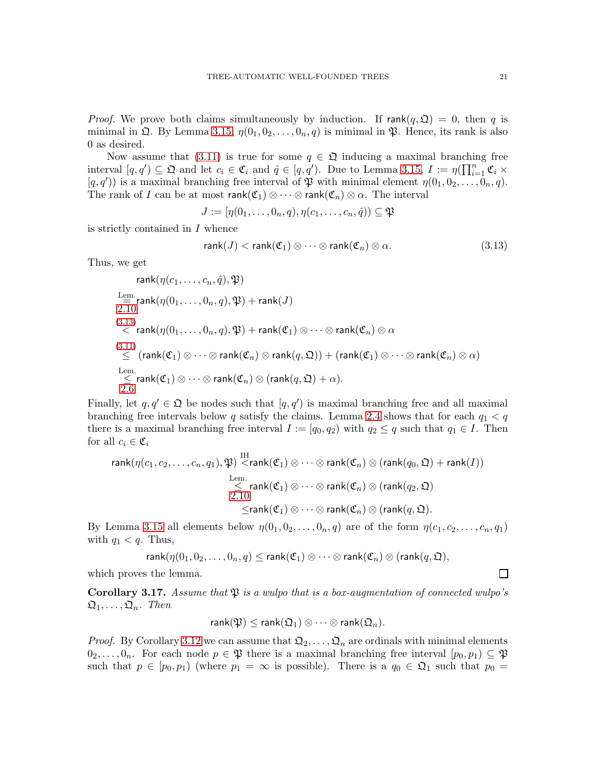*Proof.* We prove both claims simultaneously by induction. If $\mathsf{rank}(q,\mathfrak{Q}) = 0$, then $q$ is minimal in $\mathfrak{Q}$. By Lemma 3.15, $\eta(0_1, 0_2, \dots, 0_n, q)$ is minimal in $\mathfrak{P}$. Hence, its rank is also 0 as desired.

Now assume that (3.11) is true for some $q \in \mathfrak{Q}$ inducing a maximal branching free interval $[q, q') \subseteq \mathfrak{Q}$ and let $c_i \in \mathfrak{C}_i$ and $\hat{q} \in [q, q')$. Due to Lemma 3.15, $I := \eta(\prod_{i=1}^{n} \mathfrak{C}_i \times [q, q'))$ is a maximal branching free interval of $\mathfrak{P}$ with minimal element $\eta(0_1, 0_2, \dots, 0_n, q)$. The rank of $I$ can be at most $\mathsf{rank}(\mathfrak{C}_1) \otimes \cdots \otimes \mathsf{rank}(\mathfrak{C}_n) \otimes \alpha$. The interval

$$J := [\eta(0_1, \dots, 0_n, q), \eta(c_1, \dots, c_n, \hat{q})) \subseteq \mathfrak{P}$$

is strictly contained in $I$ whence

$$\mathsf{rank}(J) < \mathsf{rank}(\mathfrak{C}_1) \otimes \cdots \otimes \mathsf{rank}(\mathfrak{C}_n) \otimes \alpha. \tag{3.13}$$

Thus, we get

$$\begin{aligned}
&\mathsf{rank}(\eta(c_1, \dots, c_n, \hat{q}), \mathfrak{P}) \\
&\overset{\text{Lem. 2.10}}{=} \mathsf{rank}(\eta(0_1, \dots, 0_n, q), \mathfrak{P}) + \mathsf{rank}(J) \\
&\overset{(3.13)}{<} \mathsf{rank}(\eta(0_1, \dots, 0_n, q), \mathfrak{P}) + \mathsf{rank}(\mathfrak{C}_1) \otimes \cdots \otimes \mathsf{rank}(\mathfrak{C}_n) \otimes \alpha \\
&\overset{(3.11)}{\leq} (\mathsf{rank}(\mathfrak{C}_1) \otimes \cdots \otimes \mathsf{rank}(\mathfrak{C}_n) \otimes \mathsf{rank}(q, \mathfrak{Q})) + (\mathsf{rank}(\mathfrak{C}_1) \otimes \cdots \otimes \mathsf{rank}(\mathfrak{C}_n) \otimes \alpha) \\
&\overset{\text{Lem. 2.6}}{\leq} \mathsf{rank}(\mathfrak{C}_1) \otimes \cdots \otimes \mathsf{rank}(\mathfrak{C}_n) \otimes (\mathsf{rank}(q, \mathfrak{Q}) + \alpha).
\end{aligned}$$

Finally, let $q, q' \in \mathfrak{Q}$ be nodes such that $[q, q')$ is maximal branching free and all maximal branching free intervals below $q$ satisfy the claims. Lemma 2.4 shows that for each $q_1 < q$ there is a maximal branching free interval $I := [q_0, q_2)$ with $q_2 \leq q$ such that $q_1 \in I$. Then for all $c_i \in \mathfrak{C}_i$

$$\begin{aligned}
\mathsf{rank}(\eta(c_1, c_2, \dots, c_n, q_1), \mathfrak{P}) &\overset{\text{IH}}{<} \mathsf{rank}(\mathfrak{C}_1) \otimes \cdots \otimes \mathsf{rank}(\mathfrak{C}_n) \otimes (\mathsf{rank}(q_0, \mathfrak{Q}) + \mathsf{rank}(I)) \\
&\overset{\text{Lem. 2.10}}{\leq} \mathsf{rank}(\mathfrak{C}_1) \otimes \cdots \otimes \mathsf{rank}(\mathfrak{C}_n) \otimes (\mathsf{rank}(q_2, \mathfrak{Q}) \\
&\leq \mathsf{rank}(\mathfrak{C}_1) \otimes \cdots \otimes \mathsf{rank}(\mathfrak{C}_n) \otimes (\mathsf{rank}(q, \mathfrak{Q}).
\end{aligned}$$

By Lemma 3.15 all elements below $\eta(0_1, 0_2, \dots, 0_n, q)$ are of the form $\eta(c_1, c_2, \dots, c_n, q_1)$ with $q_1 < q$. Thus,

$$\mathsf{rank}(\eta(0_1, 0_2, \dots, 0_n, q) \leq \mathsf{rank}(\mathfrak{C}_1) \otimes \cdots \otimes \mathsf{rank}(\mathfrak{C}_n) \otimes (\mathsf{rank}(q, \mathfrak{Q}),$$

which proves the lemma. $\square$

**Corollary 3.17.** *Assume that $\mathfrak{P}$ is a wulpo that is a box-augmentation of connected wulpo's $\mathfrak{Q}_1, \dots, \mathfrak{Q}_n$. Then*

$$\mathsf{rank}(\mathfrak{P}) \leq \mathsf{rank}(\mathfrak{Q}_1) \otimes \cdots \otimes \mathsf{rank}(\mathfrak{Q}_n).$$

*Proof.* By Corollary 3.12 we can assume that $\mathfrak{Q}_2, \dots, \mathfrak{Q}_n$ are ordinals with minimal elements $0_2, \dots, 0_n$. For each node $p \in \mathfrak{P}$ there is a maximal branching free interval $[p_0, p_1) \subseteq \mathfrak{P}$ such that $p \in [p_0, p_1)$ (where $p_1 = \infty$ is possible). There is a $q_0 \in \mathfrak{Q}_1$ such that $p_0 =$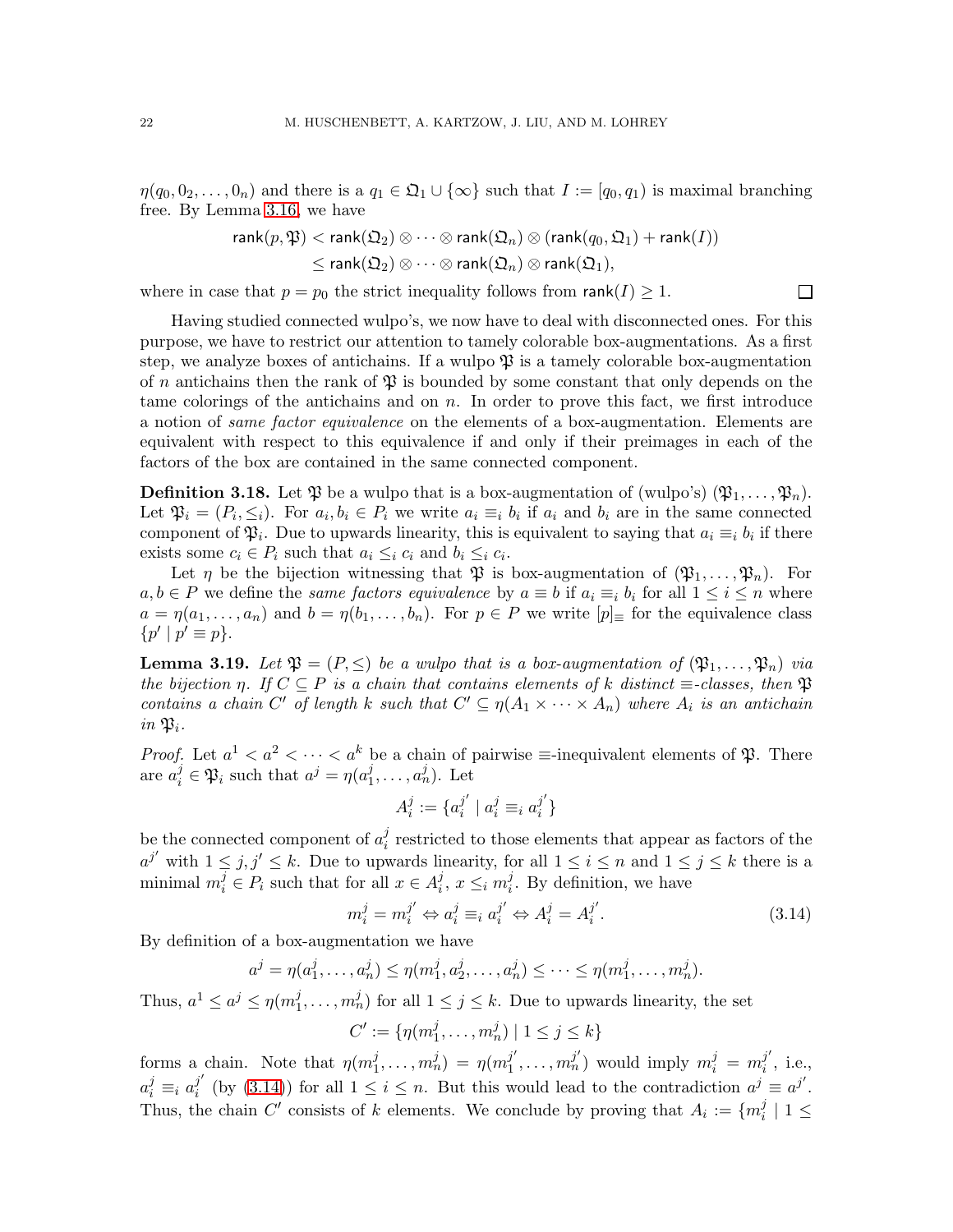$\eta(q_0, 0_2, \dots, 0_n)$ and there is a $q_1 \in \mathfrak{Q}_1 \cup \{\infty\}$ such that $I := [q_0, q_1)$ is maximal branching free. By Lemma 3.16, we have

$$\begin{aligned}
\mathsf{rank}(p, \mathfrak{P}) &< \mathsf{rank}(\mathfrak{Q}_2) \otimes \cdots \otimes \mathsf{rank}(\mathfrak{Q}_n) \otimes (\mathsf{rank}(q_0, \mathfrak{Q}_1) + \mathsf{rank}(I)) \\
&\leq \mathsf{rank}(\mathfrak{Q}_2) \otimes \cdots \otimes \mathsf{rank}(\mathfrak{Q}_n) \otimes \mathsf{rank}(\mathfrak{Q}_1),
\end{aligned}$$

where in case that $p = p_0$ the strict inequality follows from $\mathsf{rank}(I) \geq 1$. $\square$

Having studied connected wulpo's, we now have to deal with disconnected ones. For this purpose, we have to restrict our attention to tamely colorable box-augmentations. As a first step, we analyze boxes of antichains. If a wulpo $\mathfrak{P}$ is a tamely colorable box-augmentation of $n$ antichains then the rank of $\mathfrak{P}$ is bounded by some constant that only depends on the tame colorings of the antichains and on $n$. In order to prove this fact, we first introduce a notion of *same factor equivalence* on the elements of a box-augmentation. Elements are equivalent with respect to this equivalence if and only if their preimages in each of the factors of the box are contained in the same connected component.

**Definition 3.18.** Let $\mathfrak{P}$ be a wulpo that is a box-augmentation of (wulpo's) $(\mathfrak{P}_1, \dots, \mathfrak{P}_n)$. Let $\mathfrak{P}_i = (P_i, \leq_i)$. For $a_i, b_i \in P_i$ we write $a_i \equiv_i b_i$ if $a_i$ and $b_i$ are in the same connected component of $\mathfrak{P}_i$. Due to upwards linearity, this is equivalent to saying that $a_i \equiv_i b_i$ if there exists some $c_i \in P_i$ such that $a_i \leq_i c_i$ and $b_i \leq_i c_i$.

Let $\eta$ be the bijection witnessing that $\mathfrak{P}$ is box-augmentation of $(\mathfrak{P}_1, \dots, \mathfrak{P}_n)$. For $a, b \in P$ we define the *same factors equivalence* by $a \equiv b$ if $a_i \equiv_i b_i$ for all $1 \leq i \leq n$ where $a = \eta(a_1, \dots, a_n)$ and $b = \eta(b_1, \dots, b_n)$. For $p \in P$ we write $[p]_\equiv$ for the equivalence class $\{p' \mid p' \equiv p\}$.

**Lemma 3.19.** *Let $\mathfrak{P} = (P, \leq)$ be a wulpo that is a box-augmentation of $(\mathfrak{P}_1, \dots, \mathfrak{P}_n)$ via the bijection $\eta$. If $C \subseteq P$ is a chain that contains elements of $k$ distinct $\equiv$-classes, then $\mathfrak{P}$ contains a chain $C'$ of length $k$ such that $C' \subseteq \eta(A_1 \times \cdots \times A_n)$ where $A_i$ is an antichain in $\mathfrak{P}_i$.*

*Proof.* Let $a^1 < a^2 < \cdots < a^k$ be a chain of pairwise $\equiv$-inequivalent elements of $\mathfrak{P}$. There are $a_i^j \in \mathfrak{P}_i$ such that $a^j = \eta(a_1^j, \dots, a_n^j)$. Let

$$A_i^j := \{a_i^{j'} \mid a_i^j \equiv_i a_i^{j'}\}$$

be the connected component of $a_i^j$ restricted to those elements that appear as factors of the $a^{j'}$ with $1 \leq j, j' \leq k$. Due to upwards linearity, for all $1 \leq i \leq n$ and $1 \leq j \leq k$ there is a minimal $m_i^j \in P_i$ such that for all $x \in A_i^j$, $x \leq_i m_i^j$. By definition, we have

$$m_i^j = m_i^{j'} \Leftrightarrow a_i^j \equiv_i a_i^{j'} \Leftrightarrow A_i^j = A_i^{j'}. \tag{3.14}$$

By definition of a box-augmentation we have

$$a^j = \eta(a_1^j, \dots, a_n^j) \leq \eta(m_1^j, a_2^j, \dots, a_n^j) \leq \cdots \leq \eta(m_1^j, \dots, m_n^j).$$

Thus, $a^1 \leq a^j \leq \eta(m_1^j, \dots, m_n^j)$ for all $1 \leq j \leq k$. Due to upwards linearity, the set

$$C' := \{\eta(m_1^j, \dots, m_n^j) \mid 1 \leq j \leq k\}$$

forms a chain. Note that $\eta(m_1^j, \dots, m_n^j) = \eta(m_1^{j'}, \dots, m_n^{j'})$ would imply $m_i^j = m_i^{j'}$, i.e., $a_i^j \equiv_i a_i^{j'}$ (by (3.14)) for all $1 \leq i \leq n$. But this would lead to the contradiction $a^j \equiv a^{j'}$. Thus, the chain $C'$ consists of $k$ elements. We conclude by proving that $A_i := \{m_i^j \mid 1 \leq$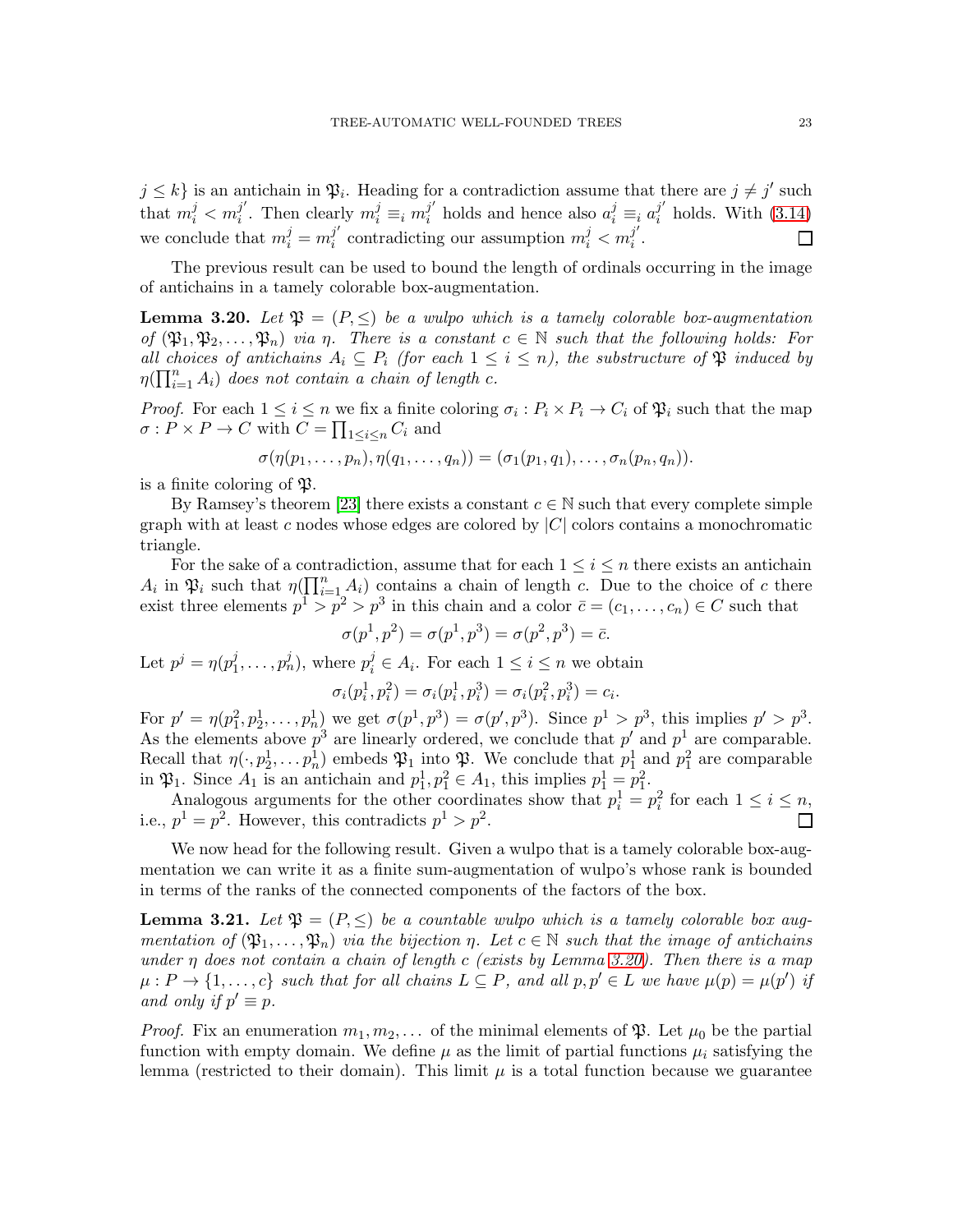$j \leq k\}$ is an antichain in $\mathfrak{P}_i$. Heading for a contradiction assume that there are $j \neq j'$ such that $m_i^j < m_i^{j'}$. Then clearly $m_i^j \equiv_i m_i^{j'}$ holds and hence also $a_i^j \equiv_i a_i^{j'}$ holds. With (3.14) we conclude that $m_i^j = m_i^{j'}$ contradicting our assumption $m_i^j < m_i^{j'}$. ☐

The previous result can be used to bound the length of ordinals occurring in the image of antichains in a tamely colorable box-augmentation.

**Lemma 3.20.** *Let $\mathfrak{P} = (P, \leq)$ be a wulpo which is a tamely colorable box-augmentation of $(\mathfrak{P}_1, \mathfrak{P}_2, \dots, \mathfrak{P}_n)$ via $\eta$. There is a constant $c \in \mathbb{N}$ such that the following holds: For all choices of antichains $A_i \subseteq P_i$ (for each $1 \leq i \leq n$), the substructure of $\mathfrak{P}$ induced by $\eta(\prod_{i=1}^n A_i)$ does not contain a chain of length $c$.*

*Proof.* For each $1 \leq i \leq n$ we fix a finite coloring $\sigma_i : P_i \times P_i \to C_i$ of $\mathfrak{P}_i$ such that the map $\sigma : P \times P \to C$ with $C = \prod_{1 \leq i \leq n} C_i$ and

$$\sigma(\eta(p_1, \dots, p_n), \eta(q_1, \dots, q_n)) = (\sigma_1(p_1, q_1), \dots, \sigma_n(p_n, q_n)).$$

is a finite coloring of $\mathfrak{P}$.

By Ramsey's theorem [23] there exists a constant $c \in \mathbb{N}$ such that every complete simple graph with at least $c$ nodes whose edges are colored by $|C|$ colors contains a monochromatic triangle.

For the sake of a contradiction, assume that for each $1 \leq i \leq n$ there exists an antichain $A_i$ in $\mathfrak{P}_i$ such that $\eta(\prod_{i=1}^n A_i)$ contains a chain of length $c$. Due to the choice of $c$ there exist three elements $p^1 > p^2 > p^3$ in this chain and a color $\bar{c} = (c_1, \dots, c_n) \in C$ such that

$$\sigma(p^1, p^2) = \sigma(p^1, p^3) = \sigma(p^2, p^3) = \bar{c}.$$

Let $p^j = \eta(p_1^j, \dots, p_n^j)$, where $p_i^j \in A_i$. For each $1 \leq i \leq n$ we obtain

$$\sigma_i(p_i^1, p_i^2) = \sigma_i(p_i^1, p_i^3) = \sigma_i(p_i^2, p_i^3) = c_i.$$

For $p' = \eta(p_1^2, p_2^1, \dots, p_n^1)$ we get $\sigma(p^1, p^3) = \sigma(p', p^3)$. Since $p^1 > p^3$, this implies $p' > p^3$. As the elements above $p^3$ are linearly ordered, we conclude that $p'$ and $p^1$ are comparable. Recall that $\eta(\cdot, p_2^1, \dots p_n^1)$ embeds $\mathfrak{P}_1$ into $\mathfrak{P}$. We conclude that $p_1^1$ and $p_1^2$ are comparable in $\mathfrak{P}_1$. Since $A_1$ is an antichain and $p_1^1, p_1^2 \in A_1$, this implies $p_1^1 = p_1^2$.

Analogous arguments for the other coordinates show that $p_i^1 = p_i^2$ for each $1 \leq i \leq n$, i.e., $p^1 = p^2$. However, this contradicts $p^1 > p^2$. ☐

We now head for the following result. Given a wulpo that is a tamely colorable box-augmentation we can write it as a finite sum-augmentation of wulpo's whose rank is bounded in terms of the ranks of the connected components of the factors of the box.

**Lemma 3.21.** *Let $\mathfrak{P} = (P, \leq)$ be a countable wulpo which is a tamely colorable box augmentation of $(\mathfrak{P}_1, \dots, \mathfrak{P}_n)$ via the bijection $\eta$. Let $c \in \mathbb{N}$ such that the image of antichains under $\eta$ does not contain a chain of length $c$ (exists by Lemma 3.20). Then there is a map $\mu : P \to \{1, \dots, c\}$ such that for all chains $L \subseteq P$, and all $p, p' \in L$ we have $\mu(p) = \mu(p')$ if and only if $p' \equiv p$.*

*Proof.* Fix an enumeration $m_1, m_2, \dots$ of the minimal elements of $\mathfrak{P}$. Let $\mu_0$ be the partial function with empty domain. We define $\mu$ as the limit of partial functions $\mu_i$ satisfying the lemma (restricted to their domain). This limit $\mu$ is a total function because we guarantee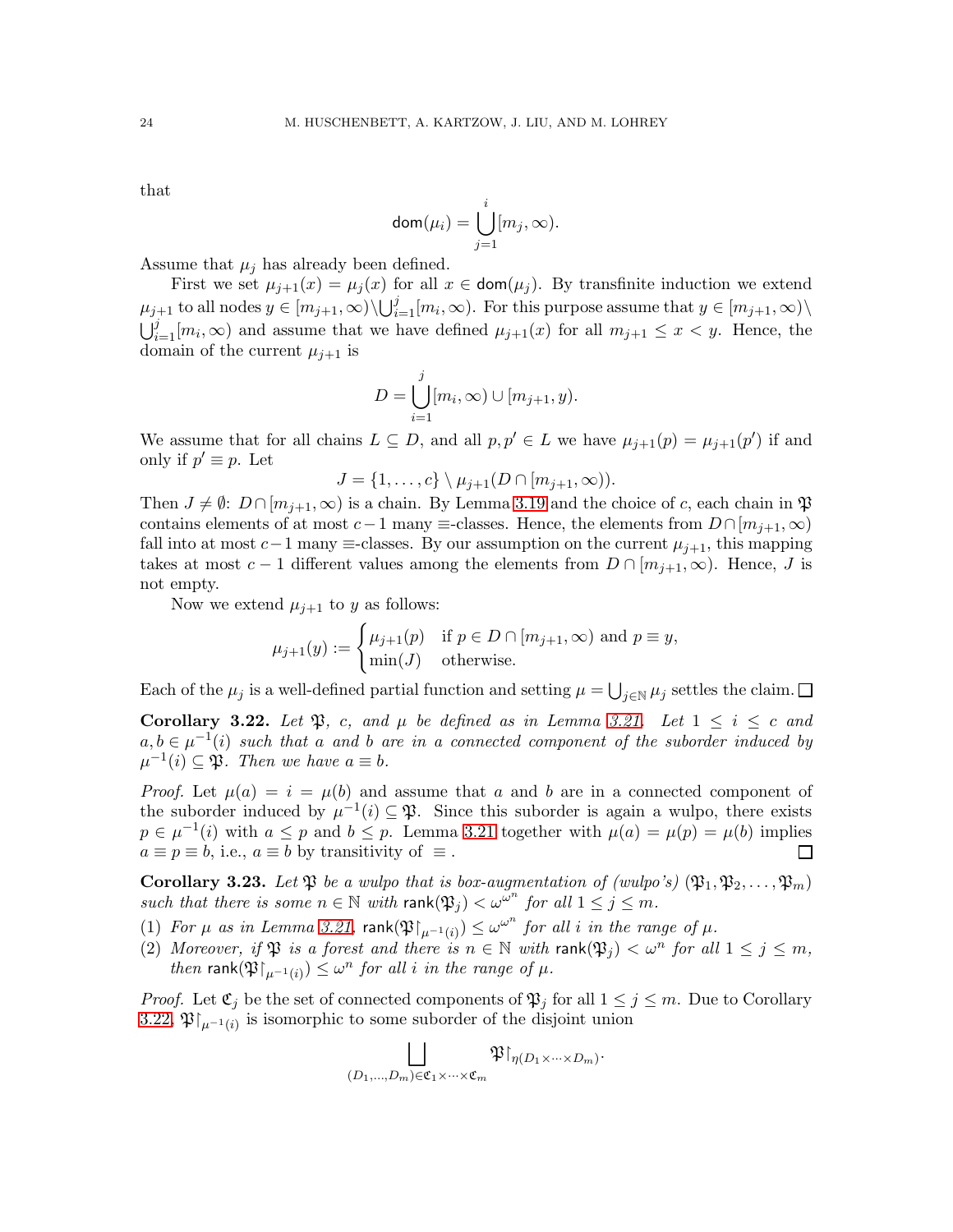that

$$\mathsf{dom}(\mu_i) = \bigcup_{j=1}^{i} [m_j, \infty).$$

Assume that $\mu_j$ has already been defined.

First we set $\mu_{j+1}(x) = \mu_j(x)$ for all $x \in \mathsf{dom}(\mu_j)$. By transfinite induction we extend $\mu_{j+1}$ to all nodes $y \in [m_{j+1}, \infty) \setminus \bigcup_{i=1}^{j} [m_i, \infty)$. For this purpose assume that $y \in [m_{j+1}, \infty) \setminus \bigcup_{i=1}^{j} [m_i, \infty)$ and assume that we have defined $\mu_{j+1}(x)$ for all $m_{j+1} \le x < y$. Hence, the domain of the current $\mu_{j+1}$ is

$$D = \bigcup_{i=1}^{j} [m_i, \infty) \cup [m_{j+1}, y).$$

We assume that for all chains $L \subseteq D$, and all $p, p' \in L$ we have $\mu_{j+1}(p) = \mu_{j+1}(p')$ if and only if $p' \equiv p$. Let

$$J = \{1, \ldots, c\} \setminus \mu_{j+1}(D \cap [m_{j+1}, \infty)).$$

Then $J \neq \emptyset$: $D \cap [m_{j+1}, \infty)$ is a chain. By Lemma 3.19 and the choice of $c$, each chain in $\mathfrak{P}$ contains elements of at most $c-1$ many $\equiv$-classes. Hence, the elements from $D \cap [m_{j+1}, \infty)$ fall into at most $c-1$ many $\equiv$-classes. By our assumption on the current $\mu_{j+1}$, this mapping takes at most $c-1$ different values among the elements from $D \cap [m_{j+1}, \infty)$. Hence, $J$ is not empty.

Now we extend $\mu_{j+1}$ to $y$ as follows:

$$\mu_{j+1}(y) := \begin{cases} \mu_{j+1}(p) & \text{if } p \in D \cap [m_{j+1}, \infty) \text{ and } p \equiv y, \\ \min(J) & \text{otherwise.} \end{cases}$$

Each of the $\mu_j$ is a well-defined partial function and setting $\mu = \bigcup_{j \in \mathbb{N}} \mu_j$ settles the claim. ☐

**Corollary 3.22.** *Let $\mathfrak{P}$, $c$, and $\mu$ be defined as in Lemma 3.21. Let $1 \le i \le c$ and $a, b \in \mu^{-1}(i)$ such that $a$ and $b$ are in a connected component of the suborder induced by $\mu^{-1}(i) \subseteq \mathfrak{P}$. Then we have $a \equiv b$.*

*Proof.* Let $\mu(a) = i = \mu(b)$ and assume that $a$ and $b$ are in a connected component of the suborder induced by $\mu^{-1}(i) \subseteq \mathfrak{P}$. Since this suborder is again a wulpo, there exists $p \in \mu^{-1}(i)$ with $a \le p$ and $b \le p$. Lemma 3.21 together with $\mu(a) = \mu(p) = \mu(b)$ implies $a \equiv p \equiv b$, i.e., $a \equiv b$ by transitivity of $\equiv$. ☐

**Corollary 3.23.** *Let $\mathfrak{P}$ be a wulpo that is box-augmentation of (wulpo's) $(\mathfrak{P}_1, \mathfrak{P}_2, \ldots, \mathfrak{P}_m)$ such that there is some $n \in \mathbb{N}$ with $\mathsf{rank}(\mathfrak{P}_j) < \omega^{\omega^n}$ for all $1 \le j \le m$.*

1. *For $\mu$ as in Lemma 3.21, $\mathsf{rank}(\mathfrak{P}{\restriction}_{\mu^{-1}(i)}) \le \omega^{\omega^n}$ for all $i$ in the range of $\mu$.*
2. *Moreover, if $\mathfrak{P}$ is a forest and there is $n \in \mathbb{N}$ with $\mathsf{rank}(\mathfrak{P}_j) < \omega^n$ for all $1 \le j \le m$, then $\mathsf{rank}(\mathfrak{P}{\restriction}_{\mu^{-1}(i)}) \le \omega^n$ for all $i$ in the range of $\mu$.*

*Proof.* Let $\mathfrak{C}_j$ be the set of connected components of $\mathfrak{P}_j$ for all $1 \le j \le m$. Due to Corollary 3.22, $\mathfrak{P}{\restriction}_{\mu^{-1}(i)}$ is isomorphic to some suborder of the disjoint union

$$\bigsqcup_{(D_1, \ldots, D_m) \in \mathfrak{C}_1 \times \cdots \times \mathfrak{C}_m} \mathfrak{P}{\restriction}_{\eta(D_1 \times \cdots \times D_m)}.$$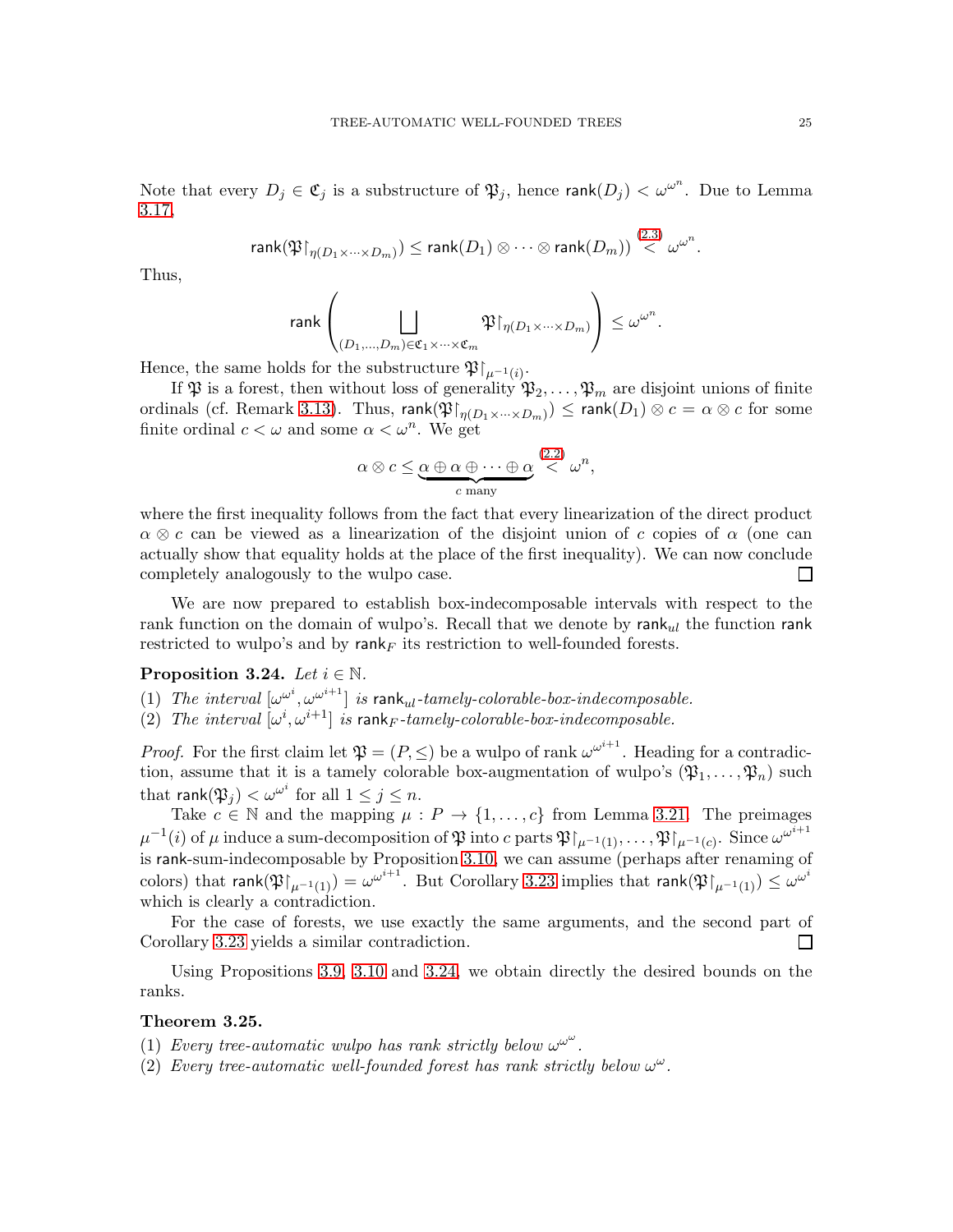Note that every $D_j \in \mathfrak{C}_j$ is a substructure of $\mathfrak{P}_j$, hence $\mathsf{rank}(D_j) < \omega^{\omega^n}$. Due to Lemma 3.17,

$$\mathsf{rank}(\mathfrak{P}{\restriction}_{\eta(D_1\times\cdots\times D_m)}) \leq \mathsf{rank}(D_1) \otimes \cdots \otimes \mathsf{rank}(D_m)) \overset{(2.3)}{<} \omega^{\omega^n}.$$

Thus,

$$\mathsf{rank}\left(\bigsqcup_{(D_1,\ldots,D_m)\in\mathfrak{C}_1\times\cdots\times\mathfrak{C}_m} \mathfrak{P}{\restriction}_{\eta(D_1\times\cdots\times D_m)}\right) \leq \omega^{\omega^n}.$$

Hence, the same holds for the substructure $\mathfrak{P}{\restriction}_{\mu^{-1}(i)}$.

If $\mathfrak{P}$ is a forest, then without loss of generality $\mathfrak{P}_2, \ldots, \mathfrak{P}_m$ are disjoint unions of finite ordinals (cf. Remark 3.13). Thus, $\mathsf{rank}(\mathfrak{P}{\restriction}_{\eta(D_1\times\cdots\times D_m)}) \leq \mathsf{rank}(D_1) \otimes c = \alpha \otimes c$ for some finite ordinal $c < \omega$ and some $\alpha < \omega^n$. We get

$$\alpha \otimes c \leq \underbrace{\alpha \oplus \alpha \oplus \cdots \oplus \alpha}_{c \text{ many}} \overset{(2.2)}{<} \omega^n,$$

where the first inequality follows from the fact that every linearization of the direct product $\alpha \otimes c$ can be viewed as a linearization of the disjoint union of $c$ copies of $\alpha$ (one can actually show that equality holds at the place of the first inequality). We can now conclude completely analogously to the wulpo case. $\square$

We are now prepared to establish box-indecomposable intervals with respect to the rank function on the domain of wulpo's. Recall that we denote by $\mathsf{rank}_{ul}$ the function $\mathsf{rank}$ restricted to wulpo's and by $\mathsf{rank}_F$ its restriction to well-founded forests.

**Proposition 3.24.** *Let $i \in \mathbb{N}$.*

1. *The interval $[\omega^{\omega^i}, \omega^{\omega^{i+1}}]$ is $\mathsf{rank}_{ul}$-tamely-colorable-box-indecomposable.*
2. *The interval $[\omega^i, \omega^{i+1}]$ is $\mathsf{rank}_F$-tamely-colorable-box-indecomposable.*

*Proof.* For the first claim let $\mathfrak{P} = (P, \leq)$ be a wulpo of rank $\omega^{\omega^{i+1}}$. Heading for a contradiction, assume that it is a tamely colorable box-augmentation of wulpo's $(\mathfrak{P}_1, \ldots, \mathfrak{P}_n)$ such that $\mathsf{rank}(\mathfrak{P}_j) < \omega^{\omega^i}$ for all $1 \leq j \leq n$.

Take $c \in \mathbb{N}$ and the mapping $\mu : P \to \{1, \ldots, c\}$ from Lemma 3.21. The preimages $\mu^{-1}(i)$ of $\mu$ induce a sum-decomposition of $\mathfrak{P}$ into $c$ parts $\mathfrak{P}{\restriction}_{\mu^{-1}(1)}, \ldots, \mathfrak{P}{\restriction}_{\mu^{-1}(c)}$. Since $\omega^{\omega^{i+1}}$ is $\mathsf{rank}$-sum-indecomposable by Proposition 3.10, we can assume (perhaps after renaming of colors) that $\mathsf{rank}(\mathfrak{P}{\restriction}_{\mu^{-1}(1)}) = \omega^{\omega^{i+1}}$. But Corollary 3.23 implies that $\mathsf{rank}(\mathfrak{P}{\restriction}_{\mu^{-1}(1)}) \leq \omega^{\omega^i}$ which is clearly a contradiction.

For the case of forests, we use exactly the same arguments, and the second part of Corollary 3.23 yields a similar contradiction. $\square$

Using Propositions 3.9, 3.10 and 3.24, we obtain directly the desired bounds on the ranks.

**Theorem 3.25.**

1. *Every tree-automatic wulpo has rank strictly below $\omega^{\omega^\omega}$.*
2. *Every tree-automatic well-founded forest has rank strictly below $\omega^\omega$.*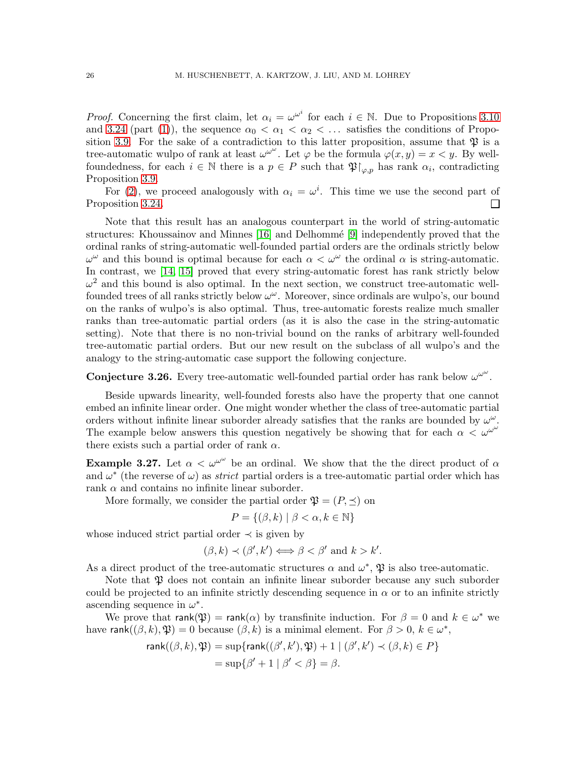*Proof.* Concerning the first claim, let $\alpha_i = \omega^{\omega^i}$ for each $i \in \mathbb{N}$. Due to Propositions 3.10 and 3.24 (part (1)), the sequence $\alpha_0 < \alpha_1 < \alpha_2 < \dots$ satisfies the conditions of Proposition 3.9. For the sake of a contradiction to this latter proposition, assume that $\mathfrak{P}$ is a tree-automatic wulpo of rank at least $\omega^{\omega^\omega}$. Let $\varphi$ be the formula $\varphi(x, y) = x < y$. By well-foundedness, for each $i \in \mathbb{N}$ there is a $p \in P$ such that $\mathfrak{P}{\restriction_{\varphi,p}}$ has rank $\alpha_i$, contradicting Proposition 3.9.

For (2), we proceed analogously with $\alpha_i = \omega^i$. This time we use the second part of Proposition 3.24. ☐

Note that this result has an analogous counterpart in the world of string-automatic structures: Khoussainov and Minnes [16] and Delhommé [9] independently proved that the ordinal ranks of string-automatic well-founded partial orders are the ordinals strictly below $\omega^\omega$ and this bound is optimal because for each $\alpha < \omega^\omega$ the ordinal $\alpha$ is string-automatic. In contrast, we [14, 15] proved that every string-automatic forest has rank strictly below $\omega^2$ and this bound is also optimal. In the next section, we construct tree-automatic well-founded trees of all ranks strictly below $\omega^\omega$. Moreover, since ordinals are wulpo's, our bound on the ranks of wulpo's is also optimal. Thus, tree-automatic forests realize much smaller ranks than tree-automatic partial orders (as it is also the case in the string-automatic setting). Note that there is no non-trivial bound on the ranks of arbitrary well-founded tree-automatic partial orders. But our new result on the subclass of all wulpo's and the analogy to the string-automatic case support the following conjecture.

**Conjecture 3.26.** Every tree-automatic well-founded partial order has rank below $\omega^{\omega^\omega}$.

Beside upwards linearity, well-founded forests also have the property that one cannot embed an infinite linear order. One might wonder whether the class of tree-automatic partial orders without infinite linear suborder already satisfies that the ranks are bounded by $\omega^\omega$. The example below answers this question negatively be showing that for each $\alpha < \omega^{\omega^\omega}$ there exists such a partial order of rank $\alpha$.

**Example 3.27.** Let $\alpha < \omega^{\omega^\omega}$ be an ordinal. We show that the the direct product of $\alpha$ and $\omega^*$ (the reverse of $\omega$) as *strict* partial orders is a tree-automatic partial order which has rank $\alpha$ and contains no infinite linear suborder.

More formally, we consider the partial order $\mathfrak{P} = (P, \preceq)$ on

$$P = \{(\beta, k) \mid \beta < \alpha, k \in \mathbb{N}\}$$

whose induced strict partial order $\prec$ is given by

$$(\beta, k) \prec (\beta', k') \iff \beta < \beta' \text{ and } k > k'.$$

As a direct product of the tree-automatic structures $\alpha$ and $\omega^*$, $\mathfrak{P}$ is also tree-automatic.

Note that $\mathfrak{P}$ does not contain an infinite linear suborder because any such suborder could be projected to an infinite strictly descending sequence in $\alpha$ or to an infinite strictly ascending sequence in $\omega^*$.

We prove that $\mathsf{rank}(\mathfrak{P}) = \mathsf{rank}(\alpha)$ by transfinite induction. For $\beta = 0$ and $k \in \omega^*$ we have $\mathsf{rank}((\beta, k), \mathfrak{P}) = 0$ because $(\beta, k)$ is a minimal element. For $\beta > 0$, $k \in \omega^*$,

$$\begin{aligned}
\mathsf{rank}((\beta, k), \mathfrak{P}) &= \sup\{\mathsf{rank}((\beta', k'), \mathfrak{P}) + 1 \mid (\beta', k') \prec (\beta, k) \in P\} \\
&= \sup\{\beta' + 1 \mid \beta' < \beta\} = \beta.
\end{aligned}$$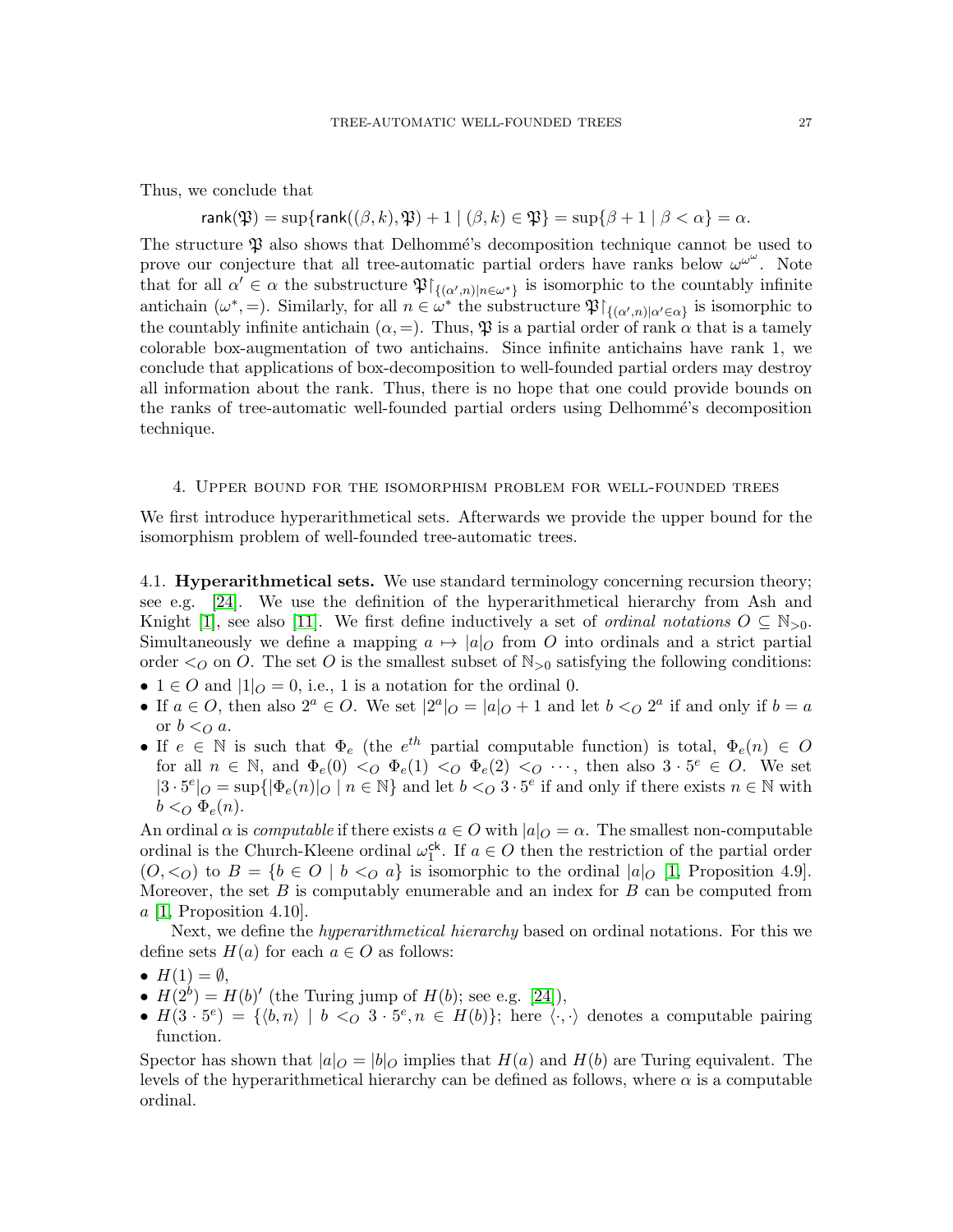Thus, we conclude that

$$\mathsf{rank}(\mathfrak{P}) = \sup\{\mathsf{rank}((\beta, k), \mathfrak{P}) + 1 \mid (\beta, k) \in \mathfrak{P}\} = \sup\{\beta + 1 \mid \beta < \alpha\} = \alpha.$$

The structure $\mathfrak{P}$ also shows that Delhommé's decomposition technique cannot be used to prove our conjecture that all tree-automatic partial orders have ranks below $\omega^{\omega^\omega}$. Note that for all $\alpha' \in \alpha$ the substructure $\mathfrak{P}\restriction_{\{(\alpha',n) \mid n \in \omega^*\}}$ is isomorphic to the countably infinite antichain $(\omega^*, =)$. Similarly, for all $n \in \omega^*$ the substructure $\mathfrak{P}\restriction_{\{(\alpha',n) \mid \alpha' \in \alpha\}}$ is isomorphic to the countably infinite antichain $(\alpha, =)$. Thus, $\mathfrak{P}$ is a partial order of rank $\alpha$ that is a tamely colorable box-augmentation of two antichains. Since infinite antichains have rank 1, we conclude that applications of box-decomposition to well-founded partial orders may destroy all information about the rank. Thus, there is no hope that one could provide bounds on the ranks of tree-automatic well-founded partial orders using Delhommé's decomposition technique.

## 4. Upper bound for the isomorphism problem for well-founded trees

We first introduce hyperarithmetical sets. Afterwards we provide the upper bound for the isomorphism problem of well-founded tree-automatic trees.

### 4.1. Hyperarithmetical sets.

We use standard terminology concerning recursion theory; see e.g. [24]. We use the definition of the hyperarithmetical hierarchy from Ash and Knight [1], see also [11]. We first define inductively a set of *ordinal notations* $O \subseteq \mathbb{N}_{>0}$. Simultaneously we define a mapping $a \mapsto |a|_O$ from $O$ into ordinals and a strict partial order $<_O$ on $O$. The set $O$ is the smallest subset of $\mathbb{N}_{>0}$ satisfying the following conditions:

- $1 \in O$ and $|1|_O = 0$, i.e., 1 is a notation for the ordinal 0.
- If $a \in O$, then also $2^a \in O$. We set $|2^a|_O = |a|_O + 1$ and let $b <_O 2^a$ if and only if $b = a$ or $b <_O a$.
- If $e \in \mathbb{N}$ is such that $\Phi_e$ (the $e^{th}$ partial computable function) is total, $\Phi_e(n) \in O$ for all $n \in \mathbb{N}$, and $\Phi_e(0) <_O \Phi_e(1) <_O \Phi_e(2) <_O \cdots$, then also $3 \cdot 5^e \in O$. We set $|3 \cdot 5^e|_O = \sup\{|\Phi_e(n)|_O \mid n \in \mathbb{N}\}$ and let $b <_O 3 \cdot 5^e$ if and only if there exists $n \in \mathbb{N}$ with $b <_O \Phi_e(n)$.

An ordinal $\alpha$ is *computable* if there exists $a \in O$ with $|a|_O = \alpha$. The smallest non-computable ordinal is the Church-Kleene ordinal $\omega_1^{\mathsf{ck}}$. If $a \in O$ then the restriction of the partial order $(O, <_O)$ to $B = \{b \in O \mid b <_O a\}$ is isomorphic to the ordinal $|a|_O$ [1, Proposition 4.9]. Moreover, the set $B$ is computably enumerable and an index for $B$ can be computed from $a$ [1, Proposition 4.10].

Next, we define the *hyperarithmetical hierarchy* based on ordinal notations. For this we define sets $H(a)$ for each $a \in O$ as follows:

- $H(1) = \emptyset$,
- $H(2^b) = H(b)'$ (the Turing jump of $H(b)$; see e.g. [24]),
- $H(3 \cdot 5^e) = \{\langle b, n\rangle \mid b <_O 3 \cdot 5^e, n \in H(b)\}$; here $\langle \cdot, \cdot \rangle$ denotes a computable pairing function.

Spector has shown that $|a|_O = |b|_O$ implies that $H(a)$ and $H(b)$ are Turing equivalent. The levels of the hyperarithmetical hierarchy can be defined as follows, where $\alpha$ is a computable ordinal.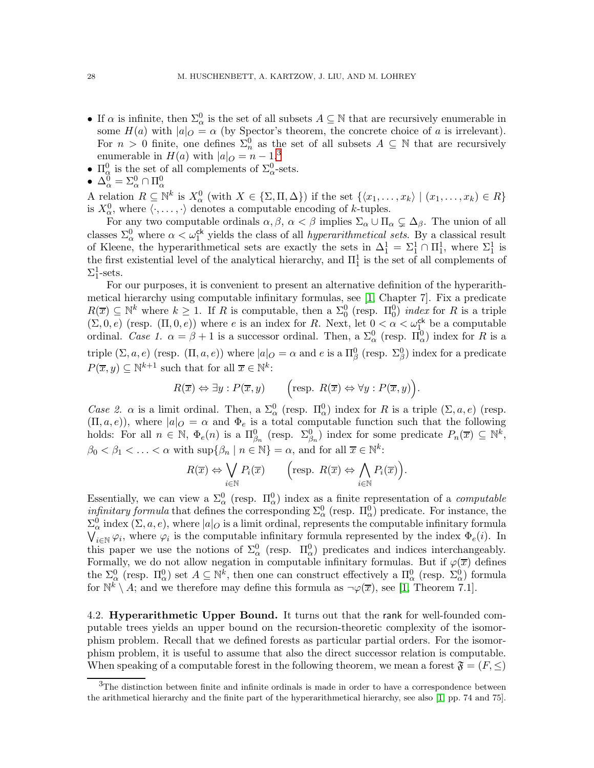- If $\alpha$ is infinite, then $\Sigma^0_\alpha$ is the set of all subsets $A \subseteq \mathbb{N}$ that are recursively enumerable in some $H(a)$ with $|a|_O = \alpha$ (by Spector's theorem, the concrete choice of $a$ is irrelevant). For $n > 0$ finite, one defines $\Sigma^0_n$ as the set of all subsets $A \subseteq \mathbb{N}$ that are recursively enumerable in $H(a)$ with $|a|_O = n-1$.[3]
- $\Pi^0_\alpha$ is the set of all complements of $\Sigma^0_\alpha$-sets.
- $\Delta^0_\alpha = \Sigma^0_\alpha \cap \Pi^0_\alpha$

A relation $R \subseteq \mathbb{N}^k$ is $X^0_\alpha$ (with $X \in \{\Sigma, \Pi, \Delta\}$) if the set $\{\langle x_1, \ldots, x_k\rangle \mid (x_1, \ldots, x_k) \in R\}$ is $X^0_\alpha$, where $\langle \cdot, \ldots, \cdot\rangle$ denotes a computable encoding of $k$-tuples.

For any two computable ordinals $\alpha, \beta$, $\alpha < \beta$ implies $\Sigma_\alpha \cup \Pi_\alpha \subsetneq \Delta_\beta$. The union of all classes $\Sigma^0_\alpha$ where $\alpha < \omega_1^{\mathsf{ck}}$ yields the class of all *hyperarithmetical sets*. By a classical result of Kleene, the hyperarithmetical sets are exactly the sets in $\Delta^1_1 = \Sigma^1_1 \cap \Pi^1_1$, where $\Sigma^1_1$ is the first existential level of the analytical hierarchy, and $\Pi^1_1$ is the set of all complements of $\Sigma^1_1$-sets.

For our purposes, it is convenient to present an alternative definition of the hyperarithmetical hierarchy using computable infinitary formulas, see [1, Chapter 7]. Fix a predicate $R(\overline{x}) \subseteq \mathbb{N}^k$ where $k \geq 1$. If $R$ is computable, then a $\Sigma^0_0$ (resp. $\Pi^0_0$) *index* for $R$ is a triple $(\Sigma, 0, e)$ (resp. $(\Pi, 0, e)$) where $e$ is an index for $R$. Next, let $0 < \alpha < \omega_1^{\mathsf{ck}}$ be a computable ordinal. *Case 1.* $\alpha = \beta + 1$ is a successor ordinal. Then, a $\Sigma^0_\alpha$ (resp. $\Pi^0_\alpha$) index for $R$ is a triple $(\Sigma, a, e)$ (resp. $(\Pi, a, e)$) where $|a|_O = \alpha$ and $e$ is a $\Pi^0_\beta$ (resp. $\Sigma^0_\beta$) index for a predicate $P(\overline{x}, y) \subseteq \mathbb{N}^{k+1}$ such that for all $\overline{x} \in \mathbb{N}^k$:

$$R(\overline{x}) \Leftrightarrow \exists y : P(\overline{x}, y) \qquad \Big(\text{resp. } R(\overline{x}) \Leftrightarrow \forall y : P(\overline{x}, y)\Big).$$

*Case 2.* $\alpha$ is a limit ordinal. Then, a $\Sigma^0_\alpha$ (resp. $\Pi^0_\alpha$) index for $R$ is a triple $(\Sigma, a, e)$ (resp. $(\Pi, a, e)$), where $|a|_O = \alpha$ and $\Phi_e$ is a total computable function such that the following holds: For all $n \in \mathbb{N}$, $\Phi_e(n)$ is a $\Pi^0_{\beta_n}$ (resp. $\Sigma^0_{\beta_n}$) index for some predicate $P_n(\overline{x}) \subseteq \mathbb{N}^k$, $\beta_0 < \beta_1 < \ldots < \alpha$ with $\sup\{\beta_n \mid n \in \mathbb{N}\} = \alpha$, and for all $\overline{x} \in \mathbb{N}^k$:

$$R(\overline{x}) \Leftrightarrow \bigvee_{i \in \mathbb{N}} P_i(\overline{x}) \qquad \Big(\text{resp. } R(\overline{x}) \Leftrightarrow \bigwedge_{i \in \mathbb{N}} P_i(\overline{x})\Big).$$

Essentially, we can view a $\Sigma^0_\alpha$ (resp. $\Pi^0_\alpha$) index as a finite representation of a *computable infinitary formula* that defines the corresponding $\Sigma^0_\alpha$ (resp. $\Pi^0_\alpha$) predicate. For instance, the $\Sigma^0_\alpha$ index $(\Sigma, a, e)$, where $|a|_O$ is a limit ordinal, represents the computable infinitary formula $\bigvee_{i \in \mathbb{N}} \varphi_i$, where $\varphi_i$ is the computable infinitary formula represented by the index $\Phi_e(i)$. In this paper we use the notions of $\Sigma^0_\alpha$ (resp. $\Pi^0_\alpha$) predicates and indices interchangeably. Formally, we do not allow negation in computable infinitary formulas. But if $\varphi(\overline{x})$ defines the $\Sigma^0_\alpha$ (resp. $\Pi^0_\alpha$) set $A \subseteq \mathbb{N}^k$, then one can construct effectively a $\Pi^0_\alpha$ (resp. $\Sigma^0_\alpha$) formula for $\mathbb{N}^k \setminus A$; and we therefore may define this formula as $\neg\varphi(\overline{x})$, see [1, Theorem 7.1].

4.2. **Hyperarithmetic Upper Bound.** It turns out that the $\mathsf{rank}$ for well-founded computable trees yields an upper bound on the recursion-theoretic complexity of the isomorphism problem. Recall that we defined forests as particular partial orders. For the isomorphism problem, it is useful to assume that also the direct successor relation is computable. When speaking of a computable forest in the following theorem, we mean a forest $\mathfrak{F} = (F, \leq)$

[3] The distinction between finite and infinite ordinals is made in order to have a correspondence between the arithmetical hierarchy and the finite part of the hyperarithmetical hierarchy, see also [1, pp. 74 and 75].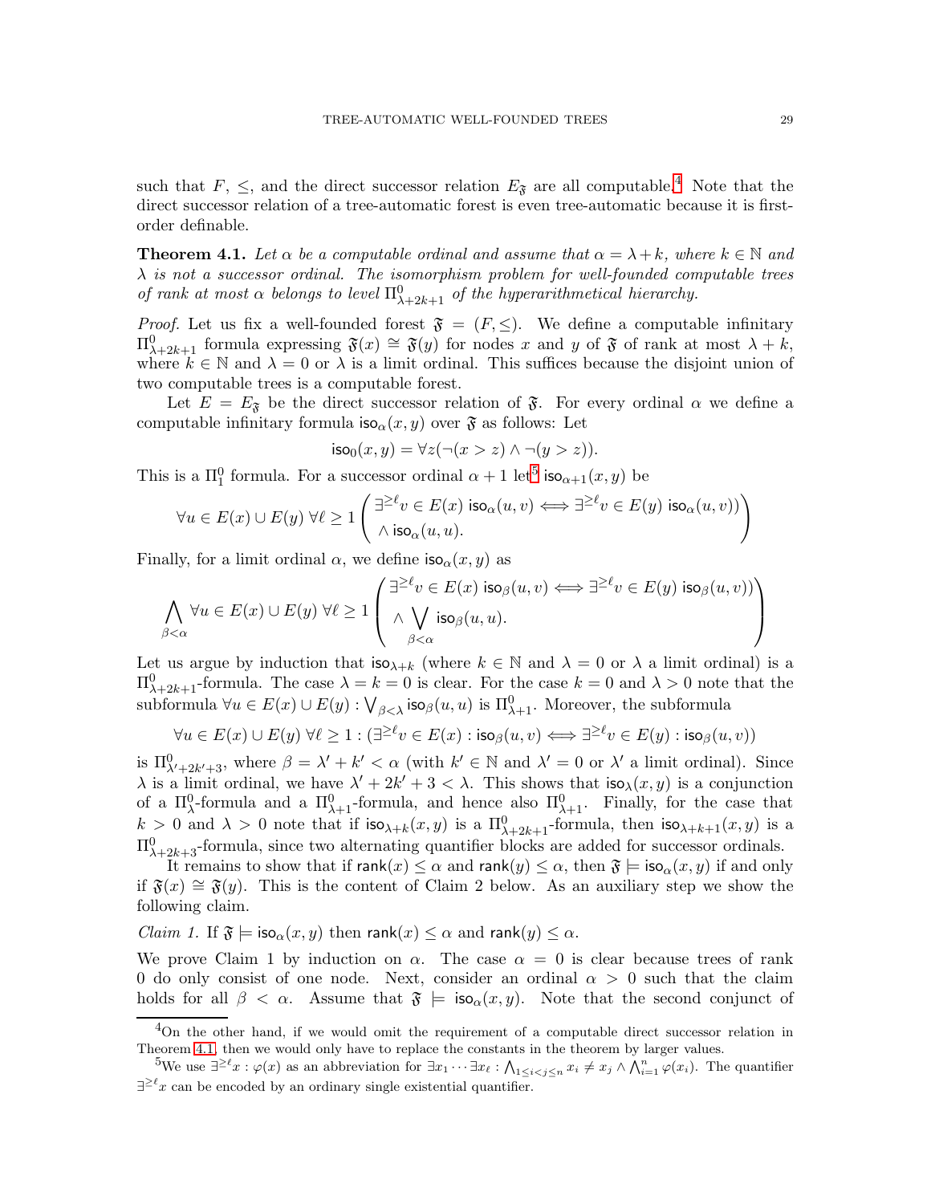such that $F$, $\leq$, and the direct successor relation $E_{\mathfrak{F}}$ are all computable.[4] Note that the direct successor relation of a tree-automatic forest is even tree-automatic because it is first-order definable.

**Theorem 4.1.** *Let $\alpha$ be a computable ordinal and assume that $\alpha = \lambda + k$, where $k \in \mathbb{N}$ and $\lambda$ is not a successor ordinal. The isomorphism problem for well-founded computable trees of rank at most $\alpha$ belongs to level $\Pi^0_{\lambda+2k+1}$ of the hyperarithmetical hierarchy.*

*Proof.* Let us fix a well-founded forest $\mathfrak{F} = (F, \leq)$. We define a computable infinitary $\Pi^0_{\lambda+2k+1}$ formula expressing $\mathfrak{F}(x) \cong \mathfrak{F}(y)$ for nodes $x$ and $y$ of $\mathfrak{F}$ of rank at most $\lambda + k$, where $k \in \mathbb{N}$ and $\lambda = 0$ or $\lambda$ is a limit ordinal. This suffices because the disjoint union of two computable trees is a computable forest.

Let $E = E_{\mathfrak{F}}$ be the direct successor relation of $\mathfrak{F}$. For every ordinal $\alpha$ we define a computable infinitary formula $\mathsf{iso}_\alpha(x, y)$ over $\mathfrak{F}$ as follows: Let

$$\mathsf{iso}_0(x, y) = \forall z(\neg(x > z) \wedge \neg(y > z)).$$

This is a $\Pi^0_1$ formula. For a successor ordinal $\alpha + 1$ let[5] $\mathsf{iso}_{\alpha+1}(x, y)$ be

$$\forall u \in E(x) \cup E(y)\ \forall \ell \geq 1 \left( \begin{array}{l} \exists^{\geq \ell} v \in E(x)\ \mathsf{iso}_\alpha(u, v) \iff \exists^{\geq \ell} v \in E(y)\ \mathsf{iso}_\alpha(u, v)) \\ \wedge\ \mathsf{iso}_\alpha(u, u). \end{array} \right)$$

Finally, for a limit ordinal $\alpha$, we define $\mathsf{iso}_\alpha(x, y)$ as

$$\bigwedge_{\beta < \alpha} \forall u \in E(x) \cup E(y)\ \forall \ell \geq 1 \left( \begin{array}{l} \exists^{\geq \ell} v \in E(x)\ \mathsf{iso}_\beta(u, v) \iff \exists^{\geq \ell} v \in E(y)\ \mathsf{iso}_\beta(u, v)) \\ \wedge \bigvee_{\beta < \alpha} \mathsf{iso}_\beta(u, u). \end{array} \right)$$

Let us argue by induction that $\mathsf{iso}_{\lambda+k}$ (where $k \in \mathbb{N}$ and $\lambda = 0$ or $\lambda$ a limit ordinal) is a $\Pi^0_{\lambda+2k+1}$-formula. The case $\lambda = k = 0$ is clear. For the case $k = 0$ and $\lambda > 0$ note that the subformula $\forall u \in E(x) \cup E(y) : \bigvee_{\beta<\lambda} \mathsf{iso}_\beta(u, u)$ is $\Pi^0_{\lambda+1}$. Moreover, the subformula

$$\forall u \in E(x) \cup E(y)\ \forall \ell \geq 1 : (\exists^{\geq \ell} v \in E(x) : \mathsf{iso}_\beta(u, v) \iff \exists^{\geq \ell} v \in E(y) : \mathsf{iso}_\beta(u, v))$$

is $\Pi^0_{\lambda'+2k'+3}$, where $\beta = \lambda' + k' < \alpha$ (with $k' \in \mathbb{N}$ and $\lambda' = 0$ or $\lambda'$ a limit ordinal). Since $\lambda$ is a limit ordinal, we have $\lambda' + 2k' + 3 < \lambda$. This shows that $\mathsf{iso}_\lambda(x, y)$ is a conjunction of a $\Pi^0_\lambda$-formula and a $\Pi^0_{\lambda+1}$-formula, and hence also $\Pi^0_{\lambda+1}$. Finally, for the case that $k > 0$ and $\lambda > 0$ note that if $\mathsf{iso}_{\lambda+k}(x, y)$ is a $\Pi^0_{\lambda+2k+1}$-formula, then $\mathsf{iso}_{\lambda+k+1}(x, y)$ is a $\Pi^0_{\lambda+2k+3}$-formula, since two alternating quantifier blocks are added for successor ordinals.

It remains to show that if $\mathsf{rank}(x) \leq \alpha$ and $\mathsf{rank}(y) \leq \alpha$, then $\mathfrak{F} \models \mathsf{iso}_\alpha(x, y)$ if and only if $\mathfrak{F}(x) \cong \mathfrak{F}(y)$. This is the content of Claim 2 below. As an auxiliary step we show the following claim.

*Claim 1.* If $\mathfrak{F} \models \mathsf{iso}_\alpha(x, y)$ then $\mathsf{rank}(x) \leq \alpha$ and $\mathsf{rank}(y) \leq \alpha$.

We prove Claim 1 by induction on $\alpha$. The case $\alpha = 0$ is clear because trees of rank 0 do only consist of one node. Next, consider an ordinal $\alpha > 0$ such that the claim holds for all $\beta < \alpha$. Assume that $\mathfrak{F} \models \mathsf{iso}_\alpha(x, y)$. Note that the second conjunct of

---

[4] On the other hand, if we would omit the requirement of a computable direct successor relation in Theorem 4.1, then we would only have to replace the constants in the theorem by larger values.

[5] We use $\exists^{\geq \ell} x : \varphi(x)$ as an abbreviation for $\exists x_1 \cdots \exists x_\ell : \bigwedge_{1 \leq i < j \leq n} x_i \neq x_j \wedge \bigwedge_{i=1}^n \varphi(x_i)$. The quantifier $\exists^{\geq \ell} x$ can be encoded by an ordinary single existential quantifier.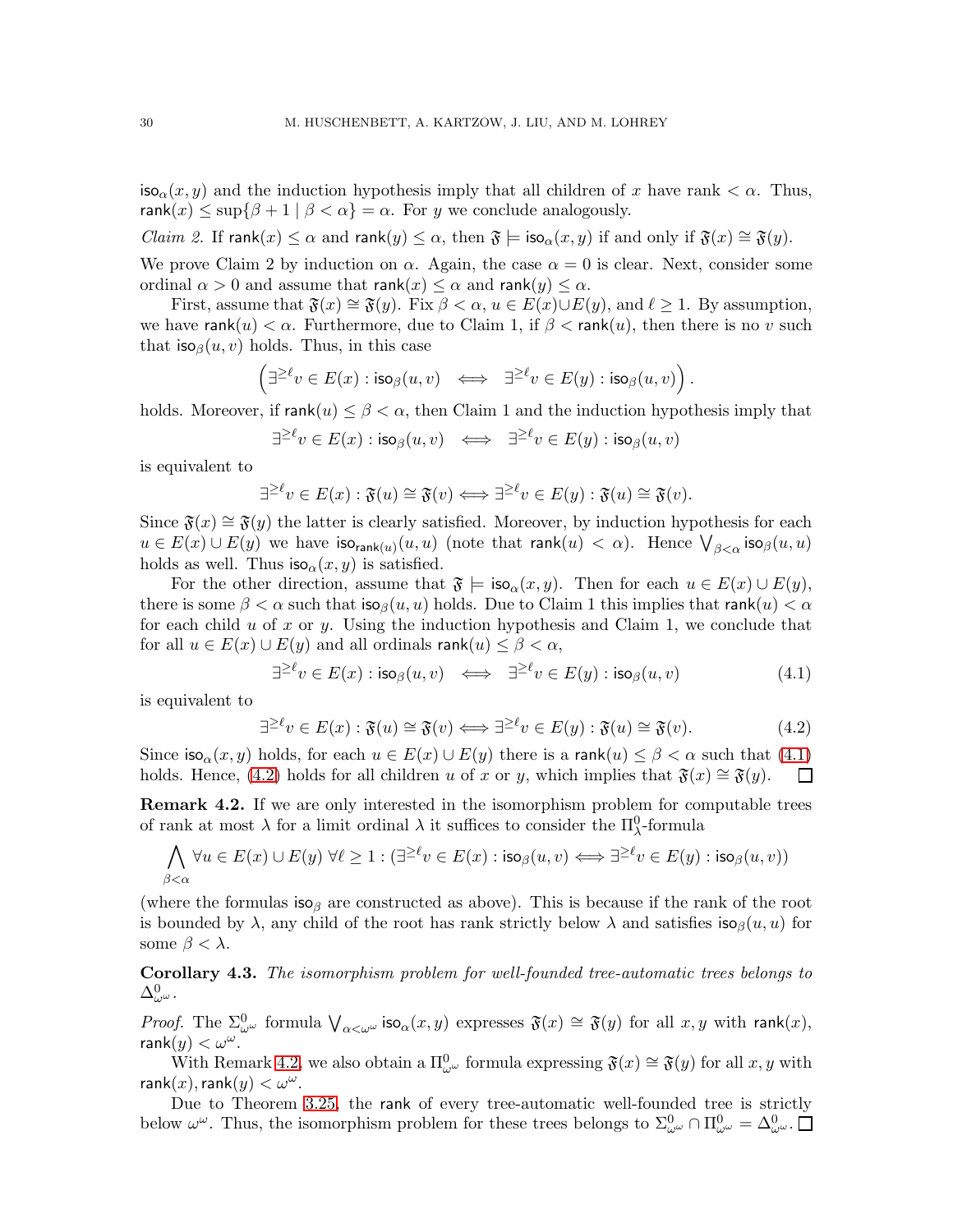$\mathsf{iso}_\alpha(x,y)$ and the induction hypothesis imply that all children of $x$ have rank $< \alpha$. Thus, $\mathsf{rank}(x) \le \sup\{\beta+1 \mid \beta < \alpha\} = \alpha$. For $y$ we conclude analogously.

*Claim 2.* If $\mathsf{rank}(x) \le \alpha$ and $\mathsf{rank}(y) \le \alpha$, then $\mathfrak{F} \models \mathsf{iso}_\alpha(x,y)$ if and only if $\mathfrak{F}(x) \cong \mathfrak{F}(y)$.

We prove Claim 2 by induction on $\alpha$. Again, the case $\alpha = 0$ is clear. Next, consider some ordinal $\alpha > 0$ and assume that $\mathsf{rank}(x) \le \alpha$ and $\mathsf{rank}(y) \le \alpha$.

First, assume that $\mathfrak{F}(x) \cong \mathfrak{F}(y)$. Fix $\beta < \alpha$, $u \in E(x) \cup E(y)$, and $\ell \ge 1$. By assumption, we have $\mathsf{rank}(u) < \alpha$. Furthermore, due to Claim 1, if $\beta < \mathsf{rank}(u)$, then there is no $v$ such that $\mathsf{iso}_\beta(u,v)$ holds. Thus, in this case

$$\left(\exists^{\ge \ell} v \in E(x) : \mathsf{iso}_\beta(u,v) \iff \exists^{\ge \ell} v \in E(y) : \mathsf{iso}_\beta(u,v)\right).$$

holds. Moreover, if $\mathsf{rank}(u) \le \beta < \alpha$, then Claim 1 and the induction hypothesis imply that

$$\exists^{\ge \ell} v \in E(x) : \mathsf{iso}_\beta(u,v) \iff \exists^{\ge \ell} v \in E(y) : \mathsf{iso}_\beta(u,v)$$

is equivalent to

$$\exists^{\ge \ell} v \in E(x) : \mathfrak{F}(u) \cong \mathfrak{F}(v) \iff \exists^{\ge \ell} v \in E(y) : \mathfrak{F}(u) \cong \mathfrak{F}(v).$$

Since $\mathfrak{F}(x) \cong \mathfrak{F}(y)$ the latter is clearly satisfied. Moreover, by induction hypothesis for each $u \in E(x) \cup E(y)$ we have $\mathsf{iso}_{\mathsf{rank}(u)}(u,u)$ (note that $\mathsf{rank}(u) < \alpha$). Hence $\bigvee_{\beta<\alpha} \mathsf{iso}_\beta(u,u)$ holds as well. Thus $\mathsf{iso}_\alpha(x,y)$ is satisfied.

For the other direction, assume that $\mathfrak{F} \models \mathsf{iso}_\alpha(x,y)$. Then for each $u \in E(x) \cup E(y)$, there is some $\beta < \alpha$ such that $\mathsf{iso}_\beta(u,u)$ holds. Due to Claim 1 this implies that $\mathsf{rank}(u) < \alpha$ for each child $u$ of $x$ or $y$. Using the induction hypothesis and Claim 1, we conclude that for all $u \in E(x) \cup E(y)$ and all ordinals $\mathsf{rank}(u) \le \beta < \alpha$,

$$\exists^{\ge \ell} v \in E(x) : \mathsf{iso}_\beta(u,v) \iff \exists^{\ge \ell} v \in E(y) : \mathsf{iso}_\beta(u,v) \tag{4.1}$$

is equivalent to

$$\exists^{\ge \ell} v \in E(x) : \mathfrak{F}(u) \cong \mathfrak{F}(v) \iff \exists^{\ge \ell} v \in E(y) : \mathfrak{F}(u) \cong \mathfrak{F}(v). \tag{4.2}$$

Since $\mathsf{iso}_\alpha(x,y)$ holds, for each $u \in E(x) \cup E(y)$ there is a $\mathsf{rank}(u) \le \beta < \alpha$ such that (4.1) holds. Hence, (4.2) holds for all children $u$ of $x$ or $y$, which implies that $\mathfrak{F}(x) \cong \mathfrak{F}(y)$. □

**Remark 4.2.** If we are only interested in the isomorphism problem for computable trees of rank at most $\lambda$ for a limit ordinal $\lambda$ it suffices to consider the $\Pi^0_\lambda$-formula

$$\bigwedge_{\beta<\alpha} \forall u \in E(x) \cup E(y)\ \forall \ell \ge 1 : (\exists^{\ge \ell} v \in E(x) : \mathsf{iso}_\beta(u,v) \iff \exists^{\ge \ell} v \in E(y) : \mathsf{iso}_\beta(u,v))$$

(where the formulas $\mathsf{iso}_\beta$ are constructed as above). This is because if the rank of the root is bounded by $\lambda$, any child of the root has rank strictly below $\lambda$ and satisfies $\mathsf{iso}_\beta(u,u)$ for some $\beta < \lambda$.

**Corollary 4.3.** *The isomorphism problem for well-founded tree-automatic trees belongs to $\Delta^0_{\omega^\omega}$.*

*Proof.* The $\Sigma^0_{\omega^\omega}$ formula $\bigvee_{\alpha<\omega^\omega} \mathsf{iso}_\alpha(x,y)$ expresses $\mathfrak{F}(x) \cong \mathfrak{F}(y)$ for all $x, y$ with $\mathsf{rank}(x)$, $\mathsf{rank}(y) < \omega^\omega$.

With Remark 4.2, we also obtain a $\Pi^0_{\omega^\omega}$ formula expressing $\mathfrak{F}(x) \cong \mathfrak{F}(y)$ for all $x, y$ with $\mathsf{rank}(x), \mathsf{rank}(y) < \omega^\omega$.

Due to Theorem 3.25, the $\mathsf{rank}$ of every tree-automatic well-founded tree is strictly below $\omega^\omega$. Thus, the isomorphism problem for these trees belongs to $\Sigma^0_{\omega^\omega} \cap \Pi^0_{\omega^\omega} = \Delta^0_{\omega^\omega}$. □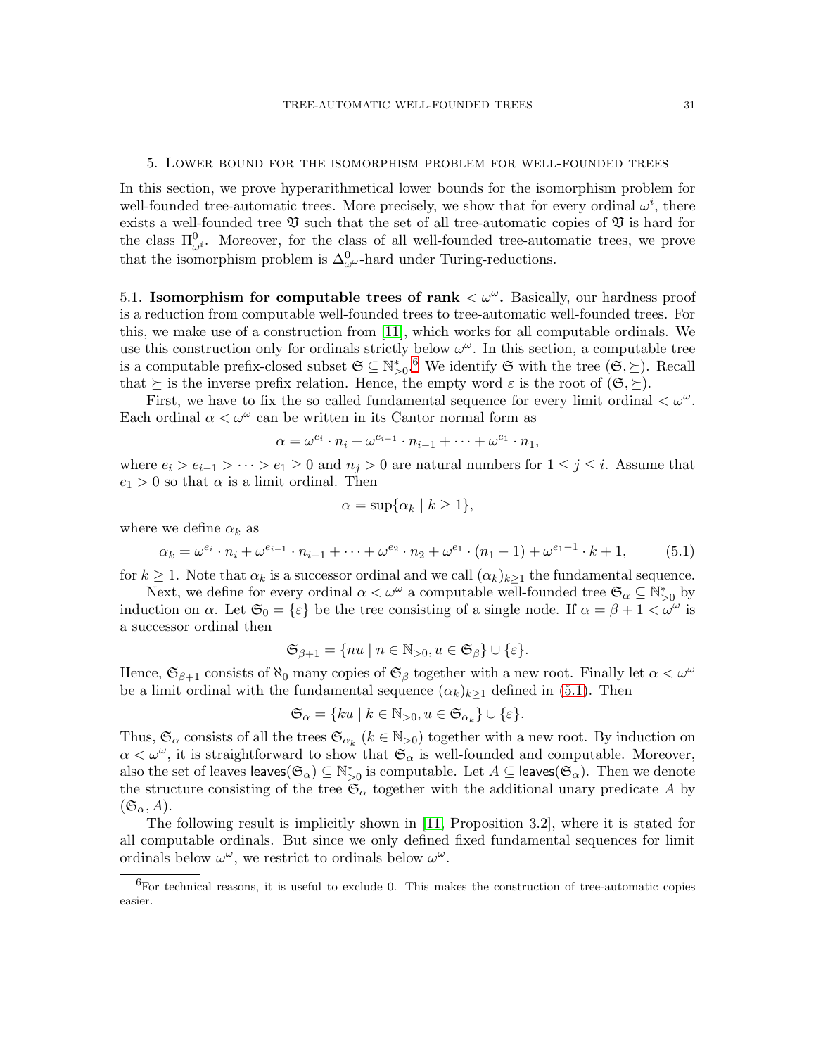## 5. Lower bound for the isomorphism problem for well-founded trees

In this section, we prove hyperarithmetical lower bounds for the isomorphism problem for well-founded tree-automatic trees. More precisely, we show that for every ordinal $\omega^i$, there exists a well-founded tree $\mathfrak{V}$ such that the set of all tree-automatic copies of $\mathfrak{V}$ is hard for the class $\Pi^0_{\omega^i}$. Moreover, for the class of all well-founded tree-automatic trees, we prove that the isomorphism problem is $\Delta^0_{\omega^\omega}$-hard under Turing-reductions.

5.1. **Isomorphism for computable trees of rank $< \omega^\omega$.** Basically, our hardness proof is a reduction from computable well-founded trees to tree-automatic well-founded trees. For this, we make use of a construction from [11], which works for all computable ordinals. We use this construction only for ordinals strictly below $\omega^\omega$. In this section, a computable tree is a computable prefix-closed subset $\mathfrak{S} \subseteq \mathbb{N}^*_{>0}$.[6] We identify $\mathfrak{S}$ with the tree $(\mathfrak{S}, \succeq)$. Recall that $\succeq$ is the inverse prefix relation. Hence, the empty word $\varepsilon$ is the root of $(\mathfrak{S}, \succeq)$.

First, we have to fix the so called fundamental sequence for every limit ordinal $< \omega^\omega$. Each ordinal $\alpha < \omega^\omega$ can be written in its Cantor normal form as

$$\alpha = \omega^{e_i} \cdot n_i + \omega^{e_{i-1}} \cdot n_{i-1} + \cdots + \omega^{e_1} \cdot n_1,$$

where $e_i > e_{i-1} > \cdots > e_1 \geq 0$ and $n_j > 0$ are natural numbers for $1 \leq j \leq i$. Assume that $e_1 > 0$ so that $\alpha$ is a limit ordinal. Then

$$\alpha = \sup\{\alpha_k \mid k \geq 1\},$$

where we define $\alpha_k$ as

$$\alpha_k = \omega^{e_i} \cdot n_i + \omega^{e_{i-1}} \cdot n_{i-1} + \cdots + \omega^{e_2} \cdot n_2 + \omega^{e_1} \cdot (n_1 - 1) + \omega^{e_1 - 1} \cdot k + 1, \tag{5.1}$$

for $k \geq 1$. Note that $\alpha_k$ is a successor ordinal and we call $(\alpha_k)_{k \geq 1}$ the fundamental sequence.

Next, we define for every ordinal $\alpha < \omega^\omega$ a computable well-founded tree $\mathfrak{S}_\alpha \subseteq \mathbb{N}^*_{>0}$ by induction on $\alpha$. Let $\mathfrak{S}_0 = \{\varepsilon\}$ be the tree consisting of a single node. If $\alpha = \beta + 1 < \omega^\omega$ is a successor ordinal then

$$\mathfrak{S}_{\beta+1} = \{nu \mid n \in \mathbb{N}_{>0}, u \in \mathfrak{S}_\beta\} \cup \{\varepsilon\}.$$

Hence, $\mathfrak{S}_{\beta+1}$ consists of $\aleph_0$ many copies of $\mathfrak{S}_\beta$ together with a new root. Finally let $\alpha < \omega^\omega$ be a limit ordinal with the fundamental sequence $(\alpha_k)_{k \geq 1}$ defined in (5.1). Then

$$\mathfrak{S}_\alpha = \{ku \mid k \in \mathbb{N}_{>0}, u \in \mathfrak{S}_{\alpha_k}\} \cup \{\varepsilon\}.$$

Thus, $\mathfrak{S}_\alpha$ consists of all the trees $\mathfrak{S}_{\alpha_k}$ ($k \in \mathbb{N}_{>0}$) together with a new root. By induction on $\alpha < \omega^\omega$, it is straightforward to show that $\mathfrak{S}_\alpha$ is well-founded and computable. Moreover, also the set of leaves $\mathsf{leaves}(\mathfrak{S}_\alpha) \subseteq \mathbb{N}^*_{>0}$ is computable. Let $A \subseteq \mathsf{leaves}(\mathfrak{S}_\alpha)$. Then we denote the structure consisting of the tree $\mathfrak{S}_\alpha$ together with the additional unary predicate $A$ by $(\mathfrak{S}_\alpha, A)$.

The following result is implicitly shown in [11, Proposition 3.2], where it is stated for all computable ordinals. But since we only defined fixed fundamental sequences for limit ordinals below $\omega^\omega$, we restrict to ordinals below $\omega^\omega$.

---

[6] For technical reasons, it is useful to exclude 0. This makes the construction of tree-automatic copies easier.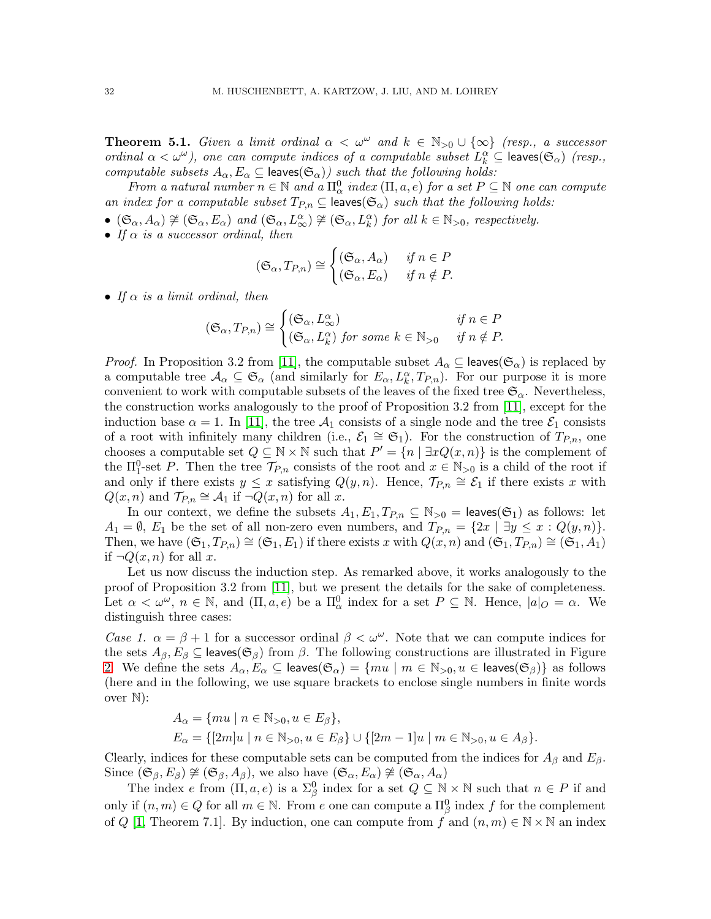**Theorem 5.1.** *Given a limit ordinal $\alpha < \omega^\omega$ and $k \in \mathbb{N}_{>0} \cup \{\infty\}$ (resp., a successor ordinal $\alpha < \omega^\omega$), one can compute indices of a computable subset $L_k^\alpha \subseteq \mathsf{leaves}(\mathfrak{S}_\alpha)$ (resp., computable subsets $A_\alpha, E_\alpha \subseteq \mathsf{leaves}(\mathfrak{S}_\alpha)$) such that the following holds:*

*From a natural number $n \in \mathbb{N}$ and a $\Pi_\alpha^0$ index $(\Pi, a, e)$ for a set $P \subseteq \mathbb{N}$ one can compute an index for a computable subset $T_{P,n} \subseteq \mathsf{leaves}(\mathfrak{S}_\alpha)$ such that the following holds:*

- *$(\mathfrak{S}_\alpha, A_\alpha) \not\cong (\mathfrak{S}_\alpha, E_\alpha)$ and $(\mathfrak{S}_\alpha, L_\infty^\alpha) \not\cong (\mathfrak{S}_\alpha, L_k^\alpha)$ for all $k \in \mathbb{N}_{>0}$, respectively.*
- *If $\alpha$ is a successor ordinal, then*

$$(\mathfrak{S}_\alpha, T_{P,n}) \cong \begin{cases} (\mathfrak{S}_\alpha, A_\alpha) & \text{if } n \in P \\ (\mathfrak{S}_\alpha, E_\alpha) & \text{if } n \notin P. \end{cases}$$

- *If $\alpha$ is a limit ordinal, then*

$$(\mathfrak{S}_\alpha, T_{P,n}) \cong \begin{cases} (\mathfrak{S}_\alpha, L_\infty^\alpha) & \text{if } n \in P \\ (\mathfrak{S}_\alpha, L_k^\alpha) \text{ for some } k \in \mathbb{N}_{>0} & \text{if } n \notin P. \end{cases}$$

*Proof.* In Proposition 3.2 from [11], the computable subset $A_\alpha \subseteq \mathsf{leaves}(\mathfrak{S}_\alpha)$ is replaced by a computable tree $\mathcal{A}_\alpha \subseteq \mathfrak{S}_\alpha$ (and similarly for $E_\alpha, L_k^\alpha, T_{P,n}$). For our purpose it is more convenient to work with computable subsets of the leaves of the fixed tree $\mathfrak{S}_\alpha$. Nevertheless, the construction works analogously to the proof of Proposition 3.2 from [11], except for the induction base $\alpha = 1$. In [11], the tree $\mathcal{A}_1$ consists of a single node and the tree $\mathcal{E}_1$ consists of a root with infinitely many children (i.e., $\mathcal{E}_1 \cong \mathfrak{S}_1$). For the construction of $T_{P,n}$, one chooses a computable set $Q \subseteq \mathbb{N} \times \mathbb{N}$ such that $P' = \{n \mid \exists x Q(x, n)\}$ is the complement of the $\Pi_1^0$-set $P$. Then the tree $\mathcal{T}_{P,n}$ consists of the root and $x \in \mathbb{N}_{>0}$ is a child of the root if and only if there exists $y \le x$ satisfying $Q(y, n)$. Hence, $\mathcal{T}_{P,n} \cong \mathcal{E}_1$ if there exists $x$ with $Q(x, n)$ and $\mathcal{T}_{P,n} \cong \mathcal{A}_1$ if $\neg Q(x, n)$ for all $x$.

In our context, we define the subsets $A_1, E_1, T_{P,n} \subseteq \mathbb{N}_{>0} = \mathsf{leaves}(\mathfrak{S}_1)$ as follows: let $A_1 = \emptyset$, $E_1$ be the set of all non-zero even numbers, and $T_{P,n} = \{2x \mid \exists y \le x : Q(y, n)\}$. Then, we have $(\mathfrak{S}_1, T_{P,n}) \cong (\mathfrak{S}_1, E_1)$ if there exists $x$ with $Q(x, n)$ and $(\mathfrak{S}_1, T_{P,n}) \cong (\mathfrak{S}_1, A_1)$ if $\neg Q(x, n)$ for all $x$.

Let us now discuss the induction step. As remarked above, it works analogously to the proof of Proposition 3.2 from [11], but we present the details for the sake of completeness. Let $\alpha < \omega^\omega$, $n \in \mathbb{N}$, and $(\Pi, a, e)$ be a $\Pi_\alpha^0$ index for a set $P \subseteq \mathbb{N}$. Hence, $|a|_O = \alpha$. We distinguish three cases:

*Case 1.* $\alpha = \beta + 1$ for a successor ordinal $\beta < \omega^\omega$. Note that we can compute indices for the sets $A_\beta, E_\beta \subseteq \mathsf{leaves}(\mathfrak{S}_\beta)$ from $\beta$. The following constructions are illustrated in Figure 2. We define the sets $A_\alpha, E_\alpha \subseteq \mathsf{leaves}(\mathfrak{S}_\alpha) = \{mu \mid m \in \mathbb{N}_{>0}, u \in \mathsf{leaves}(\mathfrak{S}_\beta)\}$ as follows (here and in the following, we use square brackets to enclose single numbers in finite words over $\mathbb{N}$):

$$A_\alpha = \{mu \mid n \in \mathbb{N}_{>0}, u \in E_\beta\},$$
$$E_\alpha = \{[2m]u \mid n \in \mathbb{N}_{>0}, u \in E_\beta\} \cup \{[2m-1]u \mid m \in \mathbb{N}_{>0}, u \in A_\beta\}.$$

Clearly, indices for these computable sets can be computed from the indices for $A_\beta$ and $E_\beta$. Since $(\mathfrak{S}_\beta, E_\beta) \not\cong (\mathfrak{S}_\beta, A_\beta)$, we also have $(\mathfrak{S}_\alpha, E_\alpha) \not\cong (\mathfrak{S}_\alpha, A_\alpha)$

The index $e$ from $(\Pi, a, e)$ is a $\Sigma_\beta^0$ index for a set $Q \subseteq \mathbb{N} \times \mathbb{N}$ such that $n \in P$ if and only if $(n, m) \in Q$ for all $m \in \mathbb{N}$. From $e$ one can compute a $\Pi_\beta^0$ index $f$ for the complement of $Q$ [1, Theorem 7.1]. By induction, one can compute from $f$ and $(n, m) \in \mathbb{N} \times \mathbb{N}$ an index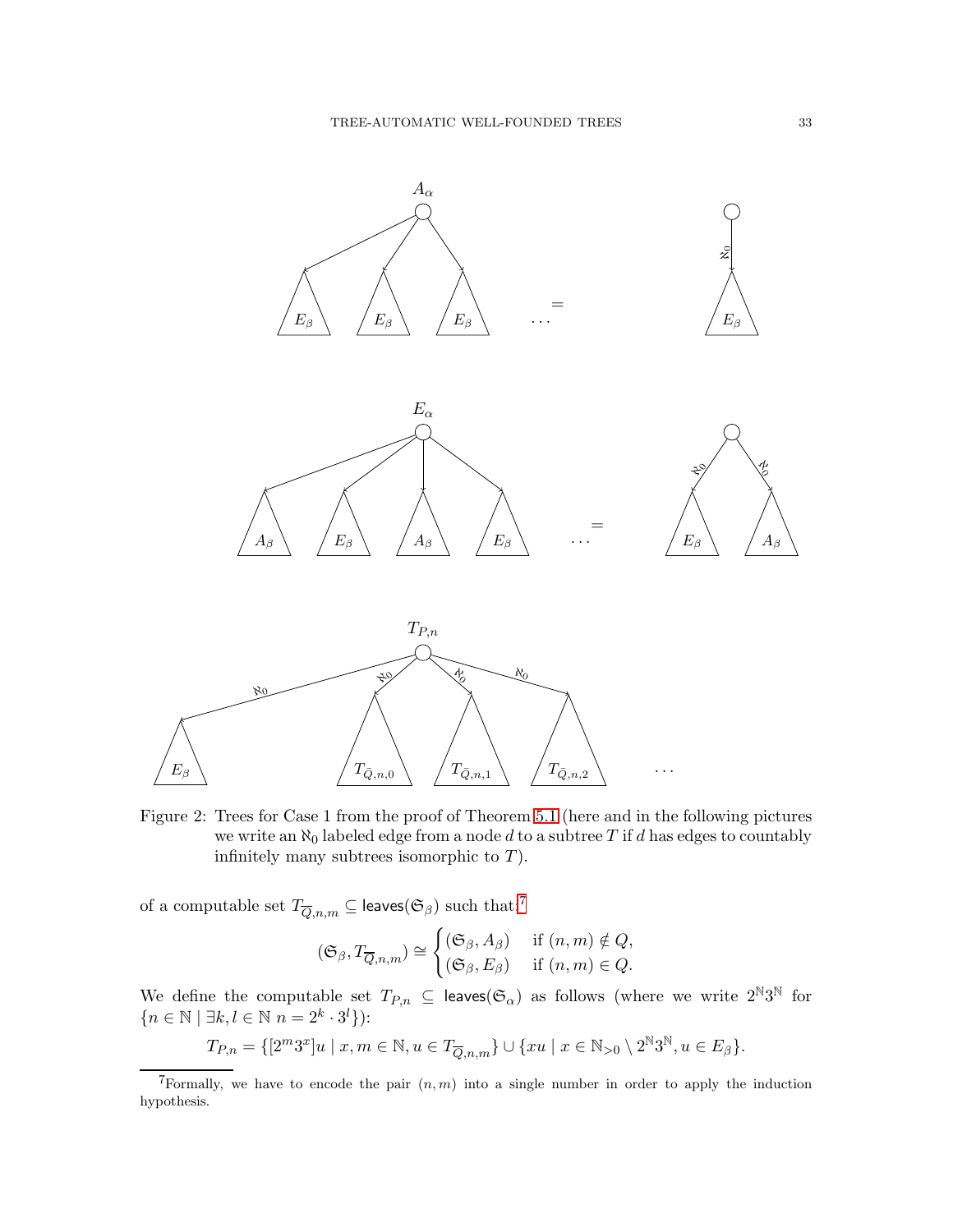Figure 2: Trees for Case 1 from the proof of Theorem 5.1 (here and in the following pictures we write an $\aleph_0$ labeled edge from a node $d$ to a subtree $T$ if $d$ has edges to countably infinitely many subtrees isomorphic to $T$).

of a computable set $T_{\overline{Q},n,m} \subseteq \mathsf{leaves}(\mathfrak{S}_\beta)$ such that:[7]

$$(\mathfrak{S}_\beta, T_{\overline{Q},n,m}) \cong \begin{cases} (\mathfrak{S}_\beta, A_\beta) & \text{if } (n,m) \notin Q, \\ (\mathfrak{S}_\beta, E_\beta) & \text{if } (n,m) \in Q. \end{cases}$$

We define the computable set $T_{P,n} \subseteq \mathsf{leaves}(\mathfrak{S}_\alpha)$ as follows (where we write $2^{\mathbb{N}}3^{\mathbb{N}}$ for $\{n \in \mathbb{N} \mid \exists k, l \in \mathbb{N}\ n = 2^k \cdot 3^l\}$):

$$T_{P,n} = \{[2^m 3^x]u \mid x, m \in \mathbb{N}, u \in T_{\overline{Q},n,m}\} \cup \{xu \mid x \in \mathbb{N}_{>0} \setminus 2^{\mathbb{N}}3^{\mathbb{N}}, u \in E_\beta\}.$$

[7] Formally, we have to encode the pair $(n, m)$ into a single number in order to apply the induction hypothesis.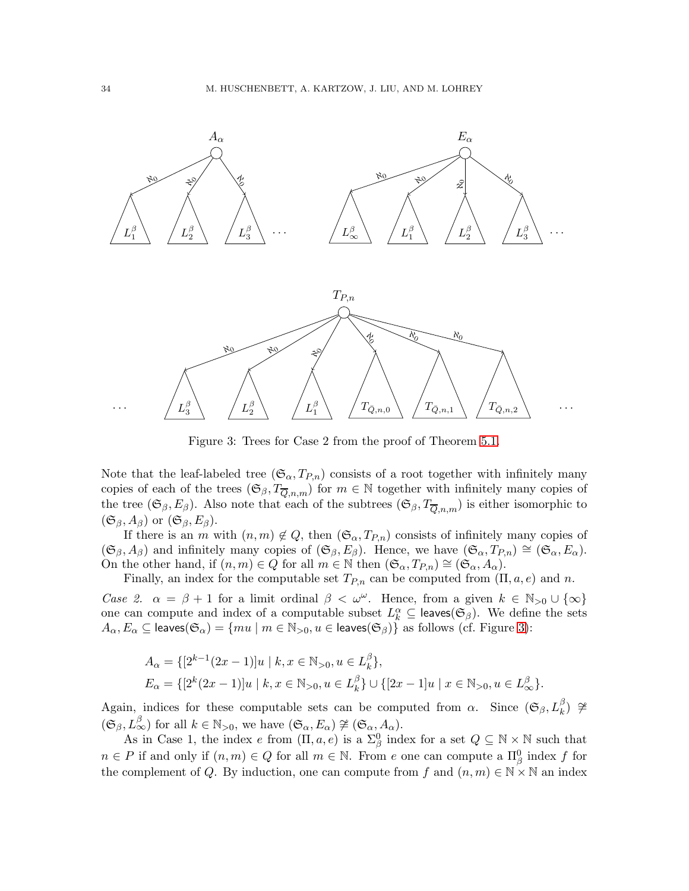Figure 3: Trees for Case 2 from the proof of Theorem 5.1.

Note that the leaf-labeled tree $(\mathfrak{S}_\alpha, T_{P,n})$ consists of a root together with infinitely many copies of each of the trees $(\mathfrak{S}_\beta, T_{\overline{Q},n,m})$ for $m \in \mathbb{N}$ together with infinitely many copies of the tree $(\mathfrak{S}_\beta, E_\beta)$. Also note that each of the subtrees $(\mathfrak{S}_\beta, T_{\overline{Q},n,m})$ is either isomorphic to $(\mathfrak{S}_\beta, A_\beta)$ or $(\mathfrak{S}_\beta, E_\beta)$.

If there is an $m$ with $(n,m) \notin Q$, then $(\mathfrak{S}_\alpha, T_{P,n})$ consists of infinitely many copies of $(\mathfrak{S}_\beta, A_\beta)$ and infinitely many copies of $(\mathfrak{S}_\beta, E_\beta)$. Hence, we have $(\mathfrak{S}_\alpha, T_{P,n}) \cong (\mathfrak{S}_\alpha, E_\alpha)$. On the other hand, if $(n,m) \in Q$ for all $m \in \mathbb{N}$ then $(\mathfrak{S}_\alpha, T_{P,n}) \cong (\mathfrak{S}_\alpha, A_\alpha)$.

Finally, an index for the computable set $T_{P,n}$ can be computed from $(\Pi, a, e)$ and $n$.

*Case 2.* $\alpha = \beta + 1$ for a limit ordinal $\beta < \omega^\omega$. Hence, from a given $k \in \mathbb{N}_{>0} \cup \{\infty\}$ one can compute and index of a computable subset $L^\alpha_k \subseteq \mathsf{leaves}(\mathfrak{S}_\beta)$. We define the sets $A_\alpha, E_\alpha \subseteq \mathsf{leaves}(\mathfrak{S}_\alpha) = \{mu \mid m \in \mathbb{N}_{>0}, u \in \mathsf{leaves}(\mathfrak{S}_\beta)\}$ as follows (cf. Figure 3):

$$A_\alpha = \{[2^{k-1}(2x-1)]u \mid k, x \in \mathbb{N}_{>0}, u \in L^\beta_k\},$$
$$E_\alpha = \{[2^k(2x-1)]u \mid k, x \in \mathbb{N}_{>0}, u \in L^\beta_k\} \cup \{[2x-1]u \mid x \in \mathbb{N}_{>0}, u \in L^\beta_\infty\}.$$

Again, indices for these computable sets can be computed from $\alpha$. Since $(\mathfrak{S}_\beta, L^\beta_k) \not\cong (\mathfrak{S}_\beta, L^\beta_\infty)$ for all $k \in \mathbb{N}_{>0}$, we have $(\mathfrak{S}_\alpha, E_\alpha) \not\cong (\mathfrak{S}_\alpha, A_\alpha)$.

As in Case 1, the index $e$ from $(\Pi, a, e)$ is a $\Sigma^0_\beta$ index for a set $Q \subseteq \mathbb{N} \times \mathbb{N}$ such that $n \in P$ if and only if $(n,m) \in Q$ for all $m \in \mathbb{N}$. From $e$ one can compute a $\Pi^0_\beta$ index $f$ for the complement of $Q$. By induction, one can compute from $f$ and $(n,m) \in \mathbb{N} \times \mathbb{N}$ an index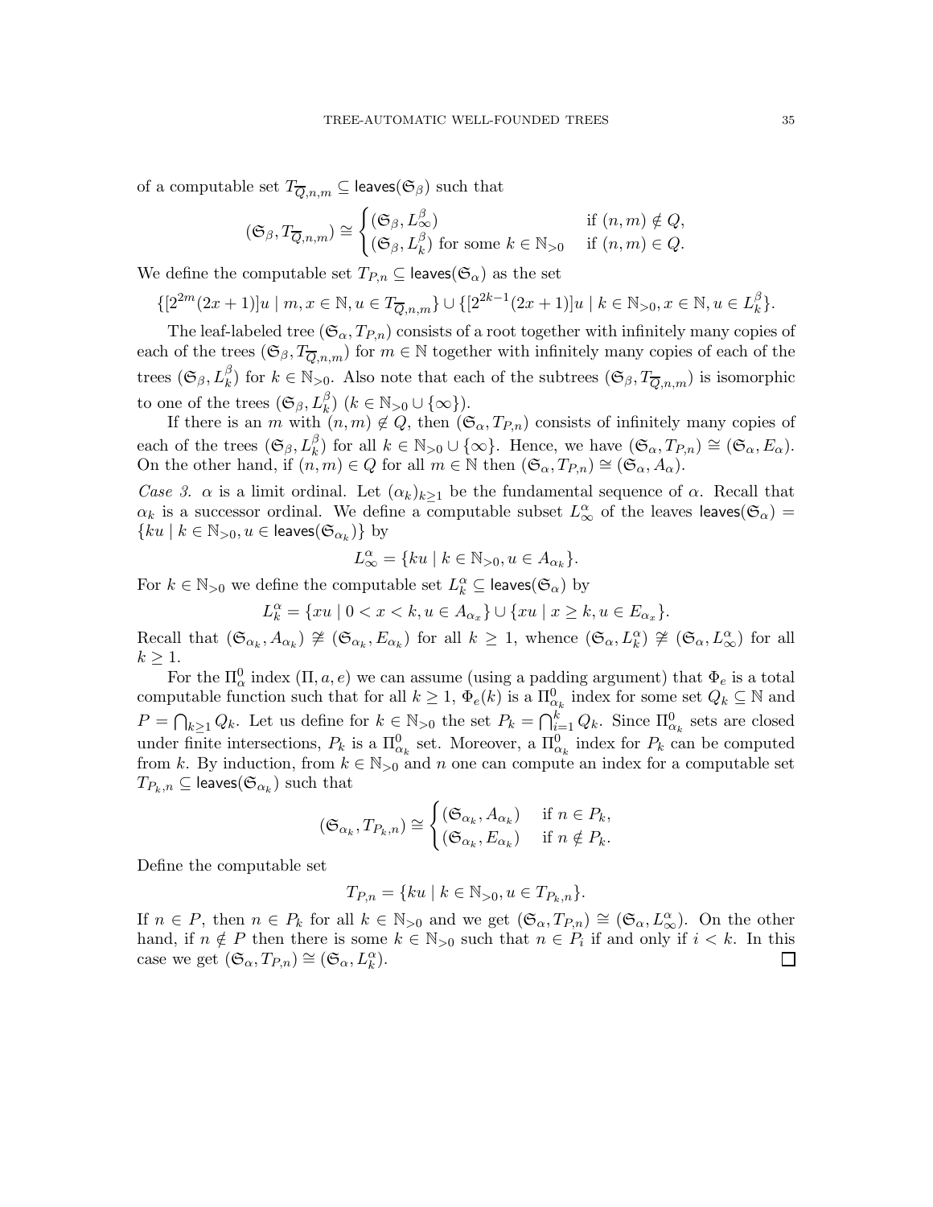of a computable set $T_{\overline{Q},n,m} \subseteq \mathsf{leaves}(\mathfrak{S}_\beta)$ such that

$$(\mathfrak{S}_\beta, T_{\overline{Q},n,m}) \cong \begin{cases} (\mathfrak{S}_\beta, L^\beta_\infty) & \text{if } (n,m) \notin Q, \\ (\mathfrak{S}_\beta, L^\beta_k) \text{ for some } k \in \mathbb{N}_{>0} & \text{if } (n,m) \in Q. \end{cases}$$

We define the computable set $T_{P,n} \subseteq \mathsf{leaves}(\mathfrak{S}_\alpha)$ as the set

$$\{[2^{2m}(2x+1)]u \mid m, x \in \mathbb{N}, u \in T_{\overline{Q},n,m}\} \cup \{[2^{2k-1}(2x+1)]u \mid k \in \mathbb{N}_{>0}, x \in \mathbb{N}, u \in L^\beta_k\}.$$

The leaf-labeled tree $(\mathfrak{S}_\alpha, T_{P,n})$ consists of a root together with infinitely many copies of each of the trees $(\mathfrak{S}_\beta, T_{\overline{Q},n,m})$ for $m \in \mathbb{N}$ together with infinitely many copies of each of the trees $(\mathfrak{S}_\beta, L^\beta_k)$ for $k \in \mathbb{N}_{>0}$. Also note that each of the subtrees $(\mathfrak{S}_\beta, T_{\overline{Q},n,m})$ is isomorphic to one of the trees $(\mathfrak{S}_\beta, L^\beta_k)$ ($k \in \mathbb{N}_{>0} \cup \{\infty\}$).

If there is an $m$ with $(n,m) \notin Q$, then $(\mathfrak{S}_\alpha, T_{P,n})$ consists of infinitely many copies of each of the trees $(\mathfrak{S}_\beta, L^\beta_k)$ for all $k \in \mathbb{N}_{>0} \cup \{\infty\}$. Hence, we have $(\mathfrak{S}_\alpha, T_{P,n}) \cong (\mathfrak{S}_\alpha, E_\alpha)$. On the other hand, if $(n,m) \in Q$ for all $m \in \mathbb{N}$ then $(\mathfrak{S}_\alpha, T_{P,n}) \cong (\mathfrak{S}_\alpha, A_\alpha)$.

*Case 3.* $\alpha$ is a limit ordinal. Let $(\alpha_k)_{k\geq 1}$ be the fundamental sequence of $\alpha$. Recall that $\alpha_k$ is a successor ordinal. We define a computable subset $L^\alpha_\infty$ of the leaves $\mathsf{leaves}(\mathfrak{S}_\alpha) = \{ku \mid k \in \mathbb{N}_{>0}, u \in \mathsf{leaves}(\mathfrak{S}_{\alpha_k})\}$ by

$$L^\alpha_\infty = \{ku \mid k \in \mathbb{N}_{>0}, u \in A_{\alpha_k}\}.$$

For $k \in \mathbb{N}_{>0}$ we define the computable set $L^\alpha_k \subseteq \mathsf{leaves}(\mathfrak{S}_\alpha)$ by

$$L^\alpha_k = \{xu \mid 0 < x < k, u \in A_{\alpha_x}\} \cup \{xu \mid x \geq k, u \in E_{\alpha_x}\}.$$

Recall that $(\mathfrak{S}_{\alpha_k}, A_{\alpha_k}) \not\cong (\mathfrak{S}_{\alpha_k}, E_{\alpha_k})$ for all $k \geq 1$, whence $(\mathfrak{S}_\alpha, L^\alpha_k) \not\cong (\mathfrak{S}_\alpha, L^\alpha_\infty)$ for all $k \geq 1$.

For the $\Pi^0_\alpha$ index $(\Pi, a, e)$ we can assume (using a padding argument) that $\Phi_e$ is a total computable function such that for all $k \geq 1$, $\Phi_e(k)$ is a $\Pi^0_{\alpha_k}$ index for some set $Q_k \subseteq \mathbb{N}$ and $P = \bigcap_{k\geq 1} Q_k$. Let us define for $k \in \mathbb{N}_{>0}$ the set $P_k = \bigcap_{i=1}^k Q_k$. Since $\Pi^0_{\alpha_k}$ sets are closed under finite intersections, $P_k$ is a $\Pi^0_{\alpha_k}$ set. Moreover, a $\Pi^0_{\alpha_k}$ index for $P_k$ can be computed from $k$. By induction, from $k \in \mathbb{N}_{>0}$ and $n$ one can compute an index for a computable set $T_{P_k,n} \subseteq \mathsf{leaves}(\mathfrak{S}_{\alpha_k})$ such that

$$(\mathfrak{S}_{\alpha_k}, T_{P_k,n}) \cong \begin{cases} (\mathfrak{S}_{\alpha_k}, A_{\alpha_k}) & \text{if } n \in P_k, \\ (\mathfrak{S}_{\alpha_k}, E_{\alpha_k}) & \text{if } n \notin P_k. \end{cases}$$

Define the computable set

$$T_{P,n} = \{ku \mid k \in \mathbb{N}_{>0}, u \in T_{P_k,n}\}.$$

If $n \in P$, then $n \in P_k$ for all $k \in \mathbb{N}_{>0}$ and we get $(\mathfrak{S}_\alpha, T_{P,n}) \cong (\mathfrak{S}_\alpha, L^\alpha_\infty)$. On the other hand, if $n \notin P$ then there is some $k \in \mathbb{N}_{>0}$ such that $n \in P_i$ if and only if $i < k$. In this case we get $(\mathfrak{S}_\alpha, T_{P,n}) \cong (\mathfrak{S}_\alpha, L^\alpha_k)$. □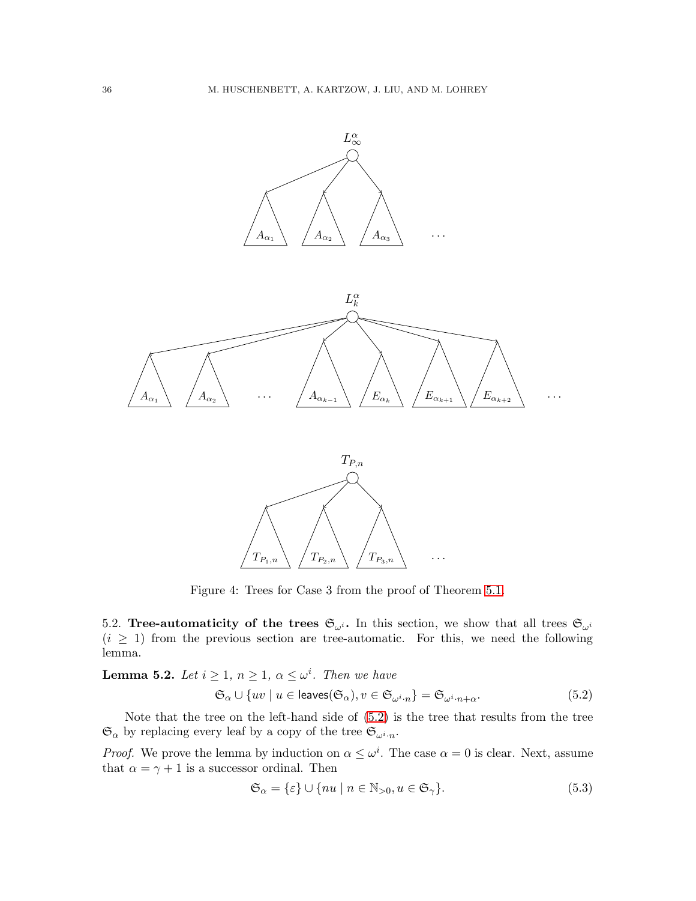Figure 4: Trees for Case 3 from the proof of Theorem 5.1.

5.2. **Tree-automaticity of the trees $\mathfrak{S}_{\omega^i}$.** In this section, we show that all trees $\mathfrak{S}_{\omega^i}$ ($i \geq 1$) from the previous section are tree-automatic. For this, we need the following lemma.

**Lemma 5.2.** *Let $i \geq 1$, $n \geq 1$, $\alpha \leq \omega^i$. Then we have*

$$\mathfrak{S}_\alpha \cup \{uv \mid u \in \mathsf{leaves}(\mathfrak{S}_\alpha), v \in \mathfrak{S}_{\omega^i \cdot n}\} = \mathfrak{S}_{\omega^i \cdot n + \alpha}. \tag{5.2}$$

Note that the tree on the left-hand side of (5.2) is the tree that results from the tree $\mathfrak{S}_\alpha$ by replacing every leaf by a copy of the tree $\mathfrak{S}_{\omega^i \cdot n}$.

*Proof.* We prove the lemma by induction on $\alpha \leq \omega^i$. The case $\alpha = 0$ is clear. Next, assume that $\alpha = \gamma + 1$ is a successor ordinal. Then

$$\mathfrak{S}_\alpha = \{\varepsilon\} \cup \{nu \mid n \in \mathbb{N}_{>0}, u \in \mathfrak{S}_\gamma\}. \tag{5.3}$$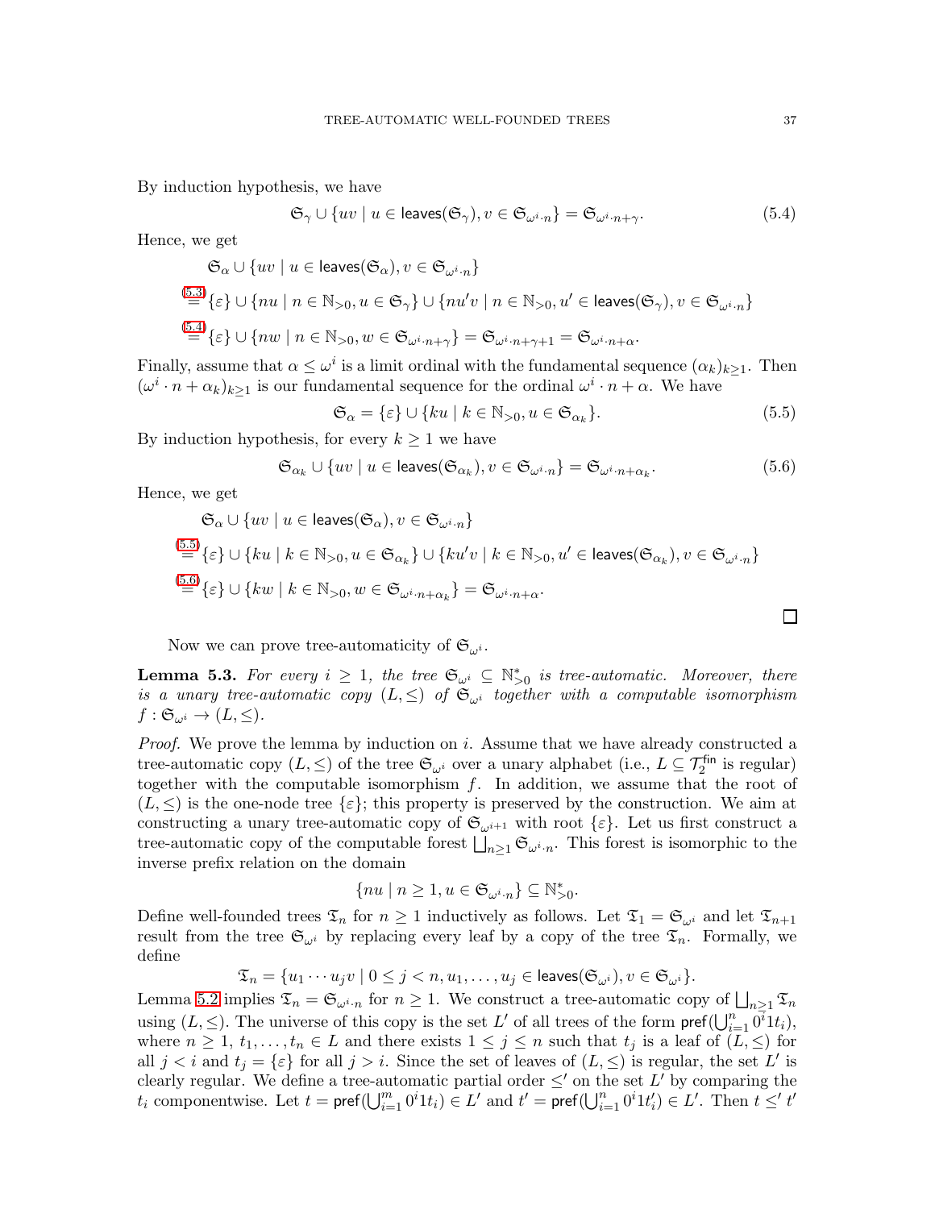By induction hypothesis, we have

$$\mathfrak{S}_\gamma \cup \{uv \mid u \in \mathsf{leaves}(\mathfrak{S}_\gamma), v \in \mathfrak{S}_{\omega^i \cdot n}\} = \mathfrak{S}_{\omega^i \cdot n + \gamma}. \tag{5.4}$$

Hence, we get

$$\begin{aligned}
&\mathfrak{S}_\alpha \cup \{uv \mid u \in \mathsf{leaves}(\mathfrak{S}_\alpha), v \in \mathfrak{S}_{\omega^i \cdot n}\} \\
&\overset{(5.3)}{=} \{\varepsilon\} \cup \{nu \mid n \in \mathbb{N}_{>0}, u \in \mathfrak{S}_\gamma\} \cup \{nu'v \mid n \in \mathbb{N}_{>0}, u' \in \mathsf{leaves}(\mathfrak{S}_\gamma), v \in \mathfrak{S}_{\omega^i \cdot n}\} \\
&\overset{(5.4)}{=} \{\varepsilon\} \cup \{nw \mid n \in \mathbb{N}_{>0}, w \in \mathfrak{S}_{\omega^i \cdot n + \gamma}\} = \mathfrak{S}_{\omega^i \cdot n + \gamma + 1} = \mathfrak{S}_{\omega^i \cdot n + \alpha}.
\end{aligned}$$

Finally, assume that $\alpha \le \omega^i$ is a limit ordinal with the fundamental sequence $(\alpha_k)_{k \ge 1}$. Then $(\omega^i \cdot n + \alpha_k)_{k \ge 1}$ is our fundamental sequence for the ordinal $\omega^i \cdot n + \alpha$. We have

$$\mathfrak{S}_\alpha = \{\varepsilon\} \cup \{ku \mid k \in \mathbb{N}_{>0}, u \in \mathfrak{S}_{\alpha_k}\}. \tag{5.5}$$

By induction hypothesis, for every $k \ge 1$ we have

$$\mathfrak{S}_{\alpha_k} \cup \{uv \mid u \in \mathsf{leaves}(\mathfrak{S}_{\alpha_k}), v \in \mathfrak{S}_{\omega^i \cdot n}\} = \mathfrak{S}_{\omega^i \cdot n + \alpha_k}. \tag{5.6}$$

Hence, we get

$$\begin{aligned}
&\mathfrak{S}_\alpha \cup \{uv \mid u \in \mathsf{leaves}(\mathfrak{S}_\alpha), v \in \mathfrak{S}_{\omega^i \cdot n}\} \\
&\overset{(5.5)}{=} \{\varepsilon\} \cup \{ku \mid k \in \mathbb{N}_{>0}, u \in \mathfrak{S}_{\alpha_k}\} \cup \{ku'v \mid k \in \mathbb{N}_{>0}, u' \in \mathsf{leaves}(\mathfrak{S}_{\alpha_k}), v \in \mathfrak{S}_{\omega^i \cdot n}\} \\
&\overset{(5.6)}{=} \{\varepsilon\} \cup \{kw \mid k \in \mathbb{N}_{>0}, w \in \mathfrak{S}_{\omega^i \cdot n + \alpha_k}\} = \mathfrak{S}_{\omega^i \cdot n + \alpha}.
\end{aligned}$$

□

Now we can prove tree-automaticity of $\mathfrak{S}_{\omega^i}$.

**Lemma 5.3.** *For every $i \ge 1$, the tree $\mathfrak{S}_{\omega^i} \subseteq \mathbb{N}_{>0}^*$ is tree-automatic. Moreover, there is a unary tree-automatic copy $(L, \le)$ of $\mathfrak{S}_{\omega^i}$ together with a computable isomorphism $f : \mathfrak{S}_{\omega^i} \to (L, \le)$.*

*Proof.* We prove the lemma by induction on $i$. Assume that we have already constructed a tree-automatic copy $(L, \le)$ of the tree $\mathfrak{S}_{\omega^i}$ over a unary alphabet (i.e., $L \subseteq \mathcal{T}_2^{\mathsf{fin}}$ is regular) together with the computable isomorphism $f$. In addition, we assume that the root of $(L, \le)$ is the one-node tree $\{\varepsilon\}$; this property is preserved by the construction. We aim at constructing a unary tree-automatic copy of $\mathfrak{S}_{\omega^{i+1}}$ with root $\{\varepsilon\}$. Let us first construct a tree-automatic copy of the computable forest $\bigsqcup_{n \ge 1} \mathfrak{S}_{\omega^i \cdot n}$. This forest is isomorphic to the inverse prefix relation on the domain

$$\{nu \mid n \ge 1, u \in \mathfrak{S}_{\omega^i \cdot n}\} \subseteq \mathbb{N}_{>0}^*.$$

Define well-founded trees $\mathfrak{T}_n$ for $n \ge 1$ inductively as follows. Let $\mathfrak{T}_1 = \mathfrak{S}_{\omega^i}$ and let $\mathfrak{T}_{n+1}$ result from the tree $\mathfrak{S}_{\omega^i}$ by replacing every leaf by a copy of the tree $\mathfrak{T}_n$. Formally, we define

$$\mathfrak{T}_n = \{u_1 \cdots u_j v \mid 0 \le j < n, u_1, \ldots, u_j \in \mathsf{leaves}(\mathfrak{S}_{\omega^i}), v \in \mathfrak{S}_{\omega^i}\}.$$

Lemma 5.2 implies $\mathfrak{T}_n = \mathfrak{S}_{\omega^i \cdot n}$ for $n \ge 1$. We construct a tree-automatic copy of $\bigsqcup_{n \ge 1} \mathfrak{T}_n$ using $(L, \le)$. The universe of this copy is the set $L'$ of all trees of the form $\mathsf{pref}(\bigcup_{i=1}^n 0^i 1 t_i)$, where $n \ge 1$, $t_1, \ldots, t_n \in L$ and there exists $1 \le j \le n$ such that $t_j$ is a leaf of $(L, \le)$ for all $j < i$ and $t_j = \{\varepsilon\}$ for all $j > i$. Since the set of leaves of $(L, \le)$ is regular, the set $L'$ is clearly regular. We define a tree-automatic partial order $\le'$ on the set $L'$ by comparing the $t_i$ componentwise. Let $t = \mathsf{pref}(\bigcup_{i=1}^m 0^i 1 t_i) \in L'$ and $t' = \mathsf{pref}(\bigcup_{i=1}^n 0^i 1 t'_i) \in L'$. Then $t \le' t'$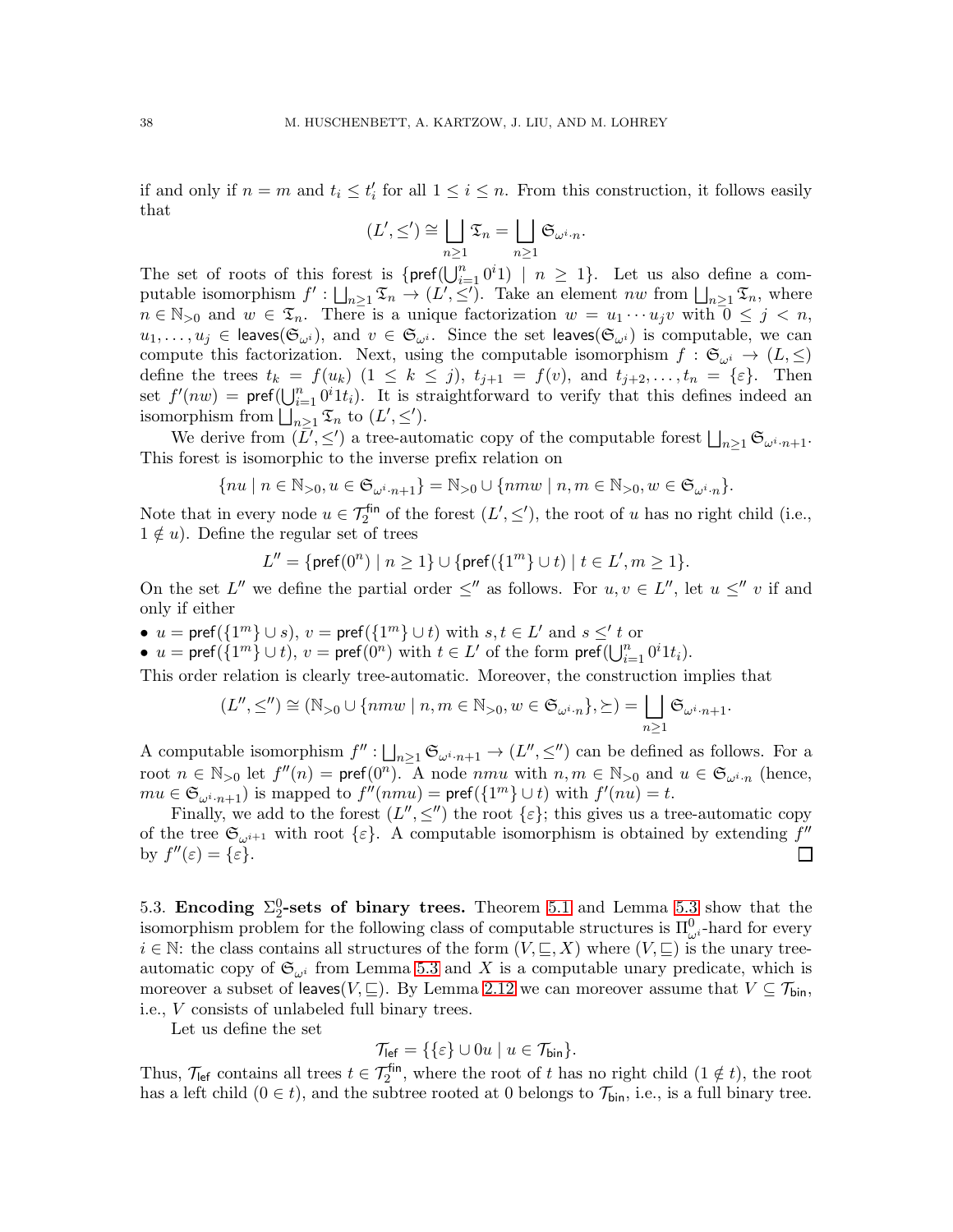if and only if $n = m$ and $t_i \leq t'_i$ for all $1 \leq i \leq n$. From this construction, it follows easily that

$$(L', \leq') \cong \bigsqcup_{n \geq 1} \mathfrak{T}_n = \bigsqcup_{n \geq 1} \mathfrak{S}_{\omega^i \cdot n}.$$

The set of roots of this forest is $\{\mathsf{pref}(\bigcup_{i=1}^{n} 0^i 1) \mid n \geq 1\}$. Let us also define a computable isomorphism $f' : \bigsqcup_{n\geq 1} \mathfrak{T}_n \to (L', \leq')$. Take an element $nw$ from $\bigsqcup_{n\geq 1} \mathfrak{T}_n$, where $n \in \mathbb{N}_{>0}$ and $w \in \mathfrak{T}_n$. There is a unique factorization $w = u_1 \cdots u_j v$ with $0 \leq j < n$, $u_1, \ldots, u_j \in \mathsf{leaves}(\mathfrak{S}_{\omega^i})$, and $v \in \mathfrak{S}_{\omega^i}$. Since the set $\mathsf{leaves}(\mathfrak{S}_{\omega^i})$ is computable, we can compute this factorization. Next, using the computable isomorphism $f : \mathfrak{S}_{\omega^i} \to (L, \leq)$ define the trees $t_k = f(u_k)$ $(1 \leq k \leq j)$, $t_{j+1} = f(v)$, and $t_{j+2}, \ldots, t_n = \{\varepsilon\}$. Then set $f'(nw) = \mathsf{pref}(\bigcup_{i=1}^{n} 0^i 1 t_i)$. It is straightforward to verify that this defines indeed an isomorphism from $\bigsqcup_{n\geq 1} \mathfrak{T}_n$ to $(L', \leq')$.

We derive from $(L', \leq')$ a tree-automatic copy of the computable forest $\bigsqcup_{n\geq 1} \mathfrak{S}_{\omega^i \cdot n+1}$. This forest is isomorphic to the inverse prefix relation on

$$\{nu \mid n \in \mathbb{N}_{>0}, u \in \mathfrak{S}_{\omega^i \cdot n+1}\} = \mathbb{N}_{>0} \cup \{nmw \mid n, m \in \mathbb{N}_{>0}, w \in \mathfrak{S}_{\omega^i \cdot n}\}.$$

Note that in every node $u \in \mathcal{T}_2^{\mathsf{fin}}$ of the forest $(L', \leq')$, the root of $u$ has no right child (i.e., $1 \notin u$). Define the regular set of trees

$$L'' = \{\mathsf{pref}(0^n) \mid n \geq 1\} \cup \{\mathsf{pref}(\{1^m\} \cup t) \mid t \in L', m \geq 1\}.$$

On the set $L''$ we define the partial order $\leq''$ as follows. For $u, v \in L''$, let $u \leq'' v$ if and only if either

- $u = \mathsf{pref}(\{1^m\} \cup s)$, $v = \mathsf{pref}(\{1^m\} \cup t)$ with $s, t \in L'$ and $s \leq' t$ or
- $u = \mathsf{pref}(\{1^m\} \cup t)$, $v = \mathsf{pref}(0^n)$ with $t \in L'$ of the form $\mathsf{pref}(\bigcup_{i=1}^{n} 0^i 1 t_i)$.

This order relation is clearly tree-automatic. Moreover, the construction implies that

$$(L'', \leq'') \cong (\mathbb{N}_{>0} \cup \{nmw \mid n, m \in \mathbb{N}_{>0}, w \in \mathfrak{S}_{\omega^i \cdot n}\}, \succeq) = \bigsqcup_{n\geq 1} \mathfrak{S}_{\omega^i \cdot n+1}.$$

A computable isomorphism $f'' : \bigsqcup_{n\geq 1} \mathfrak{S}_{\omega^i \cdot n+1} \to (L'', \leq'')$ can be defined as follows. For a root $n \in \mathbb{N}_{>0}$ let $f''(n) = \mathsf{pref}(0^n)$. A node $nmu$ with $n, m \in \mathbb{N}_{>0}$ and $u \in \mathfrak{S}_{\omega^i \cdot n}$ (hence, $mu \in \mathfrak{S}_{\omega^i \cdot n+1}$) is mapped to $f''(nmu) = \mathsf{pref}(\{1^m\} \cup t)$ with $f'(nu) = t$.

Finally, we add to the forest $(L'', \leq'')$ the root $\{\varepsilon\}$; this gives us a tree-automatic copy of the tree $\mathfrak{S}_{\omega^{i+1}}$ with root $\{\varepsilon\}$. A computable isomorphism is obtained by extending $f''$ by $f''(\varepsilon) = \{\varepsilon\}$. ☐

## 5.3. Encoding $\Sigma_2^0$-sets of binary trees.

Theorem 5.1 and Lemma 5.3 show that the isomorphism problem for the following class of computable structures is $\Pi^0_{\omega^i}$-hard for every $i \in \mathbb{N}$: the class contains all structures of the form $(V, \sqsubseteq, X)$ where $(V, \sqsubseteq)$ is the unary tree-automatic copy of $\mathfrak{S}_{\omega^i}$ from Lemma 5.3 and $X$ is a computable unary predicate, which is moreover a subset of $\mathsf{leaves}(V, \sqsubseteq)$. By Lemma 2.12 we can moreover assume that $V \subseteq \mathcal{T}_{\mathsf{bin}}$, i.e., $V$ consists of unlabeled full binary trees.

Let us define the set

$$\mathcal{T}_{\mathsf{lef}} = \{\{\varepsilon\} \cup 0u \mid u \in \mathcal{T}_{\mathsf{bin}}\}.$$

Thus, $\mathcal{T}_{\mathsf{lef}}$ contains all trees $t \in \mathcal{T}_2^{\mathsf{fin}}$, where the root of $t$ has no right child $(1 \notin t)$, the root has a left child $(0 \in t)$, and the subtree rooted at $0$ belongs to $\mathcal{T}_{\mathsf{bin}}$, i.e., is a full binary tree.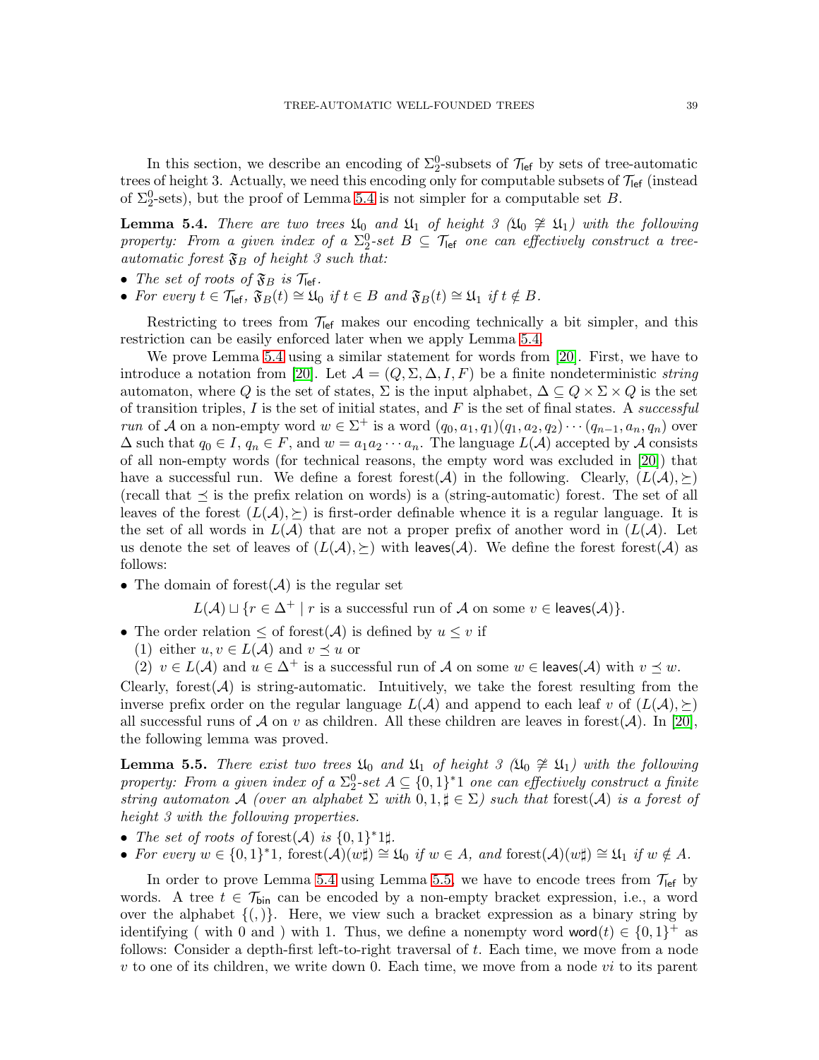In this section, we describe an encoding of $\Sigma^0_2$-subsets of $\mathcal{T}_{\mathsf{lef}}$ by sets of tree-automatic trees of height 3. Actually, we need this encoding only for computable subsets of $\mathcal{T}_{\mathsf{lef}}$ (instead of $\Sigma^0_2$-sets), but the proof of Lemma 5.4 is not simpler for a computable set $B$.

**Lemma 5.4.** *There are two trees $\mathfrak{U}_0$ and $\mathfrak{U}_1$ of height 3 ($\mathfrak{U}_0 \not\cong \mathfrak{U}_1$) with the following property: From a given index of a $\Sigma^0_2$-set $B \subseteq \mathcal{T}_{\mathsf{lef}}$ one can effectively construct a tree-automatic forest $\mathfrak{F}_B$ of height 3 such that:*

- *The set of roots of $\mathfrak{F}_B$ is $\mathcal{T}_{\mathsf{lef}}$.*
- *For every $t \in \mathcal{T}_{\mathsf{lef}}$, $\mathfrak{F}_B(t) \cong \mathfrak{U}_0$ if $t \in B$ and $\mathfrak{F}_B(t) \cong \mathfrak{U}_1$ if $t \notin B$.*

Restricting to trees from $\mathcal{T}_{\mathsf{lef}}$ makes our encoding technically a bit simpler, and this restriction can be easily enforced later when we apply Lemma 5.4.

We prove Lemma 5.4 using a similar statement for words from [20]. First, we have to introduce a notation from [20]. Let $\mathcal{A} = (Q, \Sigma, \Delta, I, F)$ be a finite nondeterministic *string* automaton, where $Q$ is the set of states, $\Sigma$ is the input alphabet, $\Delta \subseteq Q \times \Sigma \times Q$ is the set of transition triples, $I$ is the set of initial states, and $F$ is the set of final states. A *successful run* of $\mathcal{A}$ on a non-empty word $w \in \Sigma^+$ is a word $(q_0, a_1, q_1)(q_1, a_2, q_2) \cdots (q_{n-1}, a_n, q_n)$ over $\Delta$ such that $q_0 \in I$, $q_n \in F$, and $w = a_1 a_2 \cdots a_n$. The language $L(\mathcal{A})$ accepted by $\mathcal{A}$ consists of all non-empty words (for technical reasons, the empty word was excluded in [20]) that have a successful run. We define a forest forest$(\mathcal{A})$ in the following. Clearly, $(L(\mathcal{A}), \succeq)$ (recall that $\preceq$ is the prefix relation on words) is a (string-automatic) forest. The set of all leaves of the forest $(L(\mathcal{A}), \succeq)$ is first-order definable whence it is a regular language. It is the set of all words in $L(\mathcal{A})$ that are not a proper prefix of another word in $(L(\mathcal{A})$. Let us denote the set of leaves of $(L(\mathcal{A}), \succeq)$ with $\mathsf{leaves}(\mathcal{A})$. We define the forest forest$(\mathcal{A})$ as follows:

- The domain of forest$(\mathcal{A})$ is the regular set
$$L(\mathcal{A}) \sqcup \{r \in \Delta^+ \mid r \text{ is a successful run of } \mathcal{A} \text{ on some } v \in \mathsf{leaves}(\mathcal{A})\}.$$
- The order relation $\leq$ of forest$(\mathcal{A})$ is defined by $u \leq v$ if
  (1) either $u, v \in L(\mathcal{A})$ and $v \preceq u$ or
  (2) $v \in L(\mathcal{A})$ and $u \in \Delta^+$ is a successful run of $\mathcal{A}$ on some $w \in \mathsf{leaves}(\mathcal{A})$ with $v \preceq w$.

Clearly, forest$(\mathcal{A})$ is string-automatic. Intuitively, we take the forest resulting from the inverse prefix order on the regular language $L(\mathcal{A})$ and append to each leaf $v$ of $(L(\mathcal{A}), \succeq)$ all successful runs of $\mathcal{A}$ on $v$ as children. All these children are leaves in forest$(\mathcal{A})$. In [20], the following lemma was proved.

**Lemma 5.5.** *There exist two trees $\mathfrak{U}_0$ and $\mathfrak{U}_1$ of height 3 ($\mathfrak{U}_0 \not\cong \mathfrak{U}_1$) with the following property: From a given index of a $\Sigma^0_2$-set $A \subseteq \{0,1\}^* 1$ one can effectively construct a finite string automaton $\mathcal{A}$ (over an alphabet $\Sigma$ with $0, 1, \sharp \in \Sigma$) such that* forest$(\mathcal{A})$ *is a forest of height 3 with the following properties.*

- *The set of roots of* forest$(\mathcal{A})$ *is $\{0,1\}^* 1 \sharp$.*
- *For every $w \in \{0,1\}^* 1$,* forest$(\mathcal{A})(w\sharp) \cong \mathfrak{U}_0$ *if $w \in A$, and* forest$(\mathcal{A})(w\sharp) \cong \mathfrak{U}_1$ *if $w \notin A$.*

In order to prove Lemma 5.4 using Lemma 5.5, we have to encode trees from $\mathcal{T}_{\mathsf{lef}}$ by words. A tree $t \in \mathcal{T}_{\mathsf{bin}}$ can be encoded by a non-empty bracket expression, i.e., a word over the alphabet $\{(,)\}$. Here, we view such a bracket expression as a binary string by identifying ( with 0 and ) with 1. Thus, we define a nonempty word $\mathsf{word}(t) \in \{0,1\}^+$ as follows: Consider a depth-first left-to-right traversal of $t$. Each time, we move from a node $v$ to one of its children, we write down 0. Each time, we move from a node $vi$ to its parent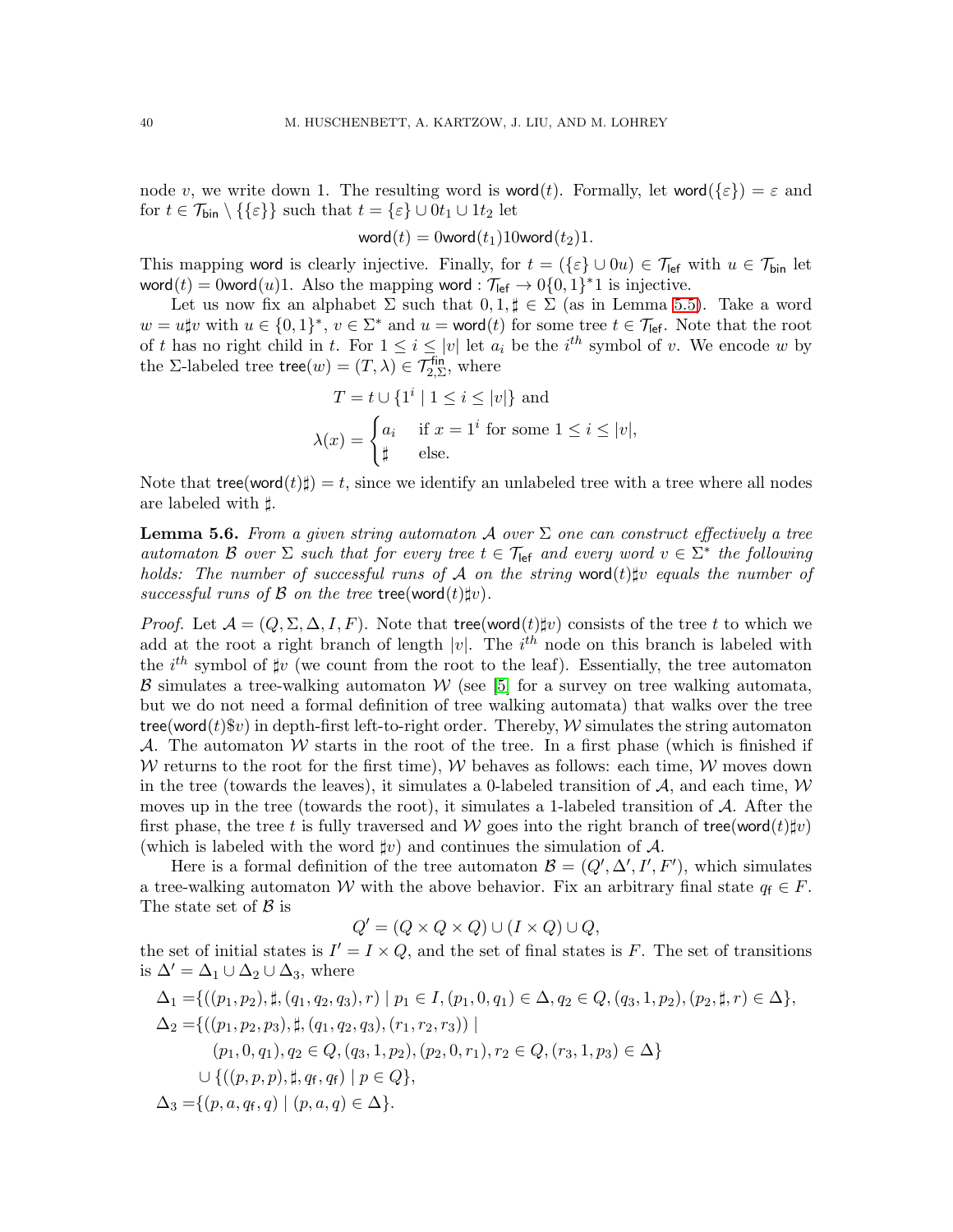node $v$, we write down 1. The resulting word is $\mathsf{word}(t)$. Formally, let $\mathsf{word}(\{\varepsilon\}) = \varepsilon$ and for $t \in \mathcal{T}_{\mathsf{bin}} \setminus \{\{\varepsilon\}\}$ such that $t = \{\varepsilon\} \cup 0t_1 \cup 1t_2$ let

$$\mathsf{word}(t) = 0\mathsf{word}(t_1)10\mathsf{word}(t_2)1.$$

This mapping $\mathsf{word}$ is clearly injective. Finally, for $t = (\{\varepsilon\} \cup 0u) \in \mathcal{T}_{\mathsf{lef}}$ with $u \in \mathcal{T}_{\mathsf{bin}}$ let $\mathsf{word}(t) = 0\mathsf{word}(u)1$. Also the mapping $\mathsf{word} : \mathcal{T}_{\mathsf{lef}} \to 0\{0,1\}^*1$ is injective.

Let us now fix an alphabet $\Sigma$ such that $0, 1, \sharp \in \Sigma$ (as in Lemma 5.5). Take a word $w = u\sharp v$ with $u \in \{0,1\}^*$, $v \in \Sigma^*$ and $u = \mathsf{word}(t)$ for some tree $t \in \mathcal{T}_{\mathsf{lef}}$. Note that the root of $t$ has no right child in $t$. For $1 \le i \le |v|$ let $a_i$ be the $i^{th}$ symbol of $v$. We encode $w$ by the $\Sigma$-labeled tree $\mathsf{tree}(w) = (T, \lambda) \in \mathcal{T}^{\mathsf{fin}}_{2,\Sigma}$, where

$$T = t \cup \{1^i \mid 1 \le i \le |v|\} \text{ and}$$

$$\lambda(x) = \begin{cases} a_i & \text{if } x = 1^i \text{ for some } 1 \le i \le |v|, \\ \sharp & \text{else.} \end{cases}$$

Note that $\mathsf{tree}(\mathsf{word}(t)\sharp) = t$, since we identify an unlabeled tree with a tree where all nodes are labeled with $\sharp$.

**Lemma 5.6.** *From a given string automaton $\mathcal{A}$ over $\Sigma$ one can construct effectively a tree automaton $\mathcal{B}$ over $\Sigma$ such that for every tree $t \in \mathcal{T}_{\mathsf{lef}}$ and every word $v \in \Sigma^*$ the following holds: The number of successful runs of $\mathcal{A}$ on the string $\mathsf{word}(t)\sharp v$ equals the number of successful runs of $\mathcal{B}$ on the tree $\mathsf{tree}(\mathsf{word}(t)\sharp v)$.*

*Proof.* Let $\mathcal{A} = (Q, \Sigma, \Delta, I, F)$. Note that $\mathsf{tree}(\mathsf{word}(t)\sharp v)$ consists of the tree $t$ to which we add at the root a right branch of length $|v|$. The $i^{th}$ node on this branch is labeled with the $i^{th}$ symbol of $\sharp v$ (we count from the root to the leaf). Essentially, the tree automaton $\mathcal{B}$ simulates a tree-walking automaton $\mathcal{W}$ (see [5] for a survey on tree walking automata, but we do not need a formal definition of tree walking automata) that walks over the tree $\mathsf{tree}(\mathsf{word}(t)\$v)$ in depth-first left-to-right order. Thereby, $\mathcal{W}$ simulates the string automaton $\mathcal{A}$. The automaton $\mathcal{W}$ starts in the root of the tree. In a first phase (which is finished if $\mathcal{W}$ returns to the root for the first time), $\mathcal{W}$ behaves as follows: each time, $\mathcal{W}$ moves down in the tree (towards the leaves), it simulates a 0-labeled transition of $\mathcal{A}$, and each time, $\mathcal{W}$ moves up in the tree (towards the root), it simulates a 1-labeled transition of $\mathcal{A}$. After the first phase, the tree $t$ is fully traversed and $\mathcal{W}$ goes into the right branch of $\mathsf{tree}(\mathsf{word}(t)\sharp v)$ (which is labeled with the word $\sharp v$) and continues the simulation of $\mathcal{A}$.

Here is a formal definition of the tree automaton $\mathcal{B} = (Q', \Delta', I', F')$, which simulates a tree-walking automaton $\mathcal{W}$ with the above behavior. Fix an arbitrary final state $q_{\mathsf{f}} \in F$. The state set of $\mathcal{B}$ is

$$Q' = (Q \times Q \times Q) \cup (I \times Q) \cup Q,$$

the set of initial states is $I' = I \times Q$, and the set of final states is $F$. The set of transitions is $\Delta' = \Delta_1 \cup \Delta_2 \cup \Delta_3$, where

$$\begin{aligned}
\Delta_1 =& \{((p_1, p_2), \sharp, (q_1, q_2, q_3), r) \mid p_1 \in I, (p_1, 0, q_1) \in \Delta, q_2 \in Q, (q_3, 1, p_2), (p_2, \sharp, r) \in \Delta\}, \\
\Delta_2 =& \{((p_1, p_2, p_3), \sharp, (q_1, q_2, q_3), (r_1, r_2, r_3)) \mid \\
& \quad (p_1, 0, q_1), q_2 \in Q, (q_3, 1, p_2), (p_2, 0, r_1), r_2 \in Q, (r_3, 1, p_3) \in \Delta\} \\
& \cup \{((p, p, p), \sharp, q_{\mathsf{f}}, q_{\mathsf{f}}) \mid p \in Q\}, \\
\Delta_3 =& \{(p, a, q_{\mathsf{f}}, q) \mid (p, a, q) \in \Delta\}.
\end{aligned}$$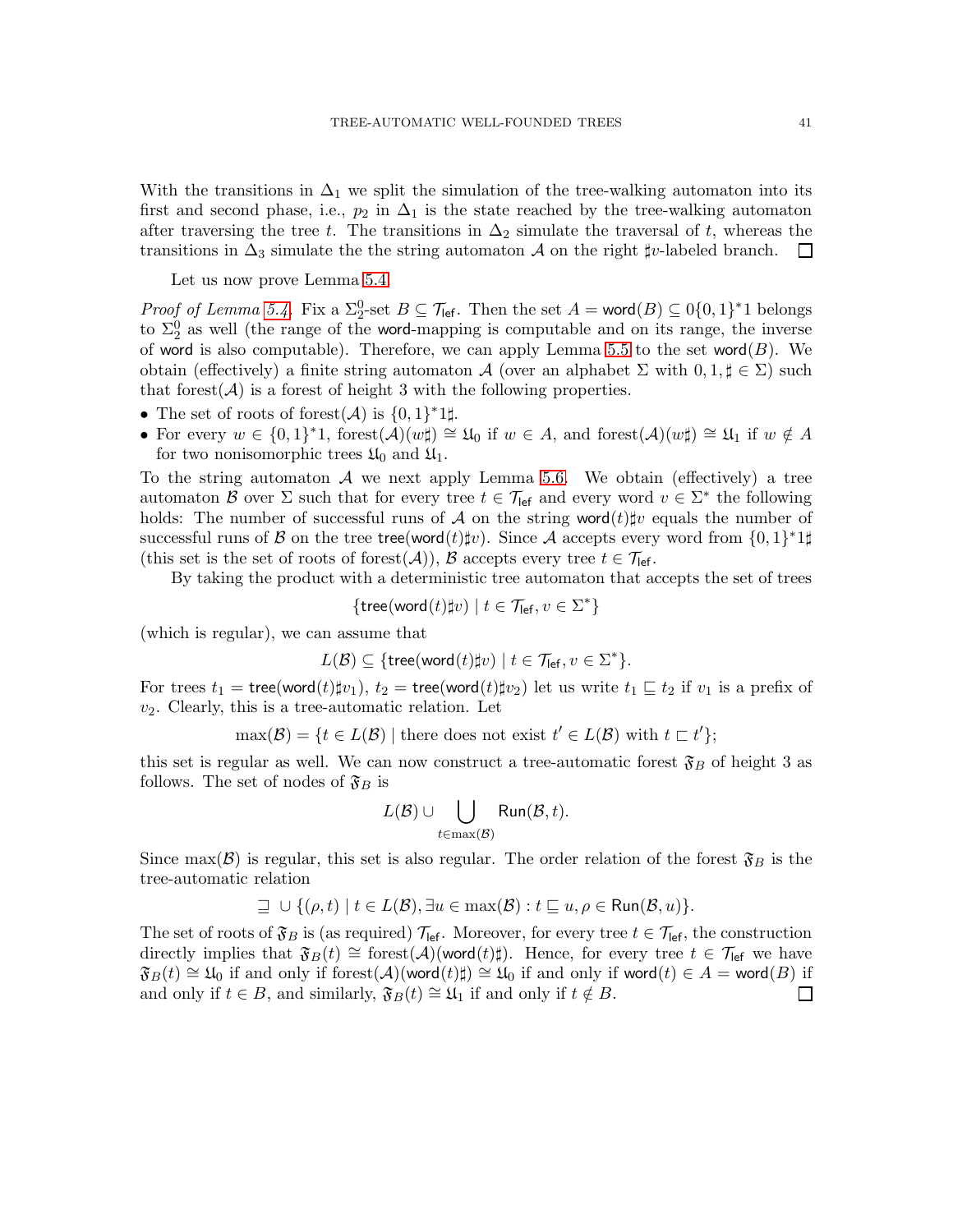With the transitions in $\Delta_1$ we split the simulation of the tree-walking automaton into its first and second phase, i.e., $p_2$ in $\Delta_1$ is the state reached by the tree-walking automaton after traversing the tree $t$. The transitions in $\Delta_2$ simulate the traversal of $t$, whereas the transitions in $\Delta_3$ simulate the the string automaton $\mathcal{A}$ on the right $\sharp v$-labeled branch. ☐

Let us now prove Lemma 5.4.

*Proof of Lemma 5.4.* Fix a $\Sigma_2^0$-set $B \subseteq \mathcal{T}_{\mathsf{lef}}$. Then the set $A = \mathsf{word}(B) \subseteq 0\{0,1\}^*1$ belongs to $\Sigma_2^0$ as well (the range of the $\mathsf{word}$-mapping is computable and on its range, the inverse of $\mathsf{word}$ is also computable). Therefore, we can apply Lemma 5.5 to the set $\mathsf{word}(B)$. We obtain (effectively) a finite string automaton $\mathcal{A}$ (over an alphabet $\Sigma$ with $0, 1, \sharp \in \Sigma$) such that forest$(\mathcal{A})$ is a forest of height 3 with the following properties.

- The set of roots of forest$(\mathcal{A})$ is $\{0,1\}^*1\sharp$.
- For every $w \in \{0,1\}^*1$, forest$(\mathcal{A})(w\sharp) \cong \mathfrak{U}_0$ if $w \in A$, and forest$(\mathcal{A})(w\sharp) \cong \mathfrak{U}_1$ if $w \notin A$ for two nonisomorphic trees $\mathfrak{U}_0$ and $\mathfrak{U}_1$.

To the string automaton $\mathcal{A}$ we next apply Lemma 5.6. We obtain (effectively) a tree automaton $\mathcal{B}$ over $\Sigma$ such that for every tree $t \in \mathcal{T}_{\mathsf{lef}}$ and every word $v \in \Sigma^*$ the following holds: The number of successful runs of $\mathcal{A}$ on the string $\mathsf{word}(t)\sharp v$ equals the number of successful runs of $\mathcal{B}$ on the tree $\mathsf{tree}(\mathsf{word}(t)\sharp v)$. Since $\mathcal{A}$ accepts every word from $\{0,1\}^*1\sharp$ (this set is the set of roots of forest$(\mathcal{A})$), $\mathcal{B}$ accepts every tree $t \in \mathcal{T}_{\mathsf{lef}}$.

By taking the product with a deterministic tree automaton that accepts the set of trees

$$\{\mathsf{tree}(\mathsf{word}(t)\sharp v) \mid t \in \mathcal{T}_{\mathsf{lef}}, v \in \Sigma^*\}$$

(which is regular), we can assume that

$$L(\mathcal{B}) \subseteq \{\mathsf{tree}(\mathsf{word}(t)\sharp v) \mid t \in \mathcal{T}_{\mathsf{lef}}, v \in \Sigma^*\}.$$

For trees $t_1 = \mathsf{tree}(\mathsf{word}(t)\sharp v_1)$, $t_2 = \mathsf{tree}(\mathsf{word}(t)\sharp v_2)$ let us write $t_1 \sqsubseteq t_2$ if $v_1$ is a prefix of $v_2$. Clearly, this is a tree-automatic relation. Let

$$\max(\mathcal{B}) = \{t \in L(\mathcal{B}) \mid \text{there does not exist } t' \in L(\mathcal{B}) \text{ with } t \sqsubset t'\};$$

this set is regular as well. We can now construct a tree-automatic forest $\mathfrak{F}_B$ of height 3 as follows. The set of nodes of $\mathfrak{F}_B$ is

$$L(\mathcal{B}) \cup \bigcup_{t \in \max(\mathcal{B})} \mathsf{Run}(\mathcal{B}, t).$$

Since $\max(\mathcal{B})$ is regular, this set is also regular. The order relation of the forest $\mathfrak{F}_B$ is the tree-automatic relation

$$\sqsupseteq \;\cup\; \{(\rho, t) \mid t \in L(\mathcal{B}), \exists u \in \max(\mathcal{B}) : t \sqsubseteq u, \rho \in \mathsf{Run}(\mathcal{B}, u)\}.$$

The set of roots of $\mathfrak{F}_B$ is (as required) $\mathcal{T}_{\mathsf{lef}}$. Moreover, for every tree $t \in \mathcal{T}_{\mathsf{lef}}$, the construction directly implies that $\mathfrak{F}_B(t) \cong \text{forest}(\mathcal{A})(\mathsf{word}(t)\sharp)$. Hence, for every tree $t \in \mathcal{T}_{\mathsf{lef}}$ we have $\mathfrak{F}_B(t) \cong \mathfrak{U}_0$ if and only if forest$(\mathcal{A})(\mathsf{word}(t)\sharp) \cong \mathfrak{U}_0$ if and only if $\mathsf{word}(t) \in A = \mathsf{word}(B)$ if and only if $t \in B$, and similarly, $\mathfrak{F}_B(t) \cong \mathfrak{U}_1$ if and only if $t \notin B$. ☐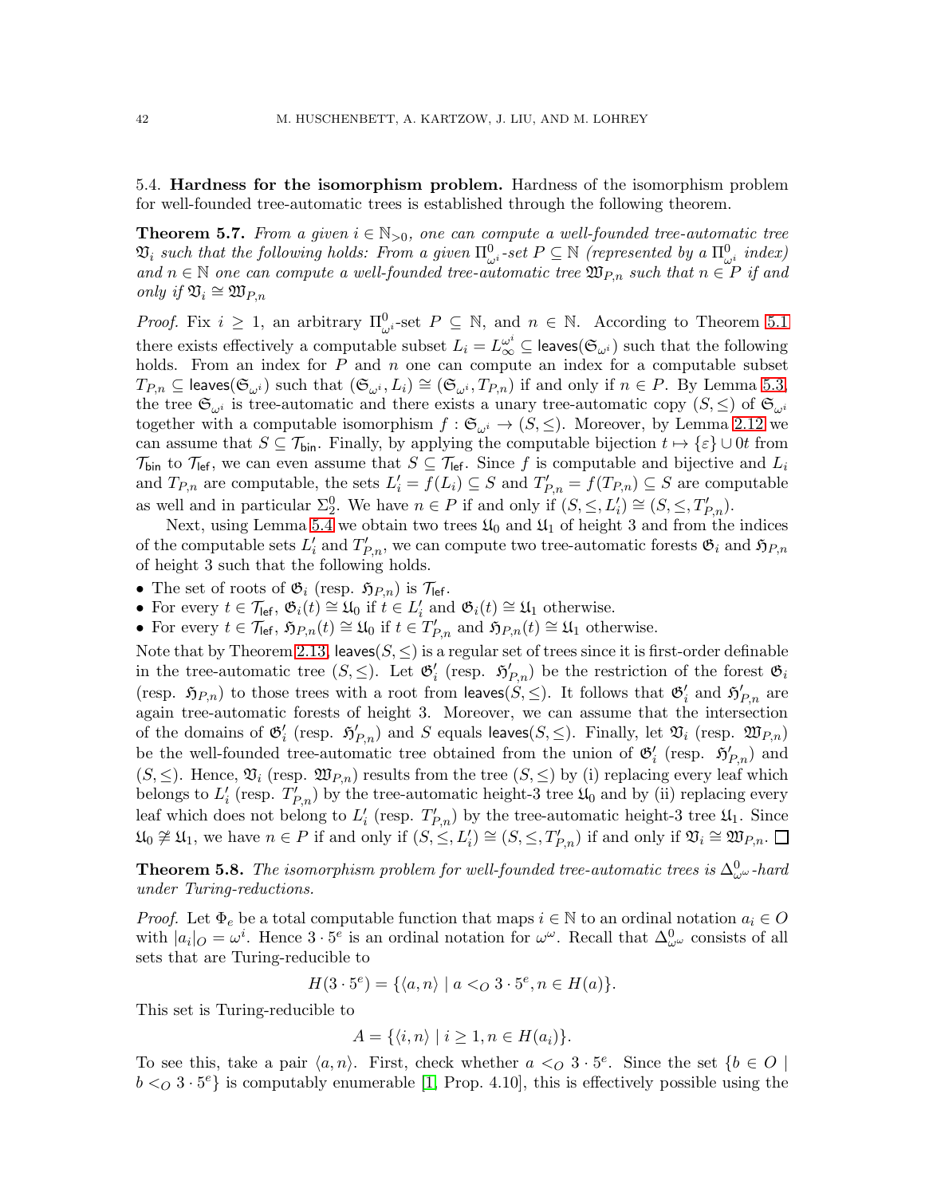5.4. **Hardness for the isomorphism problem.** Hardness of the isomorphism problem for well-founded tree-automatic trees is established through the following theorem.

**Theorem 5.7.** *From a given $i \in \mathbb{N}_{>0}$, one can compute a well-founded tree-automatic tree $\mathfrak{V}_i$ such that the following holds: From a given $\Pi^0_{\omega^i}$-set $P \subseteq \mathbb{N}$ (represented by a $\Pi^0_{\omega^i}$ index) and $n \in \mathbb{N}$ one can compute a well-founded tree-automatic tree $\mathfrak{W}_{P,n}$ such that $n \in P$ if and only if $\mathfrak{V}_i \cong \mathfrak{W}_{P,n}$*

*Proof.* Fix $i \geq 1$, an arbitrary $\Pi^0_{\omega^i}$-set $P \subseteq \mathbb{N}$, and $n \in \mathbb{N}$. According to Theorem 5.1 there exists effectively a computable subset $L_i = L^{\omega^i}_\infty \subseteq \mathsf{leaves}(\mathfrak{S}_{\omega^i})$ such that the following holds. From an index for $P$ and $n$ one can compute an index for a computable subset $T_{P,n} \subseteq \mathsf{leaves}(\mathfrak{S}_{\omega^i})$ such that $(\mathfrak{S}_{\omega^i}, L_i) \cong (\mathfrak{S}_{\omega^i}, T_{P,n})$ if and only if $n \in P$. By Lemma 5.3, the tree $\mathfrak{S}_{\omega^i}$ is tree-automatic and there exists a unary tree-automatic copy $(S, \leq)$ of $\mathfrak{S}_{\omega^i}$ together with a computable isomorphism $f : \mathfrak{S}_{\omega^i} \to (S, \leq)$. Moreover, by Lemma 2.12 we can assume that $S \subseteq \mathcal{T}_{\mathsf{bin}}$. Finally, by applying the computable bijection $t \mapsto \{\varepsilon\} \cup 0t$ from $\mathcal{T}_{\mathsf{bin}}$ to $\mathcal{T}_{\mathsf{lef}}$, we can even assume that $S \subseteq \mathcal{T}_{\mathsf{lef}}$. Since $f$ is computable and bijective and $L_i$ and $T_{P,n}$ are computable, the sets $L'_i = f(L_i) \subseteq S$ and $T'_{P,n} = f(T_{P,n}) \subseteq S$ are computable as well and in particular $\Sigma^0_2$. We have $n \in P$ if and only if $(S, \leq, L'_i) \cong (S, \leq, T'_{P,n})$.

Next, using Lemma 5.4 we obtain two trees $\mathfrak{U}_0$ and $\mathfrak{U}_1$ of height 3 and from the indices of the computable sets $L'_i$ and $T'_{P,n}$, we can compute two tree-automatic forests $\mathfrak{G}_i$ and $\mathfrak{H}_{P,n}$ of height 3 such that the following holds.

- The set of roots of $\mathfrak{G}_i$ (resp. $\mathfrak{H}_{P,n}$) is $\mathcal{T}_{\mathsf{lef}}$.
- For every $t \in \mathcal{T}_{\mathsf{lef}}$, $\mathfrak{G}_i(t) \cong \mathfrak{U}_0$ if $t \in L'_i$ and $\mathfrak{G}_i(t) \cong \mathfrak{U}_1$ otherwise.
- For every $t \in \mathcal{T}_{\mathsf{lef}}$, $\mathfrak{H}_{P,n}(t) \cong \mathfrak{U}_0$ if $t \in T'_{P,n}$ and $\mathfrak{H}_{P,n}(t) \cong \mathfrak{U}_1$ otherwise.

Note that by Theorem 2.13, $\mathsf{leaves}(S, \leq)$ is a regular set of trees since it is first-order definable in the tree-automatic tree $(S, \leq)$. Let $\mathfrak{G}'_i$ (resp. $\mathfrak{H}'_{P,n}$) be the restriction of the forest $\mathfrak{G}_i$ (resp. $\mathfrak{H}_{P,n}$) to those trees with a root from $\mathsf{leaves}(S, \leq)$. It follows that $\mathfrak{G}'_i$ and $\mathfrak{H}'_{P,n}$ are again tree-automatic forests of height 3. Moreover, we can assume that the intersection of the domains of $\mathfrak{G}'_i$ (resp. $\mathfrak{H}'_{P,n}$) and $S$ equals $\mathsf{leaves}(S, \leq)$. Finally, let $\mathfrak{V}_i$ (resp. $\mathfrak{W}_{P,n}$) be the well-founded tree-automatic tree obtained from the union of $\mathfrak{G}'_i$ (resp. $\mathfrak{H}'_{P,n}$) and $(S, \leq)$. Hence, $\mathfrak{V}_i$ (resp. $\mathfrak{W}_{P,n}$) results from the tree $(S, \leq)$ by (i) replacing every leaf which belongs to $L'_i$ (resp. $T'_{P,n}$) by the tree-automatic height-3 tree $\mathfrak{U}_0$ and by (ii) replacing every leaf which does not belong to $L'_i$ (resp. $T'_{P,n}$) by the tree-automatic height-3 tree $\mathfrak{U}_1$. Since $\mathfrak{U}_0 \not\cong \mathfrak{U}_1$, we have $n \in P$ if and only if $(S, \leq, L'_i) \cong (S, \leq, T'_{P,n})$ if and only if $\mathfrak{V}_i \cong \mathfrak{W}_{P,n}$. $\square$

**Theorem 5.8.** *The isomorphism problem for well-founded tree-automatic trees is $\Delta^0_{\omega^\omega}$-hard under Turing-reductions.*

*Proof.* Let $\Phi_e$ be a total computable function that maps $i \in \mathbb{N}$ to an ordinal notation $a_i \in O$ with $|a_i|_O = \omega^i$. Hence $3 \cdot 5^e$ is an ordinal notation for $\omega^\omega$. Recall that $\Delta^0_{\omega^\omega}$ consists of all sets that are Turing-reducible to

$$H(3 \cdot 5^e) = \{\langle a, n\rangle \mid a <_O 3 \cdot 5^e, n \in H(a)\}.$$

This set is Turing-reducible to

$$A = \{\langle i, n\rangle \mid i \geq 1, n \in H(a_i)\}.$$

To see this, take a pair $\langle a, n\rangle$. First, check whether $a <_O 3 \cdot 5^e$. Since the set $\{b \in O \mid b <_O 3 \cdot 5^e\}$ is computably enumerable [1, Prop. 4.10], this is effectively possible using the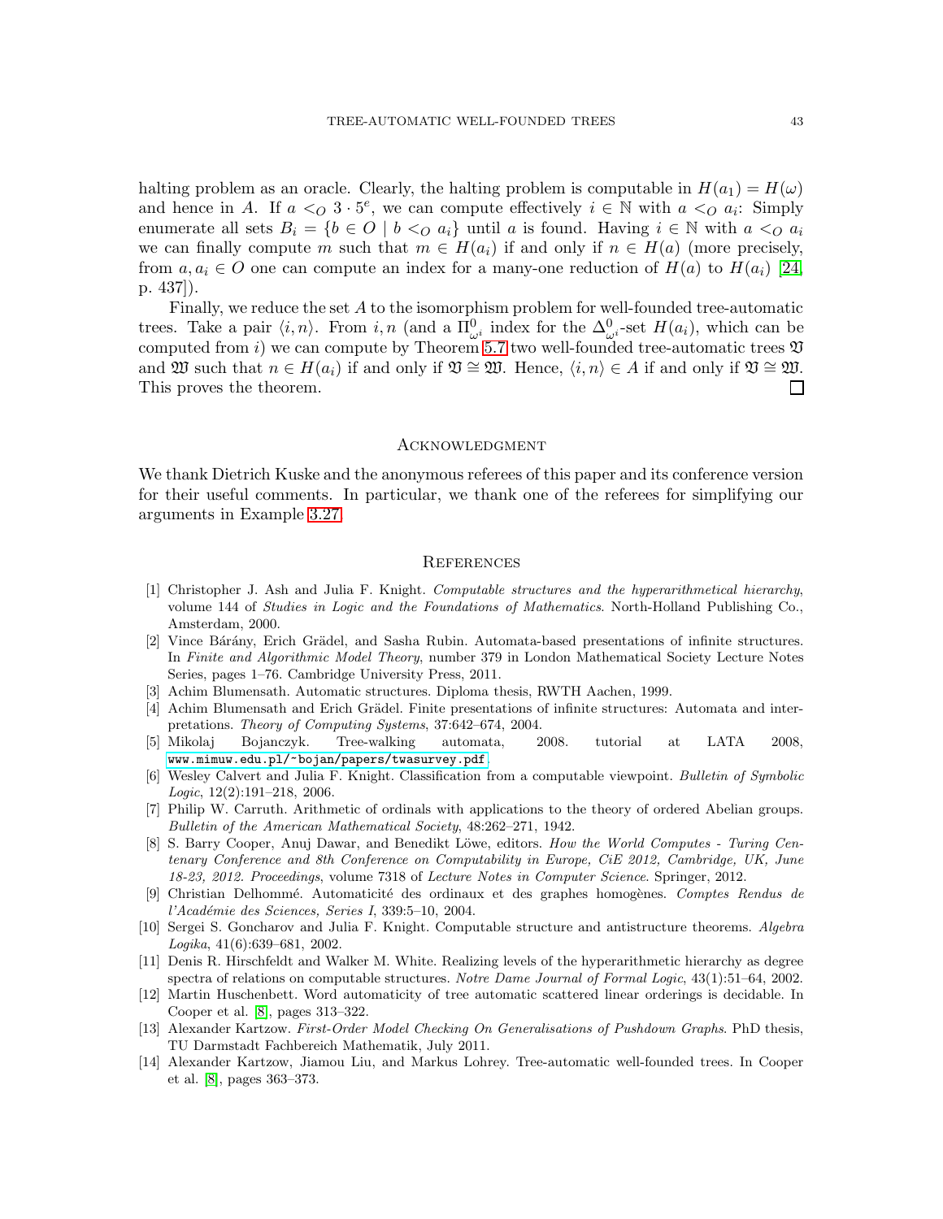halting problem as an oracle. Clearly, the halting problem is computable in $H(a_1) = H(\omega)$ and hence in $A$. If $a <_O 3 \cdot 5^e$, we can compute effectively $i \in \mathbb{N}$ with $a <_O a_i$: Simply enumerate all sets $B_i = \{b \in O \mid b <_O a_i\}$ until $a$ is found. Having $i \in \mathbb{N}$ with $a <_O a_i$ we can finally compute $m$ such that $m \in H(a_i)$ if and only if $n \in H(a)$ (more precisely, from $a, a_i \in O$ one can compute an index for a many-one reduction of $H(a)$ to $H(a_i)$ [24, p. 437]).

Finally, we reduce the set $A$ to the isomorphism problem for well-founded tree-automatic trees. Take a pair $\langle i, n\rangle$. From $i, n$ (and a $\Pi^0_{\omega^i}$ index for the $\Delta^0_{\omega^i}$-set $H(a_i)$, which can be computed from $i$) we can compute by Theorem 5.7 two well-founded tree-automatic trees $\mathfrak{V}$ and $\mathfrak{W}$ such that $n \in H(a_i)$ if and only if $\mathfrak{V} \cong \mathfrak{W}$. Hence, $\langle i, n\rangle \in A$ if and only if $\mathfrak{V} \cong \mathfrak{W}$. This proves the theorem. □

## Acknowledgment

We thank Dietrich Kuske and the anonymous referees of this paper and its conference version for their useful comments. In particular, we thank one of the referees for simplifying our arguments in Example 3.27.

## References

[1] Christopher J. Ash and Julia F. Knight. *Computable structures and the hyperarithmetical hierarchy*, volume 144 of *Studies in Logic and the Foundations of Mathematics*. North-Holland Publishing Co., Amsterdam, 2000.

[2] Vince Bárány, Erich Grädel, and Sasha Rubin. Automata-based presentations of infinite structures. In *Finite and Algorithmic Model Theory*, number 379 in London Mathematical Society Lecture Notes Series, pages 1–76. Cambridge University Press, 2011.

[3] Achim Blumensath. Automatic structures. Diploma thesis, RWTH Aachen, 1999.

[4] Achim Blumensath and Erich Grädel. Finite presentations of infinite structures: Automata and interpretations. *Theory of Computing Systems*, 37:642–674, 2004.

[5] Mikolaj Bojanczyk. Tree-walking automata, 2008. tutorial at LATA 2008, www.mimuw.edu.pl/~bojan/papers/twasurvey.pdf.

[6] Wesley Calvert and Julia F. Knight. Classification from a computable viewpoint. *Bulletin of Symbolic Logic*, 12(2):191–218, 2006.

[7] Philip W. Carruth. Arithmetic of ordinals with applications to the theory of ordered Abelian groups. *Bulletin of the American Mathematical Society*, 48:262–271, 1942.

[8] S. Barry Cooper, Anuj Dawar, and Benedikt Löwe, editors. *How the World Computes - Turing Centenary Conference and 8th Conference on Computability in Europe, CiE 2012, Cambridge, UK, June 18-23, 2012. Proceedings*, volume 7318 of *Lecture Notes in Computer Science*. Springer, 2012.

[9] Christian Delhommé. Automaticité des ordinaux et des graphes homogènes. *Comptes Rendus de l'Académie des Sciences, Series I*, 339:5–10, 2004.

[10] Sergei S. Goncharov and Julia F. Knight. Computable structure and antistructure theorems. *Algebra Logika*, 41(6):639–681, 2002.

[11] Denis R. Hirschfeldt and Walker M. White. Realizing levels of the hyperarithmetic hierarchy as degree spectra of relations on computable structures. *Notre Dame Journal of Formal Logic*, 43(1):51–64, 2002.

[12] Martin Huschenbett. Word automaticity of tree automatic scattered linear orderings is decidable. In Cooper et al. [8], pages 313–322.

[13] Alexander Kartzow. *First-Order Model Checking On Generalisations of Pushdown Graphs*. PhD thesis, TU Darmstadt Fachbereich Mathematik, July 2011.

[14] Alexander Kartzow, Jiamou Liu, and Markus Lohrey. Tree-automatic well-founded trees. In Cooper et al. [8], pages 363–373.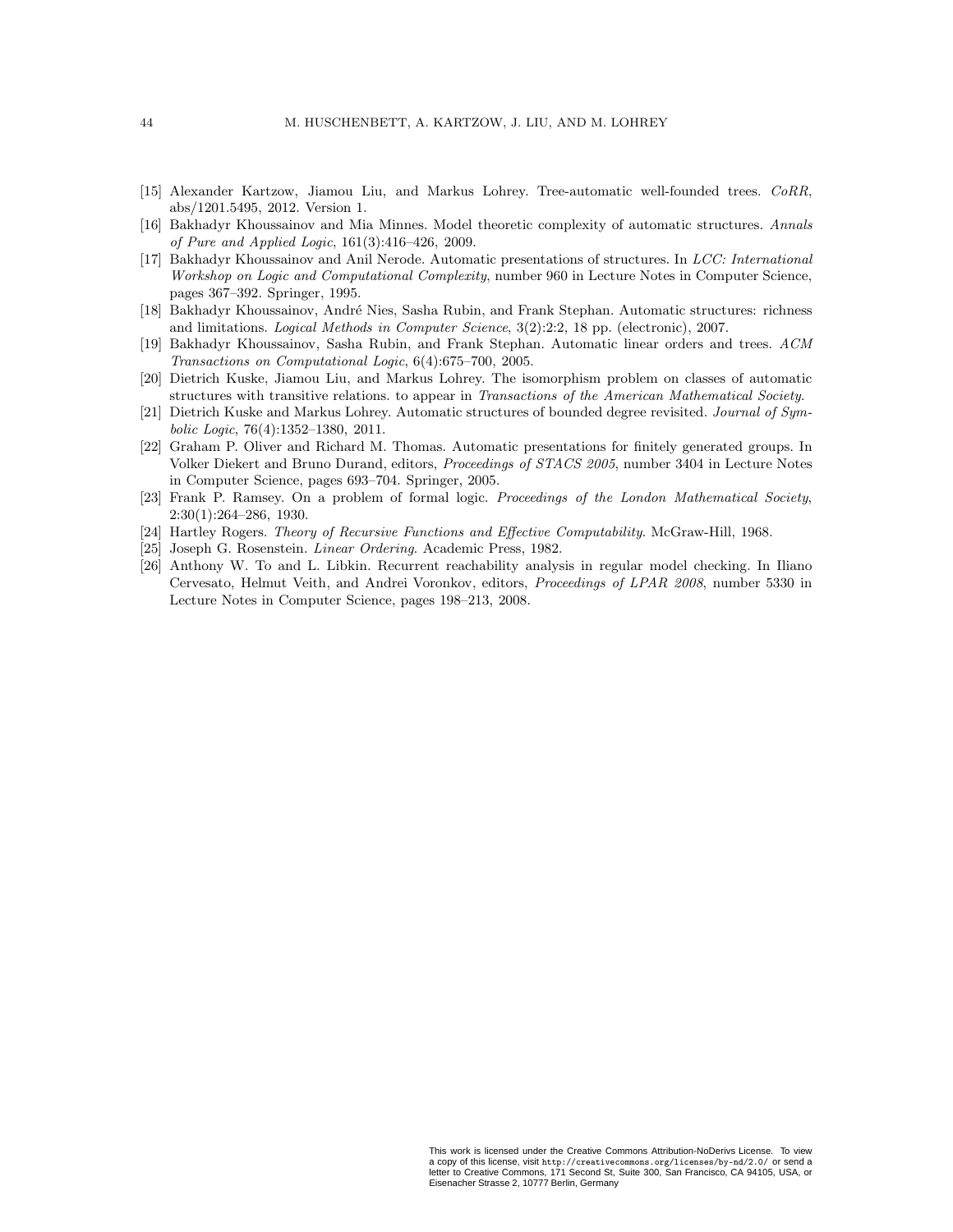[15] Alexander Kartzow, Jiamou Liu, and Markus Lohrey. Tree-automatic well-founded trees. *CoRR*, abs/1201.5495, 2012. Version 1.

[16] Bakhadyr Khoussainov and Mia Minnes. Model theoretic complexity of automatic structures. *Annals of Pure and Applied Logic*, 161(3):416–426, 2009.

[17] Bakhadyr Khoussainov and Anil Nerode. Automatic presentations of structures. In *LCC: International Workshop on Logic and Computational Complexity*, number 960 in Lecture Notes in Computer Science, pages 367–392. Springer, 1995.

[18] Bakhadyr Khoussainov, André Nies, Sasha Rubin, and Frank Stephan. Automatic structures: richness and limitations. *Logical Methods in Computer Science*, 3(2):2:2, 18 pp. (electronic), 2007.

[19] Bakhadyr Khoussainov, Sasha Rubin, and Frank Stephan. Automatic linear orders and trees. *ACM Transactions on Computational Logic*, 6(4):675–700, 2005.

[20] Dietrich Kuske, Jiamou Liu, and Markus Lohrey. The isomorphism problem on classes of automatic structures with transitive relations. to appear in *Transactions of the American Mathematical Society*.

[21] Dietrich Kuske and Markus Lohrey. Automatic structures of bounded degree revisited. *Journal of Symbolic Logic*, 76(4):1352–1380, 2011.

[22] Graham P. Oliver and Richard M. Thomas. Automatic presentations for finitely generated groups. In Volker Diekert and Bruno Durand, editors, *Proceedings of STACS 2005*, number 3404 in Lecture Notes in Computer Science, pages 693–704. Springer, 2005.

[23] Frank P. Ramsey. On a problem of formal logic. *Proceedings of the London Mathematical Society*, 2:30(1):264–286, 1930.

[24] Hartley Rogers. *Theory of Recursive Functions and Effective Computability*. McGraw-Hill, 1968.

[25] Joseph G. Rosenstein. *Linear Ordering*. Academic Press, 1982.

[26] Anthony W. To and L. Libkin. Recurrent reachability analysis in regular model checking. In Iliano Cervesato, Helmut Veith, and Andrei Voronkov, editors, *Proceedings of LPAR 2008*, number 5330 in Lecture Notes in Computer Science, pages 198–213, 2008.

This work is licensed under the Creative Commons Attribution-NoDerivs License. To view a copy of this license, visit http://creativecommons.org/licenses/by-nd/2.0/ or send a letter to Creative Commons, 171 Second St, Suite 300, San Francisco, CA 94105, USA, or Eisenacher Strasse 2, 10777 Berlin, Germany